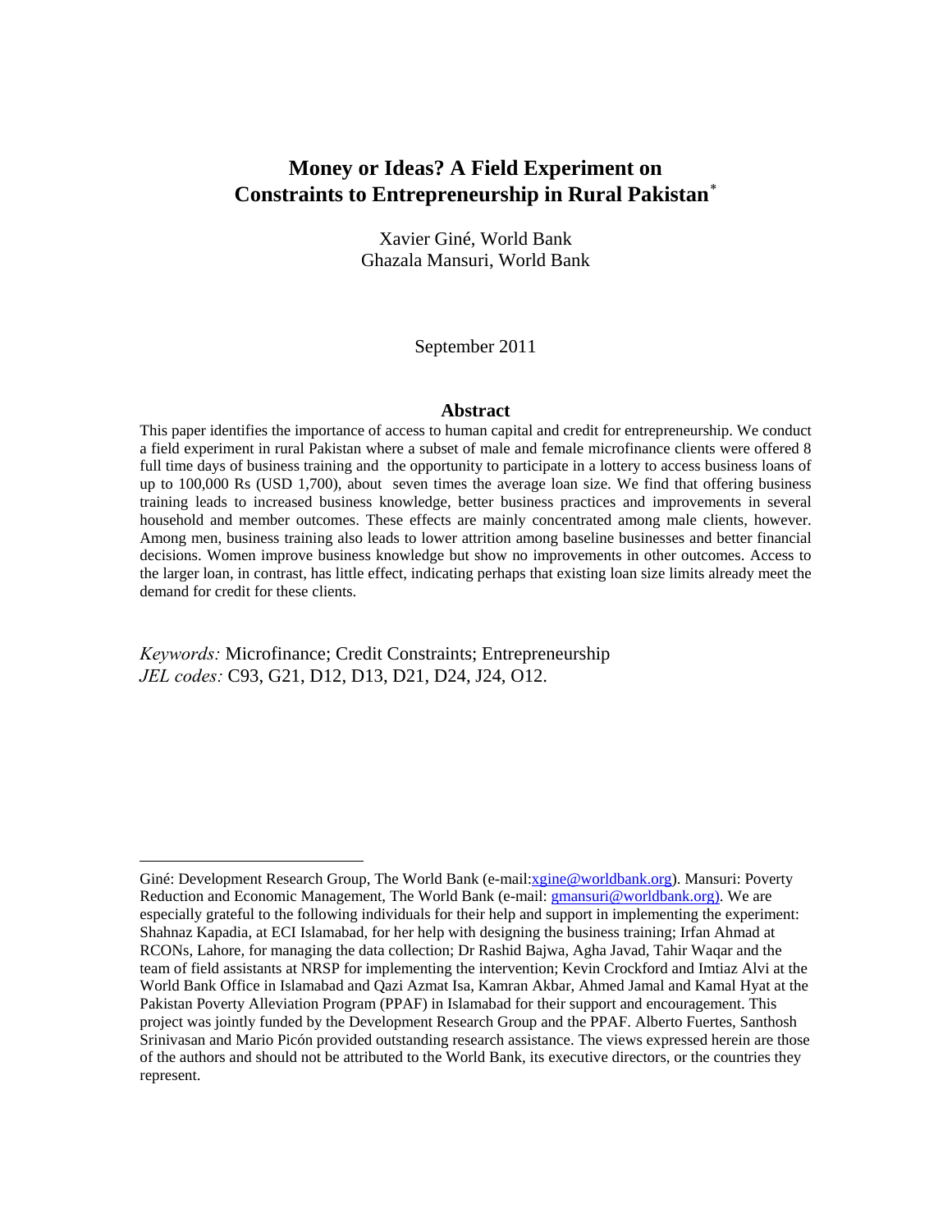# Money or Ideas? A Field Experiment on Constraints to Entrepreneurship in Rural Pakistan[*]

Xavier Giné, World Bank
Ghazala Mansuri, World Bank

September 2011

## Abstract

This paper identifies the importance of access to human capital and credit for entrepreneurship. We conduct a field experiment in rural Pakistan where a subset of male and female microfinance clients were offered 8 full time days of business training and the opportunity to participate in a lottery to access business loans of up to 100,000 Rs (USD 1,700), about seven times the average loan size. We find that offering business training leads to increased business knowledge, better business practices and improvements in several household and member outcomes. These effects are mainly concentrated among male clients, however. Among men, business training also leads to lower attrition among baseline businesses and better financial decisions. Women improve business knowledge but show no improvements in other outcomes. Access to the larger loan, in contrast, has little effect, indicating perhaps that existing loan size limits already meet the demand for credit for these clients.

*Keywords:* Microfinance; Credit Constraints; Entrepreneurship
*JEL codes:* C93, G21, D12, D13, D21, D24, J24, O12.

---

[*] Giné: Development Research Group, The World Bank (e-mail:xgine@worldbank.org). Mansuri: Poverty Reduction and Economic Management, The World Bank (e-mail: gmansuri@worldbank.org). We are especially grateful to the following individuals for their help and support in implementing the experiment: Shahnaz Kapadia, at ECI Islamabad, for her help with designing the business training; Irfan Ahmad at RCONs, Lahore, for managing the data collection; Dr Rashid Bajwa, Agha Javad, Tahir Waqar and the team of field assistants at NRSP for implementing the intervention; Kevin Crockford and Imtiaz Alvi at the World Bank Office in Islamabad and Qazi Azmat Isa, Kamran Akbar, Ahmed Jamal and Kamal Hyat at the Pakistan Poverty Alleviation Program (PPAF) in Islamabad for their support and encouragement. This project was jointly funded by the Development Research Group and the PPAF. Alberto Fuertes, Santhosh Srinivasan and Mario Picón provided outstanding research assistance. The views expressed herein are those of the authors and should not be attributed to the World Bank, its executive directors, or the countries they represent.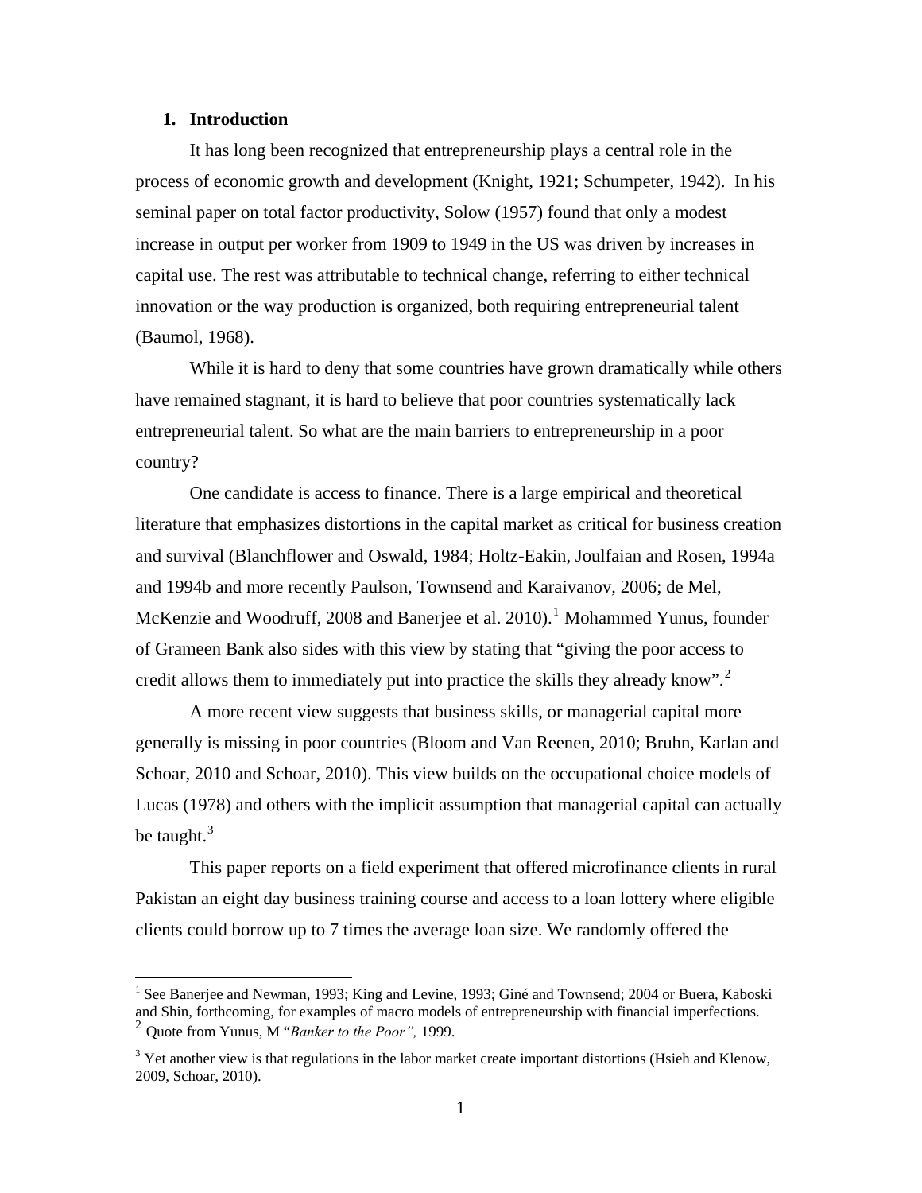## 1. Introduction

It has long been recognized that entrepreneurship plays a central role in the process of economic growth and development (Knight, 1921; Schumpeter, 1942). In his seminal paper on total factor productivity, Solow (1957) found that only a modest increase in output per worker from 1909 to 1949 in the US was driven by increases in capital use. The rest was attributable to technical change, referring to either technical innovation or the way production is organized, both requiring entrepreneurial talent (Baumol, 1968).

While it is hard to deny that some countries have grown dramatically while others have remained stagnant, it is hard to believe that poor countries systematically lack entrepreneurial talent. So what are the main barriers to entrepreneurship in a poor country?

One candidate is access to finance. There is a large empirical and theoretical literature that emphasizes distortions in the capital market as critical for business creation and survival (Blanchflower and Oswald, 1984; Holtz-Eakin, Joulfaian and Rosen, 1994a and 1994b and more recently Paulson, Townsend and Karaivanov, 2006; de Mel, McKenzie and Woodruff, 2008 and Banerjee et al. 2010).[1] Mohammed Yunus, founder of Grameen Bank also sides with this view by stating that "giving the poor access to credit allows them to immediately put into practice the skills they already know".[2]

A more recent view suggests that business skills, or managerial capital more generally is missing in poor countries (Bloom and Van Reenen, 2010; Bruhn, Karlan and Schoar, 2010 and Schoar, 2010). This view builds on the occupational choice models of Lucas (1978) and others with the implicit assumption that managerial capital can actually be taught.[3]

This paper reports on a field experiment that offered microfinance clients in rural Pakistan an eight day business training course and access to a loan lottery where eligible clients could borrow up to 7 times the average loan size. We randomly offered the

---

[1] See Banerjee and Newman, 1993; King and Levine, 1993; Giné and Townsend; 2004 or Buera, Kaboski and Shin, forthcoming, for examples of macro models of entrepreneurship with financial imperfections.

[2] Quote from Yunus, M "*Banker to the Poor",* 1999.

[3] Yet another view is that regulations in the labor market create important distortions (Hsieh and Klenow, 2009, Schoar, 2010).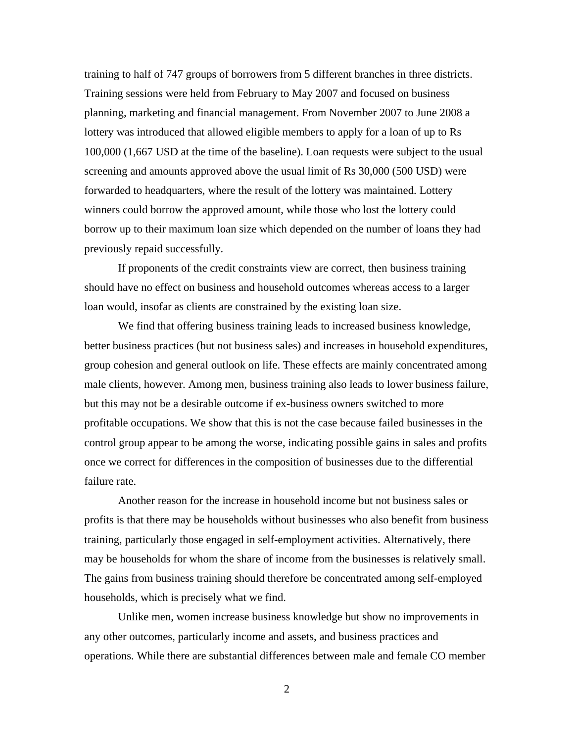training to half of 747 groups of borrowers from 5 different branches in three districts. Training sessions were held from February to May 2007 and focused on business planning, marketing and financial management. From November 2007 to June 2008 a lottery was introduced that allowed eligible members to apply for a loan of up to Rs 100,000 (1,667 USD at the time of the baseline). Loan requests were subject to the usual screening and amounts approved above the usual limit of Rs 30,000 (500 USD) were forwarded to headquarters, where the result of the lottery was maintained. Lottery winners could borrow the approved amount, while those who lost the lottery could borrow up to their maximum loan size which depended on the number of loans they had previously repaid successfully.

If proponents of the credit constraints view are correct, then business training should have no effect on business and household outcomes whereas access to a larger loan would, insofar as clients are constrained by the existing loan size.

We find that offering business training leads to increased business knowledge, better business practices (but not business sales) and increases in household expenditures, group cohesion and general outlook on life. These effects are mainly concentrated among male clients, however. Among men, business training also leads to lower business failure, but this may not be a desirable outcome if ex-business owners switched to more profitable occupations. We show that this is not the case because failed businesses in the control group appear to be among the worse, indicating possible gains in sales and profits once we correct for differences in the composition of businesses due to the differential failure rate.

Another reason for the increase in household income but not business sales or profits is that there may be households without businesses who also benefit from business training, particularly those engaged in self-employment activities. Alternatively, there may be households for whom the share of income from the businesses is relatively small. The gains from business training should therefore be concentrated among self-employed households, which is precisely what we find.

Unlike men, women increase business knowledge but show no improvements in any other outcomes, particularly income and assets, and business practices and operations. While there are substantial differences between male and female CO member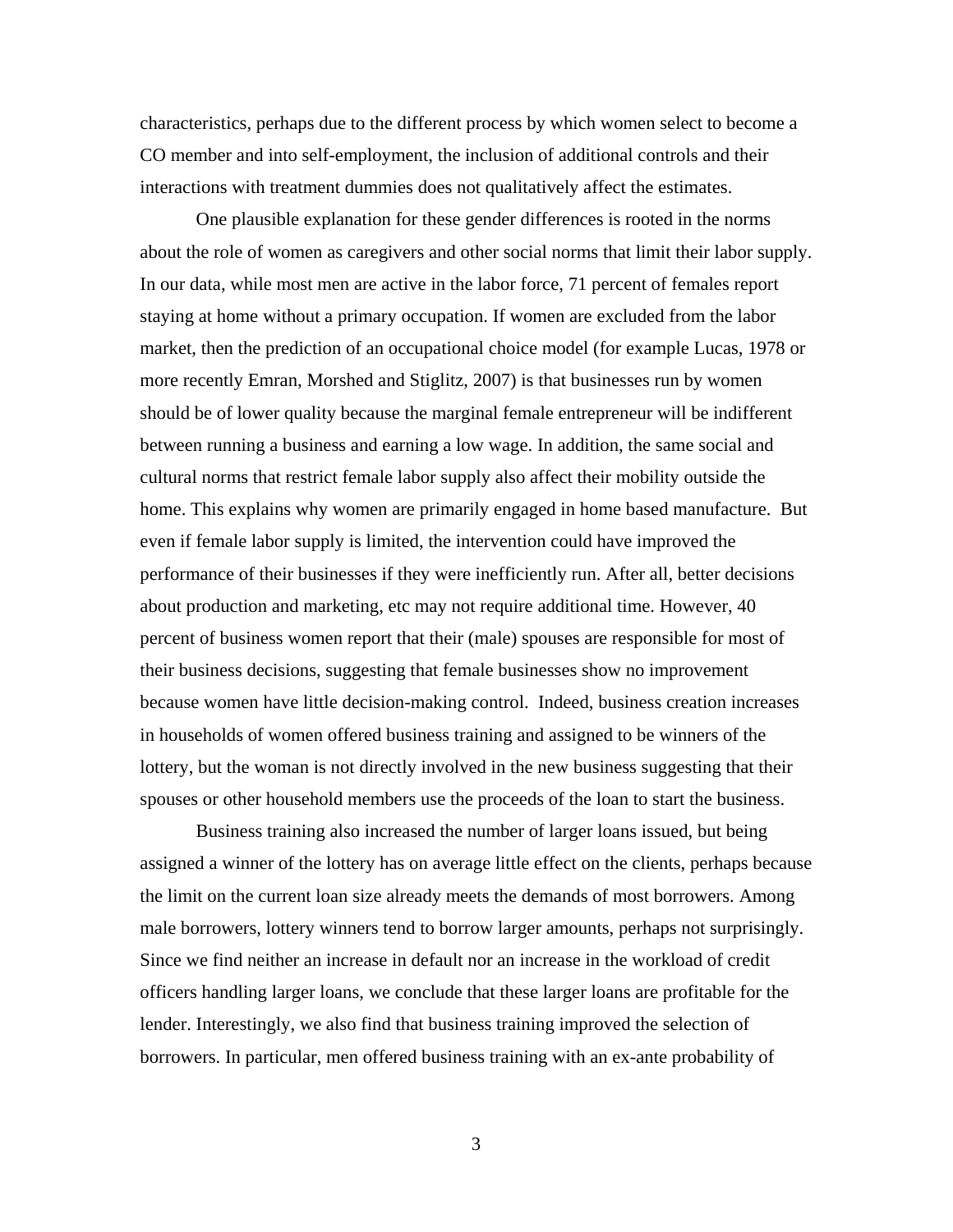characteristics, perhaps due to the different process by which women select to become a CO member and into self-employment, the inclusion of additional controls and their interactions with treatment dummies does not qualitatively affect the estimates.

One plausible explanation for these gender differences is rooted in the norms about the role of women as caregivers and other social norms that limit their labor supply. In our data, while most men are active in the labor force, 71 percent of females report staying at home without a primary occupation. If women are excluded from the labor market, then the prediction of an occupational choice model (for example Lucas, 1978 or more recently Emran, Morshed and Stiglitz, 2007) is that businesses run by women should be of lower quality because the marginal female entrepreneur will be indifferent between running a business and earning a low wage. In addition, the same social and cultural norms that restrict female labor supply also affect their mobility outside the home. This explains why women are primarily engaged in home based manufacture. But even if female labor supply is limited, the intervention could have improved the performance of their businesses if they were inefficiently run. After all, better decisions about production and marketing, etc may not require additional time. However, 40 percent of business women report that their (male) spouses are responsible for most of their business decisions, suggesting that female businesses show no improvement because women have little decision-making control. Indeed, business creation increases in households of women offered business training and assigned to be winners of the lottery, but the woman is not directly involved in the new business suggesting that their spouses or other household members use the proceeds of the loan to start the business.

Business training also increased the number of larger loans issued, but being assigned a winner of the lottery has on average little effect on the clients, perhaps because the limit on the current loan size already meets the demands of most borrowers. Among male borrowers, lottery winners tend to borrow larger amounts, perhaps not surprisingly. Since we find neither an increase in default nor an increase in the workload of credit officers handling larger loans, we conclude that these larger loans are profitable for the lender. Interestingly, we also find that business training improved the selection of borrowers. In particular, men offered business training with an ex-ante probability of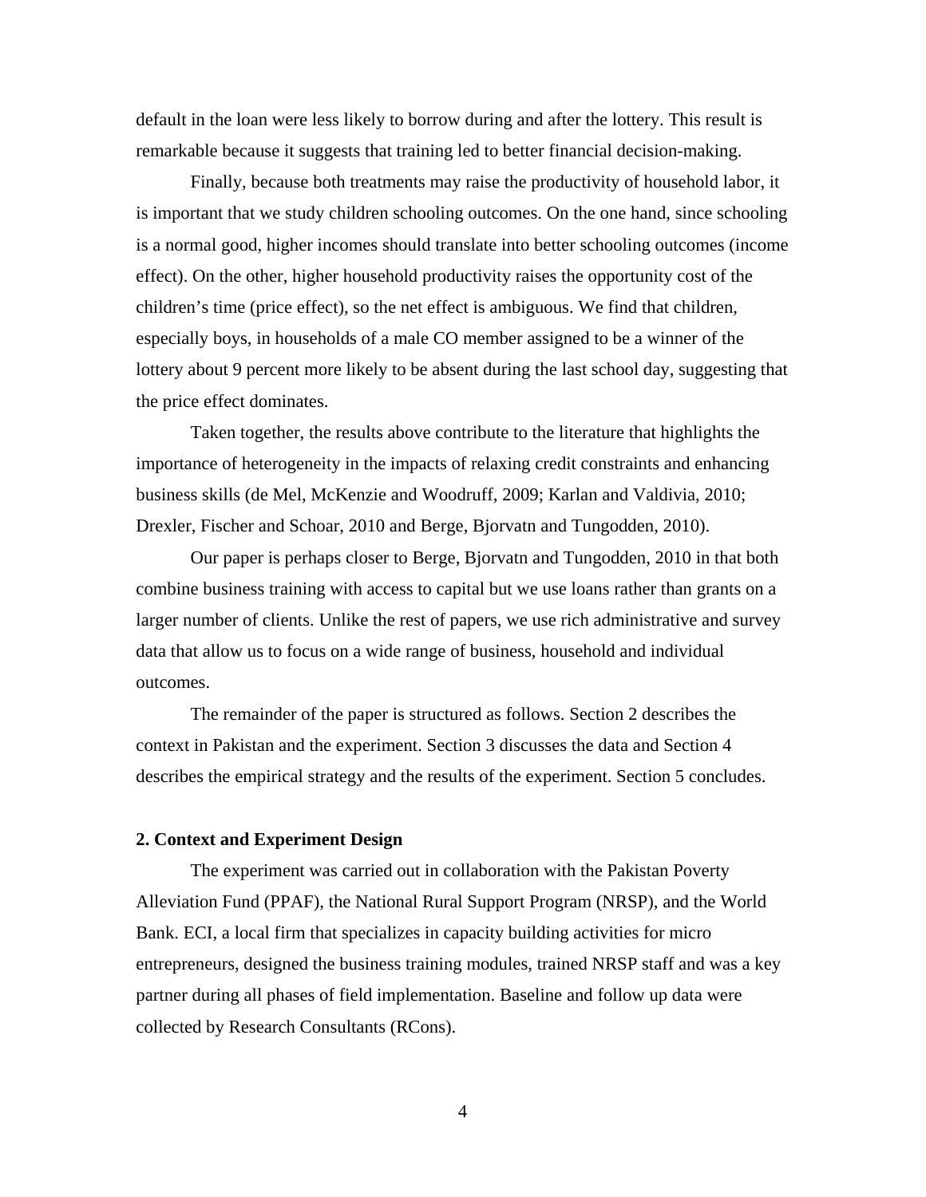default in the loan were less likely to borrow during and after the lottery. This result is remarkable because it suggests that training led to better financial decision-making.

Finally, because both treatments may raise the productivity of household labor, it is important that we study children schooling outcomes. On the one hand, since schooling is a normal good, higher incomes should translate into better schooling outcomes (income effect). On the other, higher household productivity raises the opportunity cost of the children's time (price effect), so the net effect is ambiguous. We find that children, especially boys, in households of a male CO member assigned to be a winner of the lottery about 9 percent more likely to be absent during the last school day, suggesting that the price effect dominates.

Taken together, the results above contribute to the literature that highlights the importance of heterogeneity in the impacts of relaxing credit constraints and enhancing business skills (de Mel, McKenzie and Woodruff, 2009; Karlan and Valdivia, 2010; Drexler, Fischer and Schoar, 2010 and Berge, Bjorvatn and Tungodden, 2010).

Our paper is perhaps closer to Berge, Bjorvatn and Tungodden, 2010 in that both combine business training with access to capital but we use loans rather than grants on a larger number of clients. Unlike the rest of papers, we use rich administrative and survey data that allow us to focus on a wide range of business, household and individual outcomes.

The remainder of the paper is structured as follows. Section 2 describes the context in Pakistan and the experiment. Section 3 discusses the data and Section 4 describes the empirical strategy and the results of the experiment. Section 5 concludes.

## 2. Context and Experiment Design

The experiment was carried out in collaboration with the Pakistan Poverty Alleviation Fund (PPAF), the National Rural Support Program (NRSP), and the World Bank. ECI, a local firm that specializes in capacity building activities for micro entrepreneurs, designed the business training modules, trained NRSP staff and was a key partner during all phases of field implementation. Baseline and follow up data were collected by Research Consultants (RCons).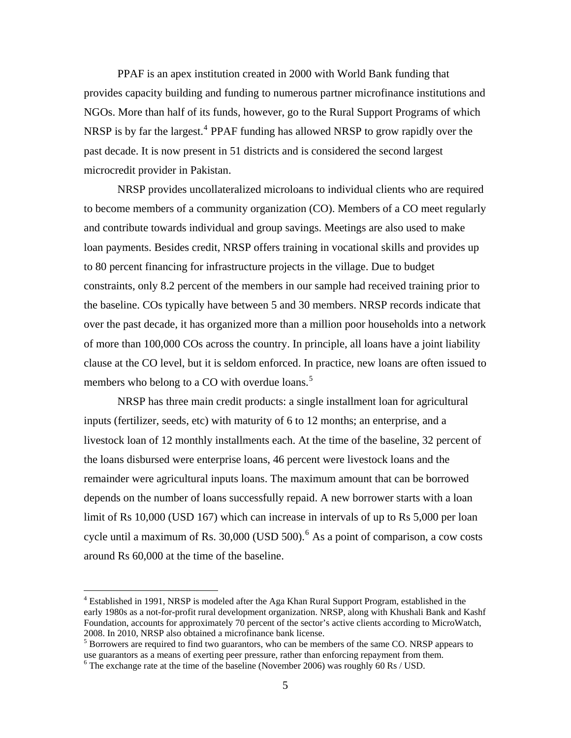PPAF is an apex institution created in 2000 with World Bank funding that provides capacity building and funding to numerous partner microfinance institutions and NGOs. More than half of its funds, however, go to the Rural Support Programs of which NRSP is by far the largest.[4] PPAF funding has allowed NRSP to grow rapidly over the past decade. It is now present in 51 districts and is considered the second largest microcredit provider in Pakistan.

NRSP provides uncollateralized microloans to individual clients who are required to become members of a community organization (CO). Members of a CO meet regularly and contribute towards individual and group savings. Meetings are also used to make loan payments. Besides credit, NRSP offers training in vocational skills and provides up to 80 percent financing for infrastructure projects in the village. Due to budget constraints, only 8.2 percent of the members in our sample had received training prior to the baseline. COs typically have between 5 and 30 members. NRSP records indicate that over the past decade, it has organized more than a million poor households into a network of more than 100,000 COs across the country. In principle, all loans have a joint liability clause at the CO level, but it is seldom enforced. In practice, new loans are often issued to members who belong to a CO with overdue loans.[5]

NRSP has three main credit products: a single installment loan for agricultural inputs (fertilizer, seeds, etc) with maturity of 6 to 12 months; an enterprise, and a livestock loan of 12 monthly installments each. At the time of the baseline, 32 percent of the loans disbursed were enterprise loans, 46 percent were livestock loans and the remainder were agricultural inputs loans. The maximum amount that can be borrowed depends on the number of loans successfully repaid. A new borrower starts with a loan limit of Rs 10,000 (USD 167) which can increase in intervals of up to Rs 5,000 per loan cycle until a maximum of Rs. 30,000 (USD 500).[6] As a point of comparison, a cow costs around Rs 60,000 at the time of the baseline.

---

[4] Established in 1991, NRSP is modeled after the Aga Khan Rural Support Program, established in the early 1980s as a not-for-profit rural development organization. NRSP, along with Khushali Bank and Kashf Foundation, accounts for approximately 70 percent of the sector's active clients according to MicroWatch, 2008. In 2010, NRSP also obtained a microfinance bank license.

[5] Borrowers are required to find two guarantors, who can be members of the same CO. NRSP appears to use guarantors as a means of exerting peer pressure, rather than enforcing repayment from them.

[6] The exchange rate at the time of the baseline (November 2006) was roughly 60 Rs / USD.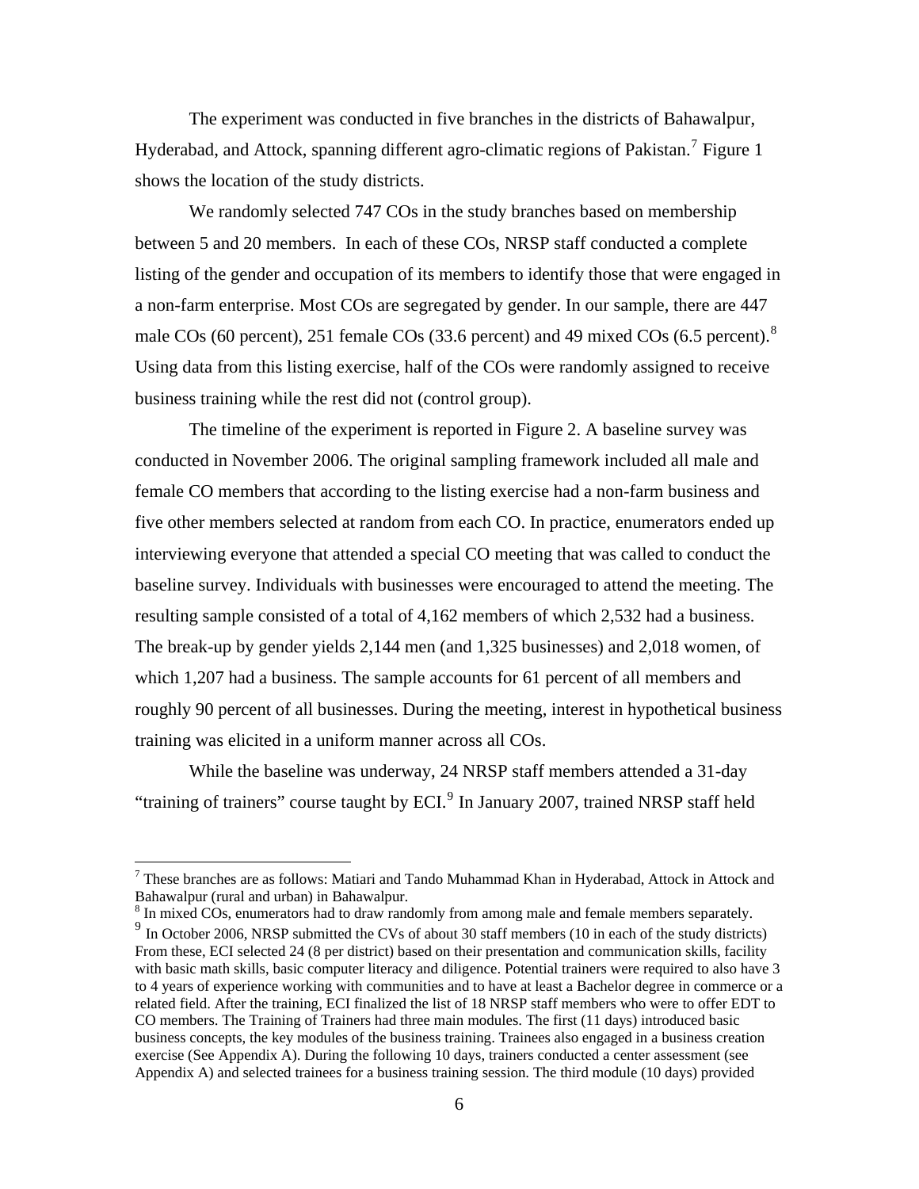The experiment was conducted in five branches in the districts of Bahawalpur, Hyderabad, and Attock, spanning different agro-climatic regions of Pakistan.[7] Figure 1 shows the location of the study districts.

We randomly selected 747 COs in the study branches based on membership between 5 and 20 members. In each of these COs, NRSP staff conducted a complete listing of the gender and occupation of its members to identify those that were engaged in a non-farm enterprise. Most COs are segregated by gender. In our sample, there are 447 male COs (60 percent), 251 female COs (33.6 percent) and 49 mixed COs (6.5 percent).[8] Using data from this listing exercise, half of the COs were randomly assigned to receive business training while the rest did not (control group).

The timeline of the experiment is reported in Figure 2. A baseline survey was conducted in November 2006. The original sampling framework included all male and female CO members that according to the listing exercise had a non-farm business and five other members selected at random from each CO. In practice, enumerators ended up interviewing everyone that attended a special CO meeting that was called to conduct the baseline survey. Individuals with businesses were encouraged to attend the meeting. The resulting sample consisted of a total of 4,162 members of which 2,532 had a business. The break-up by gender yields 2,144 men (and 1,325 businesses) and 2,018 women, of which 1,207 had a business. The sample accounts for 61 percent of all members and roughly 90 percent of all businesses. During the meeting, interest in hypothetical business training was elicited in a uniform manner across all COs.

While the baseline was underway, 24 NRSP staff members attended a 31-day "training of trainers" course taught by ECI.[9] In January 2007, trained NRSP staff held

---

[7] These branches are as follows: Matiari and Tando Muhammad Khan in Hyderabad, Attock in Attock and Bahawalpur (rural and urban) in Bahawalpur.

[8] In mixed COs, enumerators had to draw randomly from among male and female members separately.

[9] In October 2006, NRSP submitted the CVs of about 30 staff members (10 in each of the study districts) From these, ECI selected 24 (8 per district) based on their presentation and communication skills, facility with basic math skills, basic computer literacy and diligence. Potential trainers were required to also have 3 to 4 years of experience working with communities and to have at least a Bachelor degree in commerce or a related field. After the training, ECI finalized the list of 18 NRSP staff members who were to offer EDT to CO members. The Training of Trainers had three main modules. The first (11 days) introduced basic business concepts, the key modules of the business training. Trainees also engaged in a business creation exercise (See Appendix A). During the following 10 days, trainers conducted a center assessment (see Appendix A) and selected trainees for a business training session. The third module (10 days) provided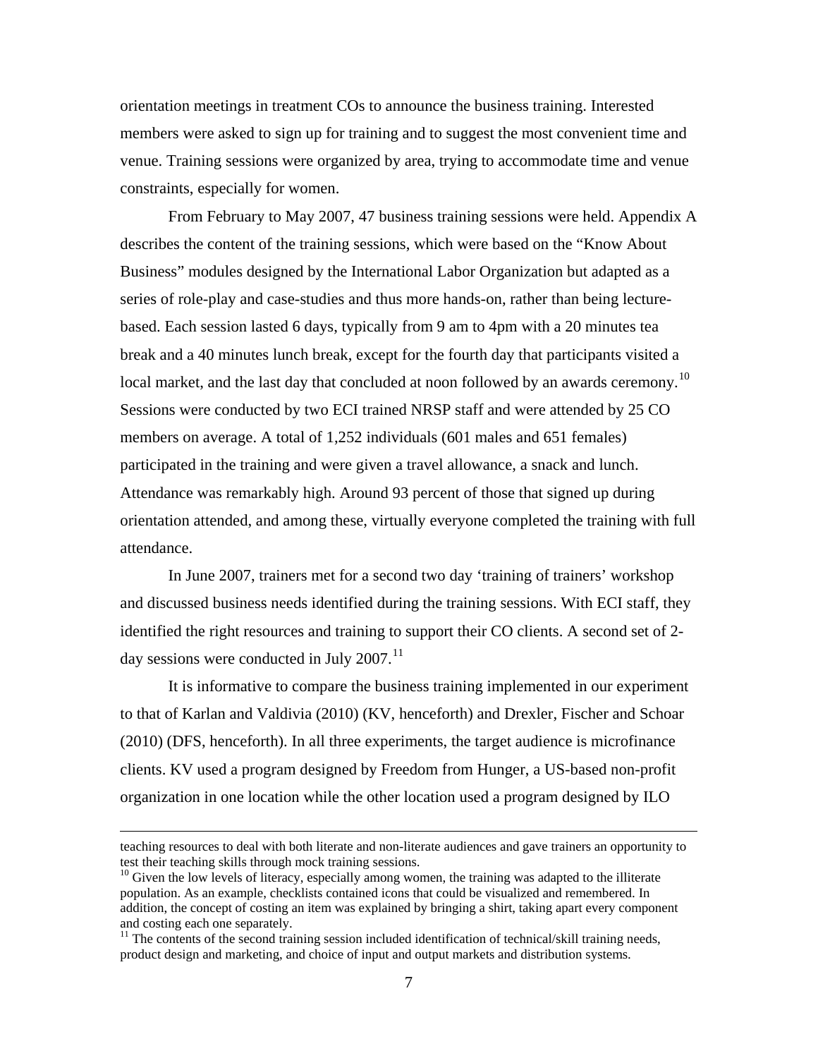orientation meetings in treatment COs to announce the business training. Interested members were asked to sign up for training and to suggest the most convenient time and venue. Training sessions were organized by area, trying to accommodate time and venue constraints, especially for women.

From February to May 2007, 47 business training sessions were held. Appendix A describes the content of the training sessions, which were based on the "Know About Business" modules designed by the International Labor Organization but adapted as a series of role-play and case-studies and thus more hands-on, rather than being lecture-based. Each session lasted 6 days, typically from 9 am to 4pm with a 20 minutes tea break and a 40 minutes lunch break, except for the fourth day that participants visited a local market, and the last day that concluded at noon followed by an awards ceremony.[10] Sessions were conducted by two ECI trained NRSP staff and were attended by 25 CO members on average. A total of 1,252 individuals (601 males and 651 females) participated in the training and were given a travel allowance, a snack and lunch. Attendance was remarkably high. Around 93 percent of those that signed up during orientation attended, and among these, virtually everyone completed the training with full attendance.

In June 2007, trainers met for a second two day 'training of trainers' workshop and discussed business needs identified during the training sessions. With ECI staff, they identified the right resources and training to support their CO clients. A second set of 2-day sessions were conducted in July 2007.[11]

It is informative to compare the business training implemented in our experiment to that of Karlan and Valdivia (2010) (KV, henceforth) and Drexler, Fischer and Schoar (2010) (DFS, henceforth). In all three experiments, the target audience is microfinance clients. KV used a program designed by Freedom from Hunger, a US-based non-profit organization in one location while the other location used a program designed by ILO

---

teaching resources to deal with both literate and non-literate audiences and gave trainers an opportunity to test their teaching skills through mock training sessions.

[10] Given the low levels of literacy, especially among women, the training was adapted to the illiterate population. As an example, checklists contained icons that could be visualized and remembered. In addition, the concept of costing an item was explained by bringing a shirt, taking apart every component and costing each one separately.

[11] The contents of the second training session included identification of technical/skill training needs, product design and marketing, and choice of input and output markets and distribution systems.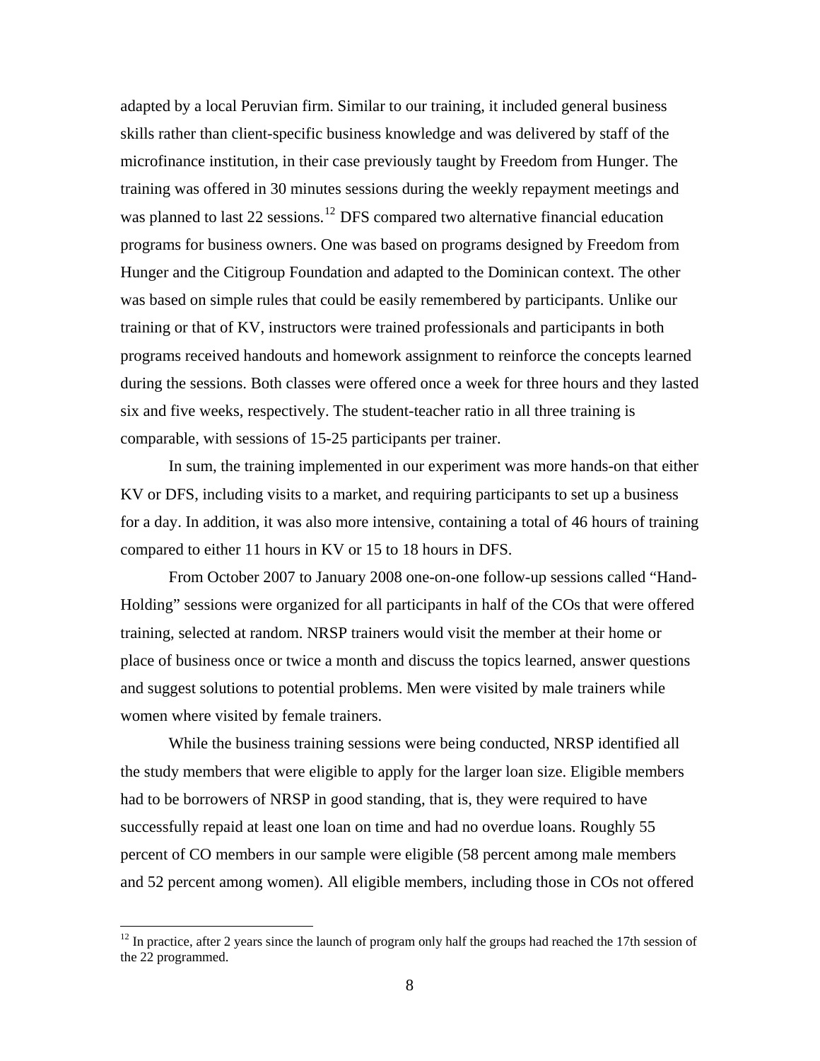adapted by a local Peruvian firm. Similar to our training, it included general business skills rather than client-specific business knowledge and was delivered by staff of the microfinance institution, in their case previously taught by Freedom from Hunger. The training was offered in 30 minutes sessions during the weekly repayment meetings and was planned to last 22 sessions.[12] DFS compared two alternative financial education programs for business owners. One was based on programs designed by Freedom from Hunger and the Citigroup Foundation and adapted to the Dominican context. The other was based on simple rules that could be easily remembered by participants. Unlike our training or that of KV, instructors were trained professionals and participants in both programs received handouts and homework assignment to reinforce the concepts learned during the sessions. Both classes were offered once a week for three hours and they lasted six and five weeks, respectively. The student-teacher ratio in all three training is comparable, with sessions of 15-25 participants per trainer.

In sum, the training implemented in our experiment was more hands-on that either KV or DFS, including visits to a market, and requiring participants to set up a business for a day. In addition, it was also more intensive, containing a total of 46 hours of training compared to either 11 hours in KV or 15 to 18 hours in DFS.

From October 2007 to January 2008 one-on-one follow-up sessions called "Hand-Holding" sessions were organized for all participants in half of the COs that were offered training, selected at random. NRSP trainers would visit the member at their home or place of business once or twice a month and discuss the topics learned, answer questions and suggest solutions to potential problems. Men were visited by male trainers while women where visited by female trainers.

While the business training sessions were being conducted, NRSP identified all the study members that were eligible to apply for the larger loan size. Eligible members had to be borrowers of NRSP in good standing, that is, they were required to have successfully repaid at least one loan on time and had no overdue loans. Roughly 55 percent of CO members in our sample were eligible (58 percent among male members and 52 percent among women). All eligible members, including those in COs not offered

[12] In practice, after 2 years since the launch of program only half the groups had reached the 17th session of the 22 programmed.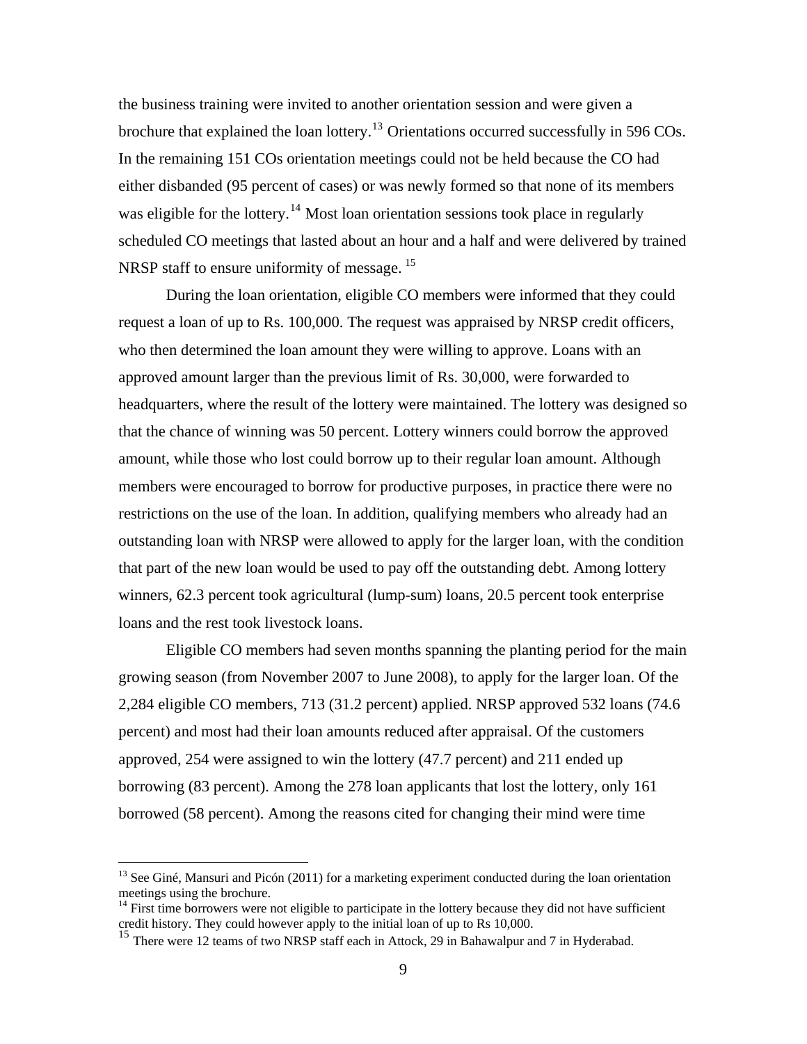the business training were invited to another orientation session and were given a brochure that explained the loan lottery.[13] Orientations occurred successfully in 596 COs. In the remaining 151 COs orientation meetings could not be held because the CO had either disbanded (95 percent of cases) or was newly formed so that none of its members was eligible for the lottery.[14] Most loan orientation sessions took place in regularly scheduled CO meetings that lasted about an hour and a half and were delivered by trained NRSP staff to ensure uniformity of message. [15]

During the loan orientation, eligible CO members were informed that they could request a loan of up to Rs. 100,000. The request was appraised by NRSP credit officers, who then determined the loan amount they were willing to approve. Loans with an approved amount larger than the previous limit of Rs. 30,000, were forwarded to headquarters, where the result of the lottery were maintained. The lottery was designed so that the chance of winning was 50 percent. Lottery winners could borrow the approved amount, while those who lost could borrow up to their regular loan amount. Although members were encouraged to borrow for productive purposes, in practice there were no restrictions on the use of the loan. In addition, qualifying members who already had an outstanding loan with NRSP were allowed to apply for the larger loan, with the condition that part of the new loan would be used to pay off the outstanding debt. Among lottery winners, 62.3 percent took agricultural (lump-sum) loans, 20.5 percent took enterprise loans and the rest took livestock loans.

Eligible CO members had seven months spanning the planting period for the main growing season (from November 2007 to June 2008), to apply for the larger loan. Of the 2,284 eligible CO members, 713 (31.2 percent) applied. NRSP approved 532 loans (74.6 percent) and most had their loan amounts reduced after appraisal. Of the customers approved, 254 were assigned to win the lottery (47.7 percent) and 211 ended up borrowing (83 percent). Among the 278 loan applicants that lost the lottery, only 161 borrowed (58 percent). Among the reasons cited for changing their mind were time

[13] See Giné, Mansuri and Picón (2011) for a marketing experiment conducted during the loan orientation meetings using the brochure.

[14] First time borrowers were not eligible to participate in the lottery because they did not have sufficient credit history. They could however apply to the initial loan of up to Rs 10,000.

[15] There were 12 teams of two NRSP staff each in Attock, 29 in Bahawalpur and 7 in Hyderabad.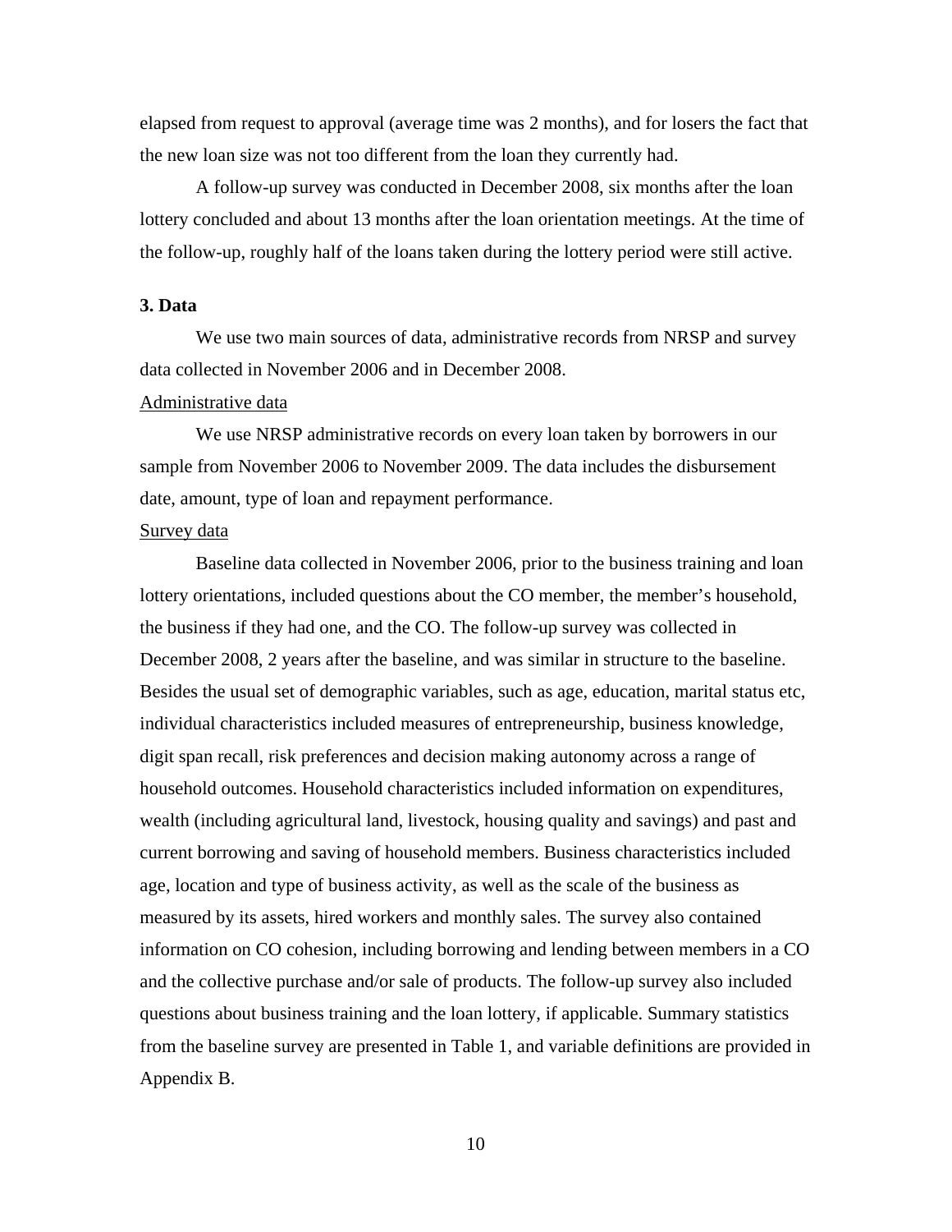elapsed from request to approval (average time was 2 months), and for losers the fact that the new loan size was not too different from the loan they currently had.

A follow-up survey was conducted in December 2008, six months after the loan lottery concluded and about 13 months after the loan orientation meetings. At the time of the follow-up, roughly half of the loans taken during the lottery period were still active.

### 3. Data

We use two main sources of data, administrative records from NRSP and survey data collected in November 2006 and in December 2008.

Administrative data

We use NRSP administrative records on every loan taken by borrowers in our sample from November 2006 to November 2009. The data includes the disbursement date, amount, type of loan and repayment performance.

Survey data

Baseline data collected in November 2006, prior to the business training and loan lottery orientations, included questions about the CO member, the member's household, the business if they had one, and the CO. The follow-up survey was collected in December 2008, 2 years after the baseline, and was similar in structure to the baseline. Besides the usual set of demographic variables, such as age, education, marital status etc, individual characteristics included measures of entrepreneurship, business knowledge, digit span recall, risk preferences and decision making autonomy across a range of household outcomes. Household characteristics included information on expenditures, wealth (including agricultural land, livestock, housing quality and savings) and past and current borrowing and saving of household members. Business characteristics included age, location and type of business activity, as well as the scale of the business as measured by its assets, hired workers and monthly sales. The survey also contained information on CO cohesion, including borrowing and lending between members in a CO and the collective purchase and/or sale of products. The follow-up survey also included questions about business training and the loan lottery, if applicable. Summary statistics from the baseline survey are presented in Table 1, and variable definitions are provided in Appendix B.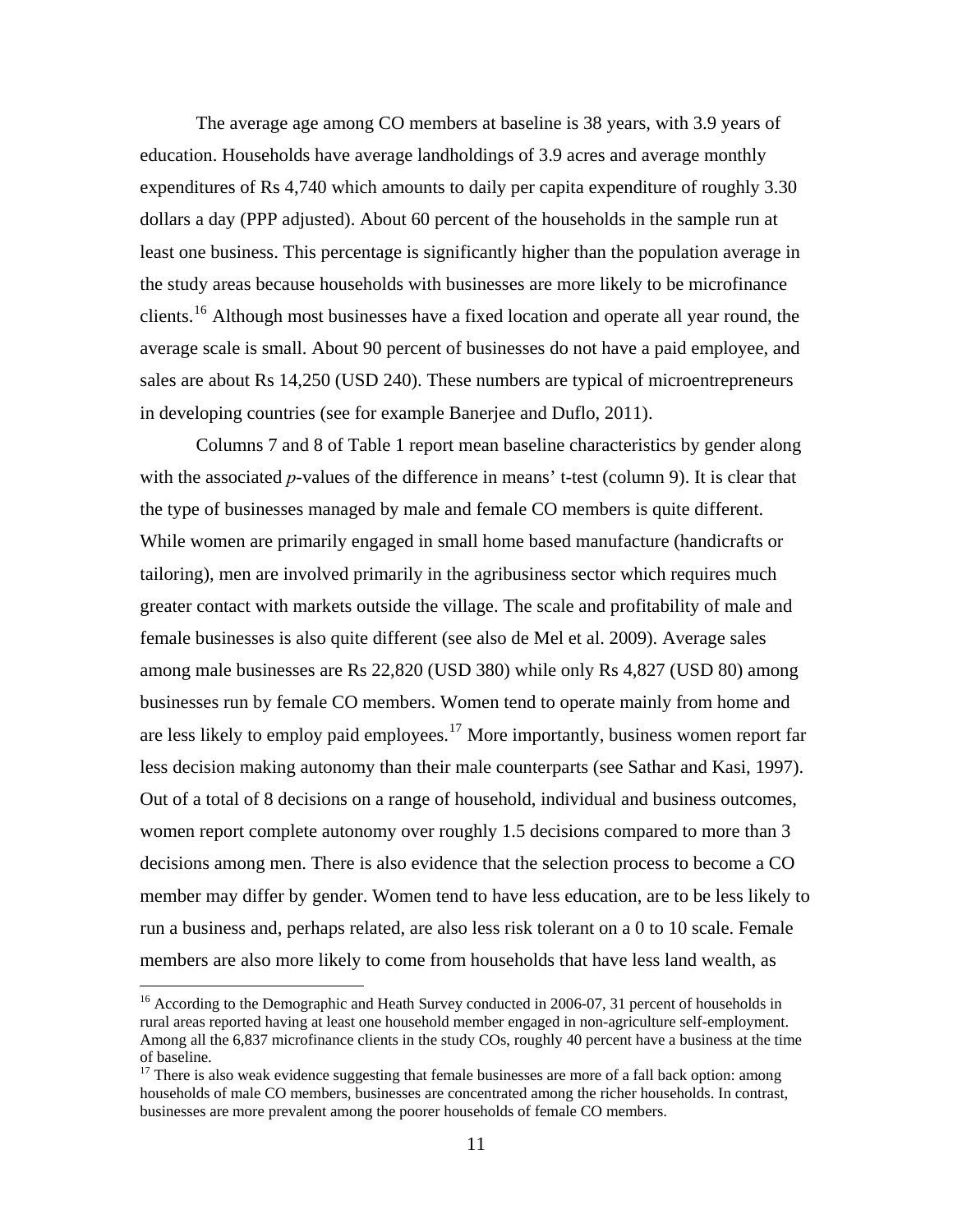The average age among CO members at baseline is 38 years, with 3.9 years of education. Households have average landholdings of 3.9 acres and average monthly expenditures of Rs 4,740 which amounts to daily per capita expenditure of roughly 3.30 dollars a day (PPP adjusted). About 60 percent of the households in the sample run at least one business. This percentage is significantly higher than the population average in the study areas because households with businesses are more likely to be microfinance clients.[16] Although most businesses have a fixed location and operate all year round, the average scale is small. About 90 percent of businesses do not have a paid employee, and sales are about Rs 14,250 (USD 240). These numbers are typical of microentrepreneurs in developing countries (see for example Banerjee and Duflo, 2011).

Columns 7 and 8 of Table 1 report mean baseline characteristics by gender along with the associated *p*-values of the difference in means' t-test (column 9). It is clear that the type of businesses managed by male and female CO members is quite different. While women are primarily engaged in small home based manufacture (handicrafts or tailoring), men are involved primarily in the agribusiness sector which requires much greater contact with markets outside the village. The scale and profitability of male and female businesses is also quite different (see also de Mel et al. 2009). Average sales among male businesses are Rs 22,820 (USD 380) while only Rs 4,827 (USD 80) among businesses run by female CO members. Women tend to operate mainly from home and are less likely to employ paid employees.[17] More importantly, business women report far less decision making autonomy than their male counterparts (see Sathar and Kasi, 1997). Out of a total of 8 decisions on a range of household, individual and business outcomes, women report complete autonomy over roughly 1.5 decisions compared to more than 3 decisions among men. There is also evidence that the selection process to become a CO member may differ by gender. Women tend to have less education, are to be less likely to run a business and, perhaps related, are also less risk tolerant on a 0 to 10 scale. Female members are also more likely to come from households that have less land wealth, as

---

[16] According to the Demographic and Heath Survey conducted in 2006-07, 31 percent of households in rural areas reported having at least one household member engaged in non-agriculture self-employment. Among all the 6,837 microfinance clients in the study COs, roughly 40 percent have a business at the time of baseline.

[17] There is also weak evidence suggesting that female businesses are more of a fall back option: among households of male CO members, businesses are concentrated among the richer households. In contrast, businesses are more prevalent among the poorer households of female CO members.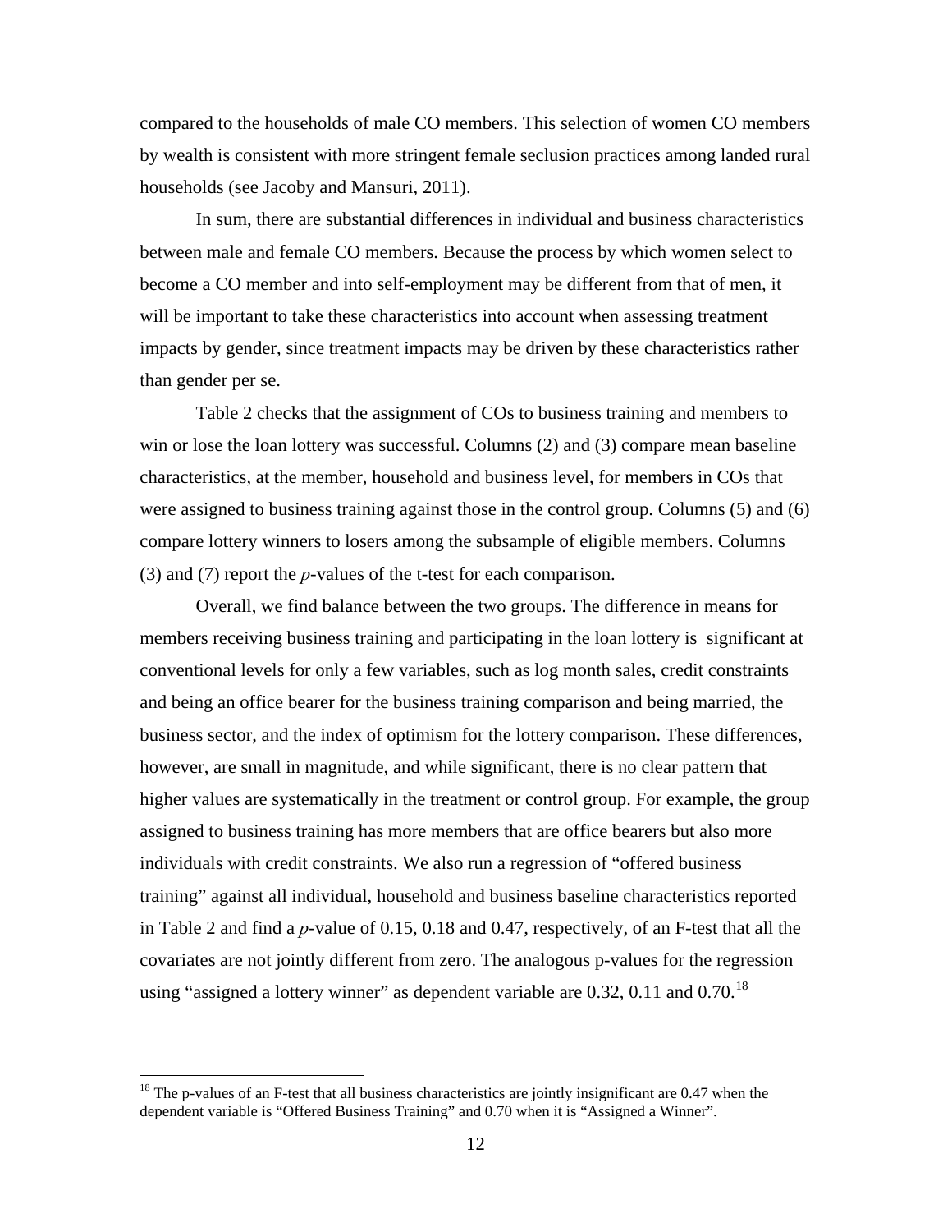compared to the households of male CO members. This selection of women CO members by wealth is consistent with more stringent female seclusion practices among landed rural households (see Jacoby and Mansuri, 2011).

In sum, there are substantial differences in individual and business characteristics between male and female CO members. Because the process by which women select to become a CO member and into self-employment may be different from that of men, it will be important to take these characteristics into account when assessing treatment impacts by gender, since treatment impacts may be driven by these characteristics rather than gender per se.

Table 2 checks that the assignment of COs to business training and members to win or lose the loan lottery was successful. Columns (2) and (3) compare mean baseline characteristics, at the member, household and business level, for members in COs that were assigned to business training against those in the control group. Columns (5) and (6) compare lottery winners to losers among the subsample of eligible members. Columns (3) and (7) report the *p*-values of the t-test for each comparison.

Overall, we find balance between the two groups. The difference in means for members receiving business training and participating in the loan lottery is significant at conventional levels for only a few variables, such as log month sales, credit constraints and being an office bearer for the business training comparison and being married, the business sector, and the index of optimism for the lottery comparison. These differences, however, are small in magnitude, and while significant, there is no clear pattern that higher values are systematically in the treatment or control group. For example, the group assigned to business training has more members that are office bearers but also more individuals with credit constraints. We also run a regression of "offered business training" against all individual, household and business baseline characteristics reported in Table 2 and find a *p*-value of 0.15, 0.18 and 0.47, respectively, of an F-test that all the covariates are not jointly different from zero. The analogous p-values for the regression using "assigned a lottery winner" as dependent variable are 0.32, 0.11 and 0.70.[18]

[18] The p-values of an F-test that all business characteristics are jointly insignificant are 0.47 when the dependent variable is "Offered Business Training" and 0.70 when it is "Assigned a Winner".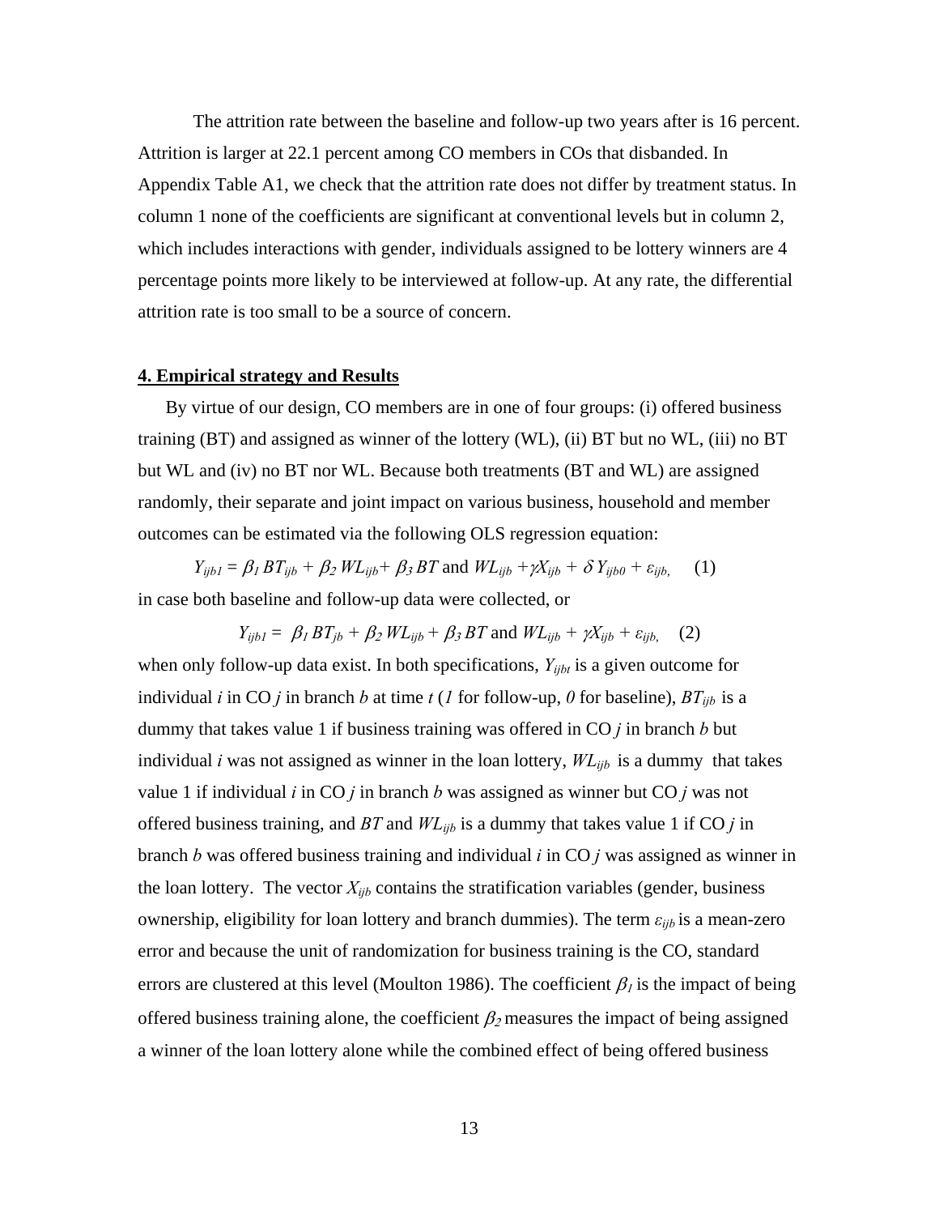The attrition rate between the baseline and follow-up two years after is 16 percent. Attrition is larger at 22.1 percent among CO members in COs that disbanded. In Appendix Table A1, we check that the attrition rate does not differ by treatment status. In column 1 none of the coefficients are significant at conventional levels but in column 2, which includes interactions with gender, individuals assigned to be lottery winners are 4 percentage points more likely to be interviewed at follow-up. At any rate, the differential attrition rate is too small to be a source of concern.

## 4. Empirical strategy and Results

By virtue of our design, CO members are in one of four groups: (i) offered business training (BT) and assigned as winner of the lottery (WL), (ii) BT but no WL, (iii) no BT but WL and (iv) no BT nor WL. Because both treatments (BT and WL) are assigned randomly, their separate and joint impact on various business, household and member outcomes can be estimated via the following OLS regression equation:

$$Y_{ijb1} = \beta_1 BT_{ijb} + \beta_2 WL_{ijb} + \beta_3 BT \text{ and } WL_{ijb} + \gamma X_{ijb} + \delta Y_{ijb0} + \varepsilon_{ijb,} \quad (1)$$

in case both baseline and follow-up data were collected, or

$$Y_{ijb1} = \beta_1 BT_{jb} + \beta_2 WL_{ijb} + \beta_3 BT \text{ and } WL_{ijb} + \gamma X_{ijb} + \varepsilon_{ijb,} \quad (2)$$

when only follow-up data exist. In both specifications, $Y_{ijbt}$ is a given outcome for individual $i$ in CO $j$ in branch $b$ at time $t$ ($1$ for follow-up, $0$ for baseline), $BT_{ijb}$ is a dummy that takes value 1 if business training was offered in CO $j$ in branch $b$ but individual $i$ was not assigned as winner in the loan lottery, $WL_{ijb}$ is a dummy that takes value 1 if individual $i$ in CO $j$ in branch $b$ was assigned as winner but CO $j$ was not offered business training, and $BT$ and $WL_{ijb}$ is a dummy that takes value 1 if CO $j$ in branch $b$ was offered business training and individual $i$ in CO $j$ was assigned as winner in the loan lottery. The vector $X_{ijb}$ contains the stratification variables (gender, business ownership, eligibility for loan lottery and branch dummies). The term $\varepsilon_{ijb}$ is a mean-zero error and because the unit of randomization for business training is the CO, standard errors are clustered at this level (Moulton 1986). The coefficient $\beta_1$ is the impact of being offered business training alone, the coefficient $\beta_2$ measures the impact of being assigned a winner of the loan lottery alone while the combined effect of being offered business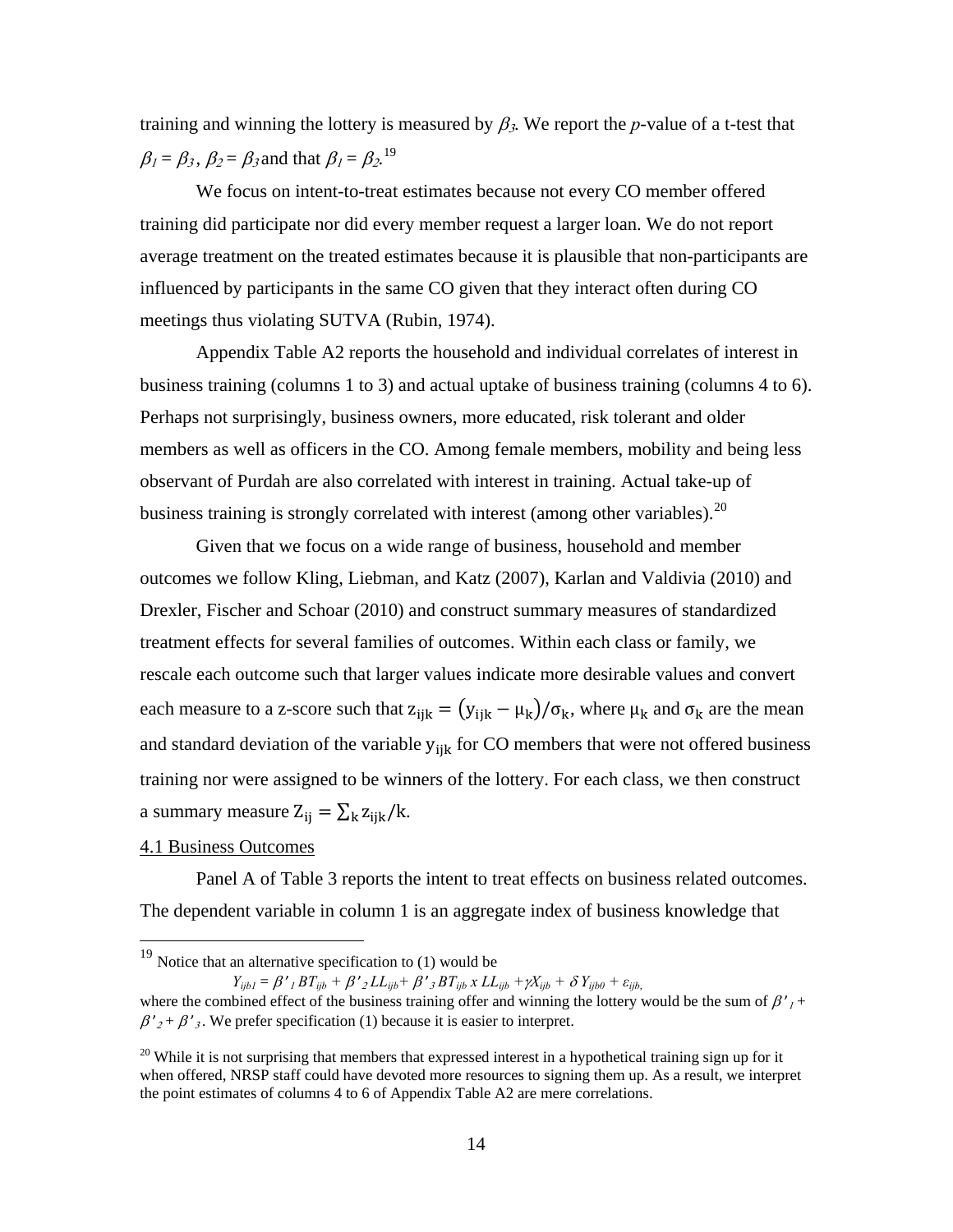training and winning the lottery is measured by $\beta_3$. We report the *p*-value of a t-test that $\beta_1 = \beta_3$, $\beta_2 = \beta_3$ and that $\beta_1 = \beta_2$.[19]

We focus on intent-to-treat estimates because not every CO member offered training did participate nor did every member request a larger loan. We do not report average treatment on the treated estimates because it is plausible that non-participants are influenced by participants in the same CO given that they interact often during CO meetings thus violating SUTVA (Rubin, 1974).

Appendix Table A2 reports the household and individual correlates of interest in business training (columns 1 to 3) and actual uptake of business training (columns 4 to 6). Perhaps not surprisingly, business owners, more educated, risk tolerant and older members as well as officers in the CO. Among female members, mobility and being less observant of Purdah are also correlated with interest in training. Actual take-up of business training is strongly correlated with interest (among other variables).[20]

Given that we focus on a wide range of business, household and member outcomes we follow Kling, Liebman, and Katz (2007), Karlan and Valdivia (2010) and Drexler, Fischer and Schoar (2010) and construct summary measures of standardized treatment effects for several families of outcomes. Within each class or family, we rescale each outcome such that larger values indicate more desirable values and convert each measure to a z-score such that $z_{ijk} = (y_{ijk} - \mu_k)/\sigma_k$, where $\mu_k$ and $\sigma_k$ are the mean and standard deviation of the variable $y_{ijk}$ for CO members that were not offered business training nor were assigned to be winners of the lottery. For each class, we then construct a summary measure $Z_{ij} = \sum_k z_{ijk}/k$.

## 4.1 Business Outcomes

Panel A of Table 3 reports the intent to treat effects on business related outcomes. The dependent variable in column 1 is an aggregate index of business knowledge that

---

[19] Notice that an alternative specification to (1) would be

$$Y_{ijb1} = \beta'_1 BT_{ijb} + \beta'_2 LL_{ijb} + \beta'_3 BT_{ijb} \, x \, LL_{ijb} + \gamma X_{ijb} + \delta Y_{ijb0} + \varepsilon_{ijb},$$

where the combined effect of the business training offer and winning the lottery would be the sum of $\beta'_1 + \beta'_2 + \beta'_3$. We prefer specification (1) because it is easier to interpret.

[20] While it is not surprising that members that expressed interest in a hypothetical training sign up for it when offered, NRSP staff could have devoted more resources to signing them up. As a result, we interpret the point estimates of columns 4 to 6 of Appendix Table A2 are mere correlations.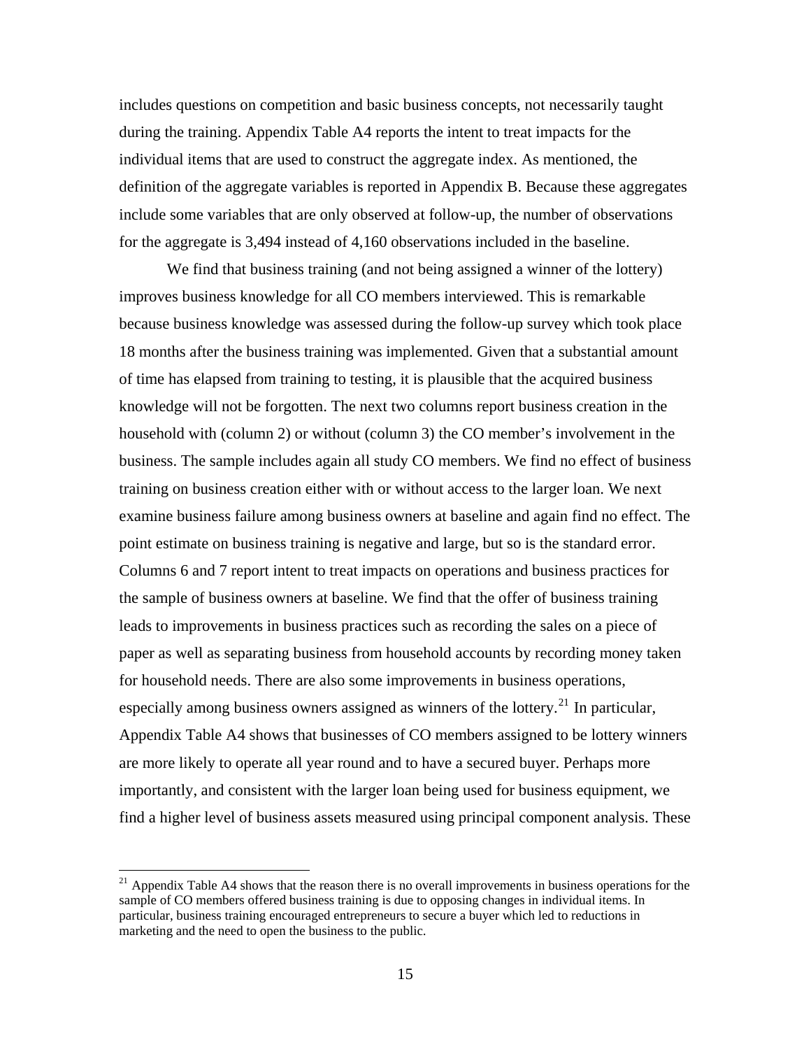includes questions on competition and basic business concepts, not necessarily taught during the training. Appendix Table A4 reports the intent to treat impacts for the individual items that are used to construct the aggregate index. As mentioned, the definition of the aggregate variables is reported in Appendix B. Because these aggregates include some variables that are only observed at follow-up, the number of observations for the aggregate is 3,494 instead of 4,160 observations included in the baseline.

We find that business training (and not being assigned a winner of the lottery) improves business knowledge for all CO members interviewed. This is remarkable because business knowledge was assessed during the follow-up survey which took place 18 months after the business training was implemented. Given that a substantial amount of time has elapsed from training to testing, it is plausible that the acquired business knowledge will not be forgotten. The next two columns report business creation in the household with (column 2) or without (column 3) the CO member's involvement in the business. The sample includes again all study CO members. We find no effect of business training on business creation either with or without access to the larger loan. We next examine business failure among business owners at baseline and again find no effect. The point estimate on business training is negative and large, but so is the standard error. Columns 6 and 7 report intent to treat impacts on operations and business practices for the sample of business owners at baseline. We find that the offer of business training leads to improvements in business practices such as recording the sales on a piece of paper as well as separating business from household accounts by recording money taken for household needs. There are also some improvements in business operations, especially among business owners assigned as winners of the lottery.[21] In particular, Appendix Table A4 shows that businesses of CO members assigned to be lottery winners are more likely to operate all year round and to have a secured buyer. Perhaps more importantly, and consistent with the larger loan being used for business equipment, we find a higher level of business assets measured using principal component analysis. These

[21] Appendix Table A4 shows that the reason there is no overall improvements in business operations for the sample of CO members offered business training is due to opposing changes in individual items. In particular, business training encouraged entrepreneurs to secure a buyer which led to reductions in marketing and the need to open the business to the public.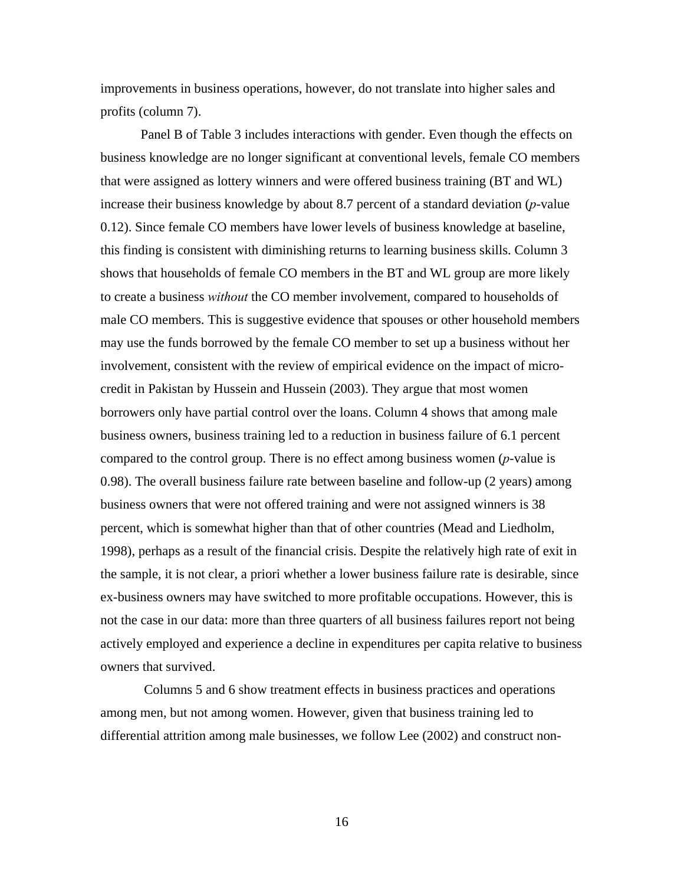improvements in business operations, however, do not translate into higher sales and profits (column 7).

Panel B of Table 3 includes interactions with gender. Even though the effects on business knowledge are no longer significant at conventional levels, female CO members that were assigned as lottery winners and were offered business training (BT and WL) increase their business knowledge by about 8.7 percent of a standard deviation (*p*-value 0.12). Since female CO members have lower levels of business knowledge at baseline, this finding is consistent with diminishing returns to learning business skills. Column 3 shows that households of female CO members in the BT and WL group are more likely to create a business *without* the CO member involvement, compared to households of male CO members. This is suggestive evidence that spouses or other household members may use the funds borrowed by the female CO member to set up a business without her involvement, consistent with the review of empirical evidence on the impact of micro-credit in Pakistan by Hussein and Hussein (2003). They argue that most women borrowers only have partial control over the loans. Column 4 shows that among male business owners, business training led to a reduction in business failure of 6.1 percent compared to the control group. There is no effect among business women (*p*-value is 0.98). The overall business failure rate between baseline and follow-up (2 years) among business owners that were not offered training and were not assigned winners is 38 percent, which is somewhat higher than that of other countries (Mead and Liedholm, 1998), perhaps as a result of the financial crisis. Despite the relatively high rate of exit in the sample, it is not clear, a priori whether a lower business failure rate is desirable, since ex-business owners may have switched to more profitable occupations. However, this is not the case in our data: more than three quarters of all business failures report not being actively employed and experience a decline in expenditures per capita relative to business owners that survived.

Columns 5 and 6 show treatment effects in business practices and operations among men, but not among women. However, given that business training led to differential attrition among male businesses, we follow Lee (2002) and construct non-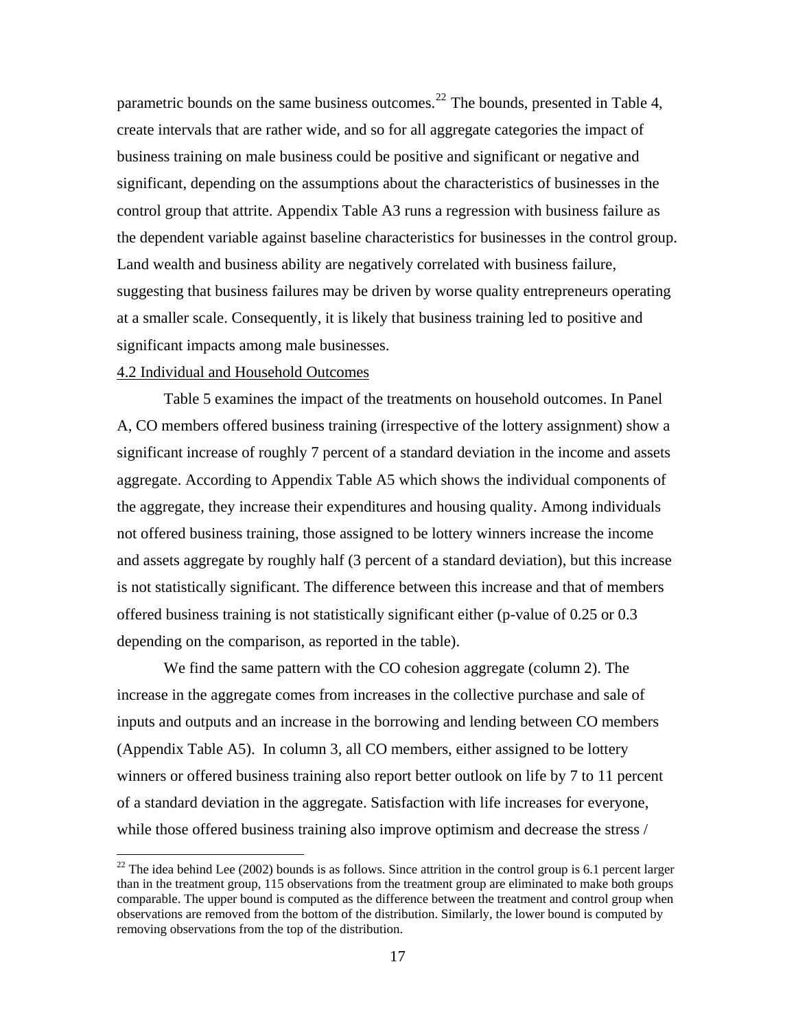parametric bounds on the same business outcomes.[22] The bounds, presented in Table 4, create intervals that are rather wide, and so for all aggregate categories the impact of business training on male business could be positive and significant or negative and significant, depending on the assumptions about the characteristics of businesses in the control group that attrite. Appendix Table A3 runs a regression with business failure as the dependent variable against baseline characteristics for businesses in the control group. Land wealth and business ability are negatively correlated with business failure, suggesting that business failures may be driven by worse quality entrepreneurs operating at a smaller scale. Consequently, it is likely that business training led to positive and significant impacts among male businesses.

4.2 Individual and Household Outcomes

Table 5 examines the impact of the treatments on household outcomes. In Panel A, CO members offered business training (irrespective of the lottery assignment) show a significant increase of roughly 7 percent of a standard deviation in the income and assets aggregate. According to Appendix Table A5 which shows the individual components of the aggregate, they increase their expenditures and housing quality. Among individuals not offered business training, those assigned to be lottery winners increase the income and assets aggregate by roughly half (3 percent of a standard deviation), but this increase is not statistically significant. The difference between this increase and that of members offered business training is not statistically significant either (p-value of 0.25 or 0.3 depending on the comparison, as reported in the table).

We find the same pattern with the CO cohesion aggregate (column 2). The increase in the aggregate comes from increases in the collective purchase and sale of inputs and outputs and an increase in the borrowing and lending between CO members (Appendix Table A5). In column 3, all CO members, either assigned to be lottery winners or offered business training also report better outlook on life by 7 to 11 percent of a standard deviation in the aggregate. Satisfaction with life increases for everyone, while those offered business training also improve optimism and decrease the stress /

[22] The idea behind Lee (2002) bounds is as follows. Since attrition in the control group is 6.1 percent larger than in the treatment group, 115 observations from the treatment group are eliminated to make both groups comparable. The upper bound is computed as the difference between the treatment and control group when observations are removed from the bottom of the distribution. Similarly, the lower bound is computed by removing observations from the top of the distribution.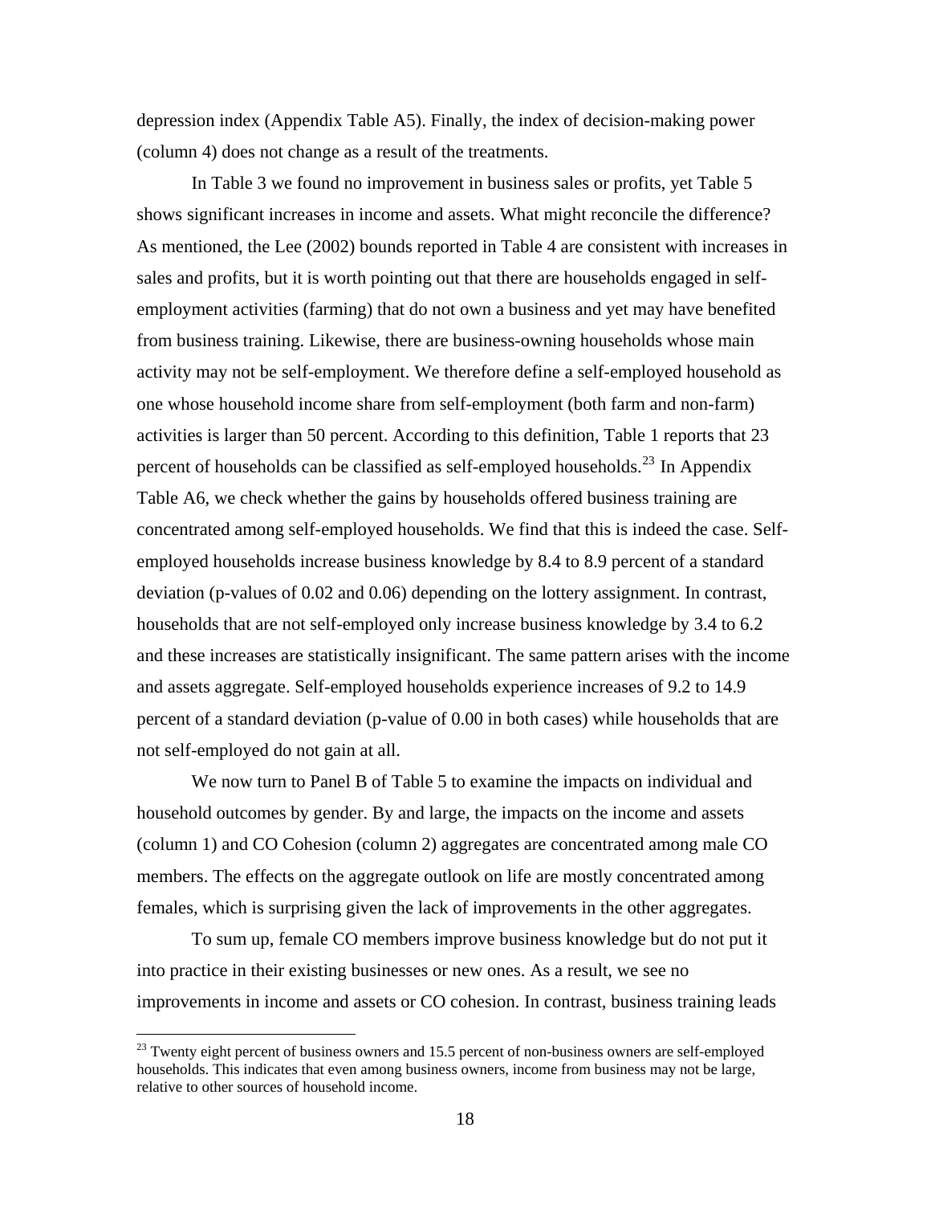depression index (Appendix Table A5). Finally, the index of decision-making power (column 4) does not change as a result of the treatments.

In Table 3 we found no improvement in business sales or profits, yet Table 5 shows significant increases in income and assets. What might reconcile the difference? As mentioned, the Lee (2002) bounds reported in Table 4 are consistent with increases in sales and profits, but it is worth pointing out that there are households engaged in self-employment activities (farming) that do not own a business and yet may have benefited from business training. Likewise, there are business-owning households whose main activity may not be self-employment. We therefore define a self-employed household as one whose household income share from self-employment (both farm and non-farm) activities is larger than 50 percent. According to this definition, Table 1 reports that 23 percent of households can be classified as self-employed households.[23] In Appendix Table A6, we check whether the gains by households offered business training are concentrated among self-employed households. We find that this is indeed the case. Self-employed households increase business knowledge by 8.4 to 8.9 percent of a standard deviation (p-values of 0.02 and 0.06) depending on the lottery assignment. In contrast, households that are not self-employed only increase business knowledge by 3.4 to 6.2 and these increases are statistically insignificant. The same pattern arises with the income and assets aggregate. Self-employed households experience increases of 9.2 to 14.9 percent of a standard deviation (p-value of 0.00 in both cases) while households that are not self-employed do not gain at all.

We now turn to Panel B of Table 5 to examine the impacts on individual and household outcomes by gender. By and large, the impacts on the income and assets (column 1) and CO Cohesion (column 2) aggregates are concentrated among male CO members. The effects on the aggregate outlook on life are mostly concentrated among females, which is surprising given the lack of improvements in the other aggregates.

To sum up, female CO members improve business knowledge but do not put it into practice in their existing businesses or new ones. As a result, we see no improvements in income and assets or CO cohesion. In contrast, business training leads

[23] Twenty eight percent of business owners and 15.5 percent of non-business owners are self-employed households. This indicates that even among business owners, income from business may not be large, relative to other sources of household income.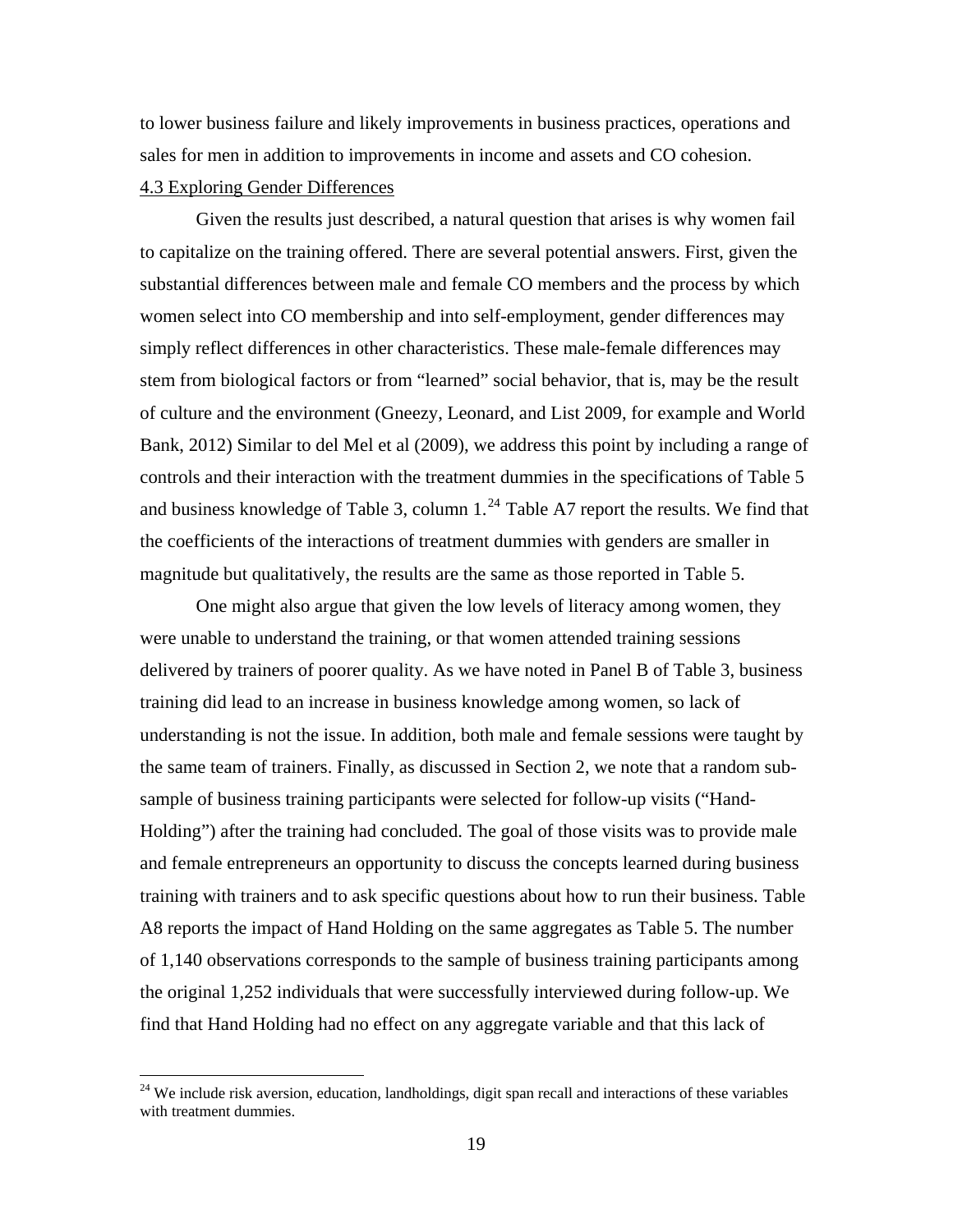to lower business failure and likely improvements in business practices, operations and sales for men in addition to improvements in income and assets and CO cohesion.

### 4.3 Exploring Gender Differences

Given the results just described, a natural question that arises is why women fail to capitalize on the training offered. There are several potential answers. First, given the substantial differences between male and female CO members and the process by which women select into CO membership and into self-employment, gender differences may simply reflect differences in other characteristics. These male-female differences may stem from biological factors or from "learned" social behavior, that is, may be the result of culture and the environment (Gneezy, Leonard, and List 2009, for example and World Bank, 2012) Similar to del Mel et al (2009), we address this point by including a range of controls and their interaction with the treatment dummies in the specifications of Table 5 and business knowledge of Table 3, column 1.[24] Table A7 report the results. We find that the coefficients of the interactions of treatment dummies with genders are smaller in magnitude but qualitatively, the results are the same as those reported in Table 5.

One might also argue that given the low levels of literacy among women, they were unable to understand the training, or that women attended training sessions delivered by trainers of poorer quality. As we have noted in Panel B of Table 3, business training did lead to an increase in business knowledge among women, so lack of understanding is not the issue. In addition, both male and female sessions were taught by the same team of trainers. Finally, as discussed in Section 2, we note that a random sub-sample of business training participants were selected for follow-up visits ("Hand-Holding") after the training had concluded. The goal of those visits was to provide male and female entrepreneurs an opportunity to discuss the concepts learned during business training with trainers and to ask specific questions about how to run their business. Table A8 reports the impact of Hand Holding on the same aggregates as Table 5. The number of 1,140 observations corresponds to the sample of business training participants among the original 1,252 individuals that were successfully interviewed during follow-up. We find that Hand Holding had no effect on any aggregate variable and that this lack of

[24] We include risk aversion, education, landholdings, digit span recall and interactions of these variables with treatment dummies.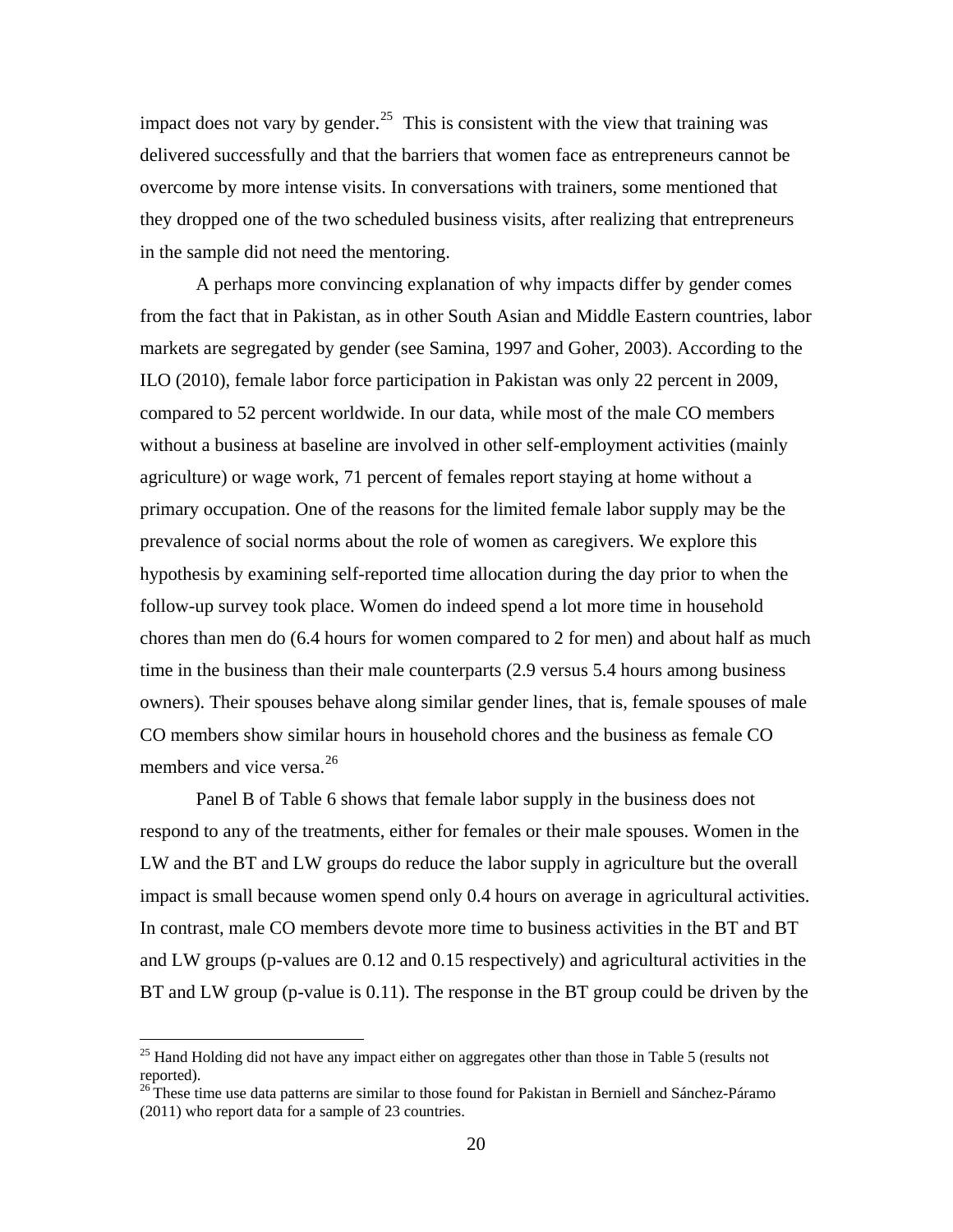impact does not vary by gender.[25] This is consistent with the view that training was delivered successfully and that the barriers that women face as entrepreneurs cannot be overcome by more intense visits. In conversations with trainers, some mentioned that they dropped one of the two scheduled business visits, after realizing that entrepreneurs in the sample did not need the mentoring.

A perhaps more convincing explanation of why impacts differ by gender comes from the fact that in Pakistan, as in other South Asian and Middle Eastern countries, labor markets are segregated by gender (see Samina, 1997 and Goher, 2003). According to the ILO (2010), female labor force participation in Pakistan was only 22 percent in 2009, compared to 52 percent worldwide. In our data, while most of the male CO members without a business at baseline are involved in other self-employment activities (mainly agriculture) or wage work, 71 percent of females report staying at home without a primary occupation. One of the reasons for the limited female labor supply may be the prevalence of social norms about the role of women as caregivers. We explore this hypothesis by examining self-reported time allocation during the day prior to when the follow-up survey took place. Women do indeed spend a lot more time in household chores than men do (6.4 hours for women compared to 2 for men) and about half as much time in the business than their male counterparts (2.9 versus 5.4 hours among business owners). Their spouses behave along similar gender lines, that is, female spouses of male CO members show similar hours in household chores and the business as female CO members and vice versa.[26]

Panel B of Table 6 shows that female labor supply in the business does not respond to any of the treatments, either for females or their male spouses. Women in the LW and the BT and LW groups do reduce the labor supply in agriculture but the overall impact is small because women spend only 0.4 hours on average in agricultural activities. In contrast, male CO members devote more time to business activities in the BT and BT and LW groups (p-values are 0.12 and 0.15 respectively) and agricultural activities in the BT and LW group (p-value is 0.11). The response in the BT group could be driven by the

---

[25] Hand Holding did not have any impact either on aggregates other than those in Table 5 (results not reported).

[26] These time use data patterns are similar to those found for Pakistan in Berniell and Sánchez-Páramo (2011) who report data for a sample of 23 countries.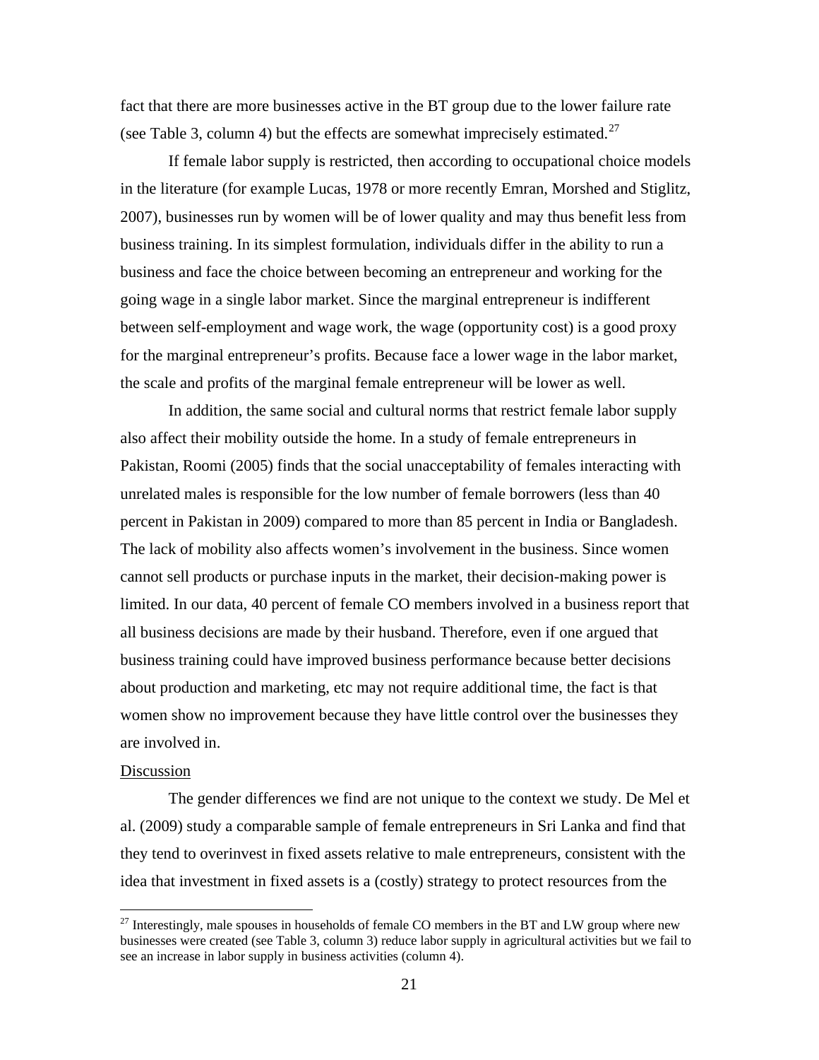fact that there are more businesses active in the BT group due to the lower failure rate (see Table 3, column 4) but the effects are somewhat imprecisely estimated.[27]

If female labor supply is restricted, then according to occupational choice models in the literature (for example Lucas, 1978 or more recently Emran, Morshed and Stiglitz, 2007), businesses run by women will be of lower quality and may thus benefit less from business training. In its simplest formulation, individuals differ in the ability to run a business and face the choice between becoming an entrepreneur and working for the going wage in a single labor market. Since the marginal entrepreneur is indifferent between self-employment and wage work, the wage (opportunity cost) is a good proxy for the marginal entrepreneur's profits. Because face a lower wage in the labor market, the scale and profits of the marginal female entrepreneur will be lower as well.

In addition, the same social and cultural norms that restrict female labor supply also affect their mobility outside the home. In a study of female entrepreneurs in Pakistan, Roomi (2005) finds that the social unacceptability of females interacting with unrelated males is responsible for the low number of female borrowers (less than 40 percent in Pakistan in 2009) compared to more than 85 percent in India or Bangladesh. The lack of mobility also affects women's involvement in the business. Since women cannot sell products or purchase inputs in the market, their decision-making power is limited. In our data, 40 percent of female CO members involved in a business report that all business decisions are made by their husband. Therefore, even if one argued that business training could have improved business performance because better decisions about production and marketing, etc may not require additional time, the fact is that women show no improvement because they have little control over the businesses they are involved in.

Discussion

The gender differences we find are not unique to the context we study. De Mel et al. (2009) study a comparable sample of female entrepreneurs in Sri Lanka and find that they tend to overinvest in fixed assets relative to male entrepreneurs, consistent with the idea that investment in fixed assets is a (costly) strategy to protect resources from the

[27] Interestingly, male spouses in households of female CO members in the BT and LW group where new businesses were created (see Table 3, column 3) reduce labor supply in agricultural activities but we fail to see an increase in labor supply in business activities (column 4).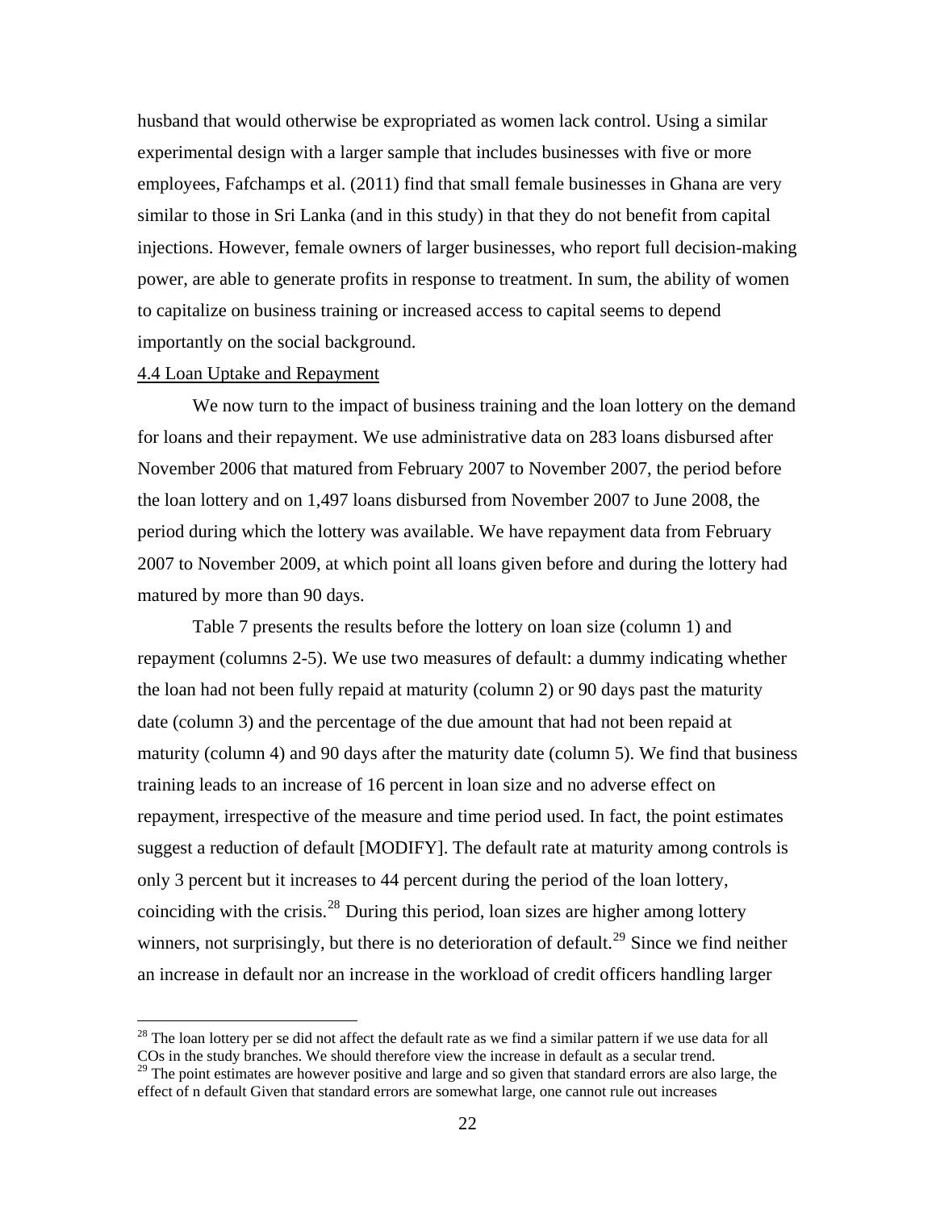husband that would otherwise be expropriated as women lack control. Using a similar experimental design with a larger sample that includes businesses with five or more employees, Fafchamps et al. (2011) find that small female businesses in Ghana are very similar to those in Sri Lanka (and in this study) in that they do not benefit from capital injections. However, female owners of larger businesses, who report full decision-making power, are able to generate profits in response to treatment. In sum, the ability of women to capitalize on business training or increased access to capital seems to depend importantly on the social background.

4.4 Loan Uptake and Repayment

We now turn to the impact of business training and the loan lottery on the demand for loans and their repayment. We use administrative data on 283 loans disbursed after November 2006 that matured from February 2007 to November 2007, the period before the loan lottery and on 1,497 loans disbursed from November 2007 to June 2008, the period during which the lottery was available. We have repayment data from February 2007 to November 2009, at which point all loans given before and during the lottery had matured by more than 90 days.

Table 7 presents the results before the lottery on loan size (column 1) and repayment (columns 2-5). We use two measures of default: a dummy indicating whether the loan had not been fully repaid at maturity (column 2) or 90 days past the maturity date (column 3) and the percentage of the due amount that had not been repaid at maturity (column 4) and 90 days after the maturity date (column 5). We find that business training leads to an increase of 16 percent in loan size and no adverse effect on repayment, irrespective of the measure and time period used. In fact, the point estimates suggest a reduction of default [MODIFY]. The default rate at maturity among controls is only 3 percent but it increases to 44 percent during the period of the loan lottery, coinciding with the crisis.[28] During this period, loan sizes are higher among lottery winners, not surprisingly, but there is no deterioration of default.[29] Since we find neither an increase in default nor an increase in the workload of credit officers handling larger

[28] The loan lottery per se did not affect the default rate as we find a similar pattern if we use data for all COs in the study branches. We should therefore view the increase in default as a secular trend.

[29] The point estimates are however positive and large and so given that standard errors are also large, the effect of n default Given that standard errors are somewhat large, one cannot rule out increases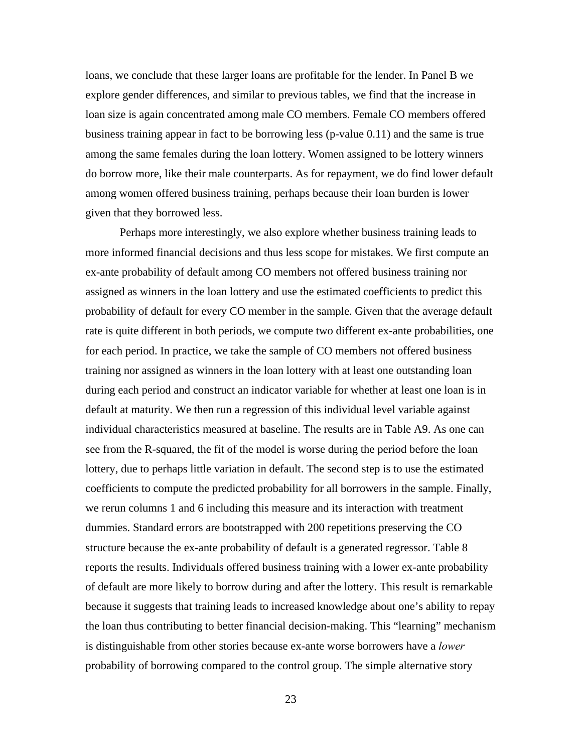loans, we conclude that these larger loans are profitable for the lender. In Panel B we explore gender differences, and similar to previous tables, we find that the increase in loan size is again concentrated among male CO members. Female CO members offered business training appear in fact to be borrowing less (p-value 0.11) and the same is true among the same females during the loan lottery. Women assigned to be lottery winners do borrow more, like their male counterparts. As for repayment, we do find lower default among women offered business training, perhaps because their loan burden is lower given that they borrowed less.

Perhaps more interestingly, we also explore whether business training leads to more informed financial decisions and thus less scope for mistakes. We first compute an ex-ante probability of default among CO members not offered business training nor assigned as winners in the loan lottery and use the estimated coefficients to predict this probability of default for every CO member in the sample. Given that the average default rate is quite different in both periods, we compute two different ex-ante probabilities, one for each period. In practice, we take the sample of CO members not offered business training nor assigned as winners in the loan lottery with at least one outstanding loan during each period and construct an indicator variable for whether at least one loan is in default at maturity. We then run a regression of this individual level variable against individual characteristics measured at baseline. The results are in Table A9. As one can see from the R-squared, the fit of the model is worse during the period before the loan lottery, due to perhaps little variation in default. The second step is to use the estimated coefficients to compute the predicted probability for all borrowers in the sample. Finally, we rerun columns 1 and 6 including this measure and its interaction with treatment dummies. Standard errors are bootstrapped with 200 repetitions preserving the CO structure because the ex-ante probability of default is a generated regressor. Table 8 reports the results. Individuals offered business training with a lower ex-ante probability of default are more likely to borrow during and after the lottery. This result is remarkable because it suggests that training leads to increased knowledge about one's ability to repay the loan thus contributing to better financial decision-making. This "learning" mechanism is distinguishable from other stories because ex-ante worse borrowers have a *lower* probability of borrowing compared to the control group. The simple alternative story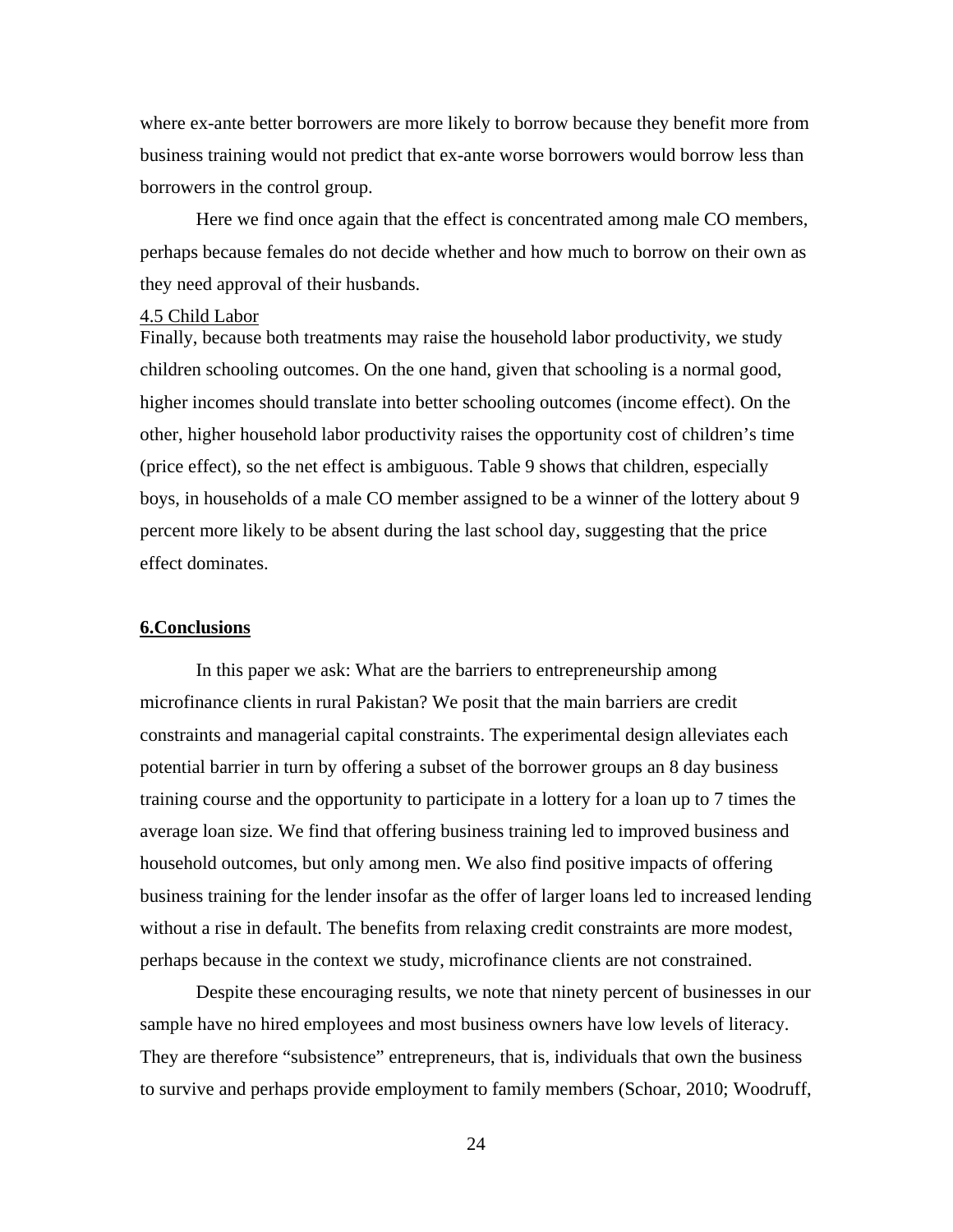where ex-ante better borrowers are more likely to borrow because they benefit more from business training would not predict that ex-ante worse borrowers would borrow less than borrowers in the control group.

Here we find once again that the effect is concentrated among male CO members, perhaps because females do not decide whether and how much to borrow on their own as they need approval of their husbands.

### 4.5 Child Labor

Finally, because both treatments may raise the household labor productivity, we study children schooling outcomes. On the one hand, given that schooling is a normal good, higher incomes should translate into better schooling outcomes (income effect). On the other, higher household labor productivity raises the opportunity cost of children's time (price effect), so the net effect is ambiguous. Table 9 shows that children, especially boys, in households of a male CO member assigned to be a winner of the lottery about 9 percent more likely to be absent during the last school day, suggesting that the price effect dominates.

## 6.Conclusions

In this paper we ask: What are the barriers to entrepreneurship among microfinance clients in rural Pakistan? We posit that the main barriers are credit constraints and managerial capital constraints. The experimental design alleviates each potential barrier in turn by offering a subset of the borrower groups an 8 day business training course and the opportunity to participate in a lottery for a loan up to 7 times the average loan size. We find that offering business training led to improved business and household outcomes, but only among men. We also find positive impacts of offering business training for the lender insofar as the offer of larger loans led to increased lending without a rise in default. The benefits from relaxing credit constraints are more modest, perhaps because in the context we study, microfinance clients are not constrained.

Despite these encouraging results, we note that ninety percent of businesses in our sample have no hired employees and most business owners have low levels of literacy. They are therefore "subsistence" entrepreneurs, that is, individuals that own the business to survive and perhaps provide employment to family members (Schoar, 2010; Woodruff,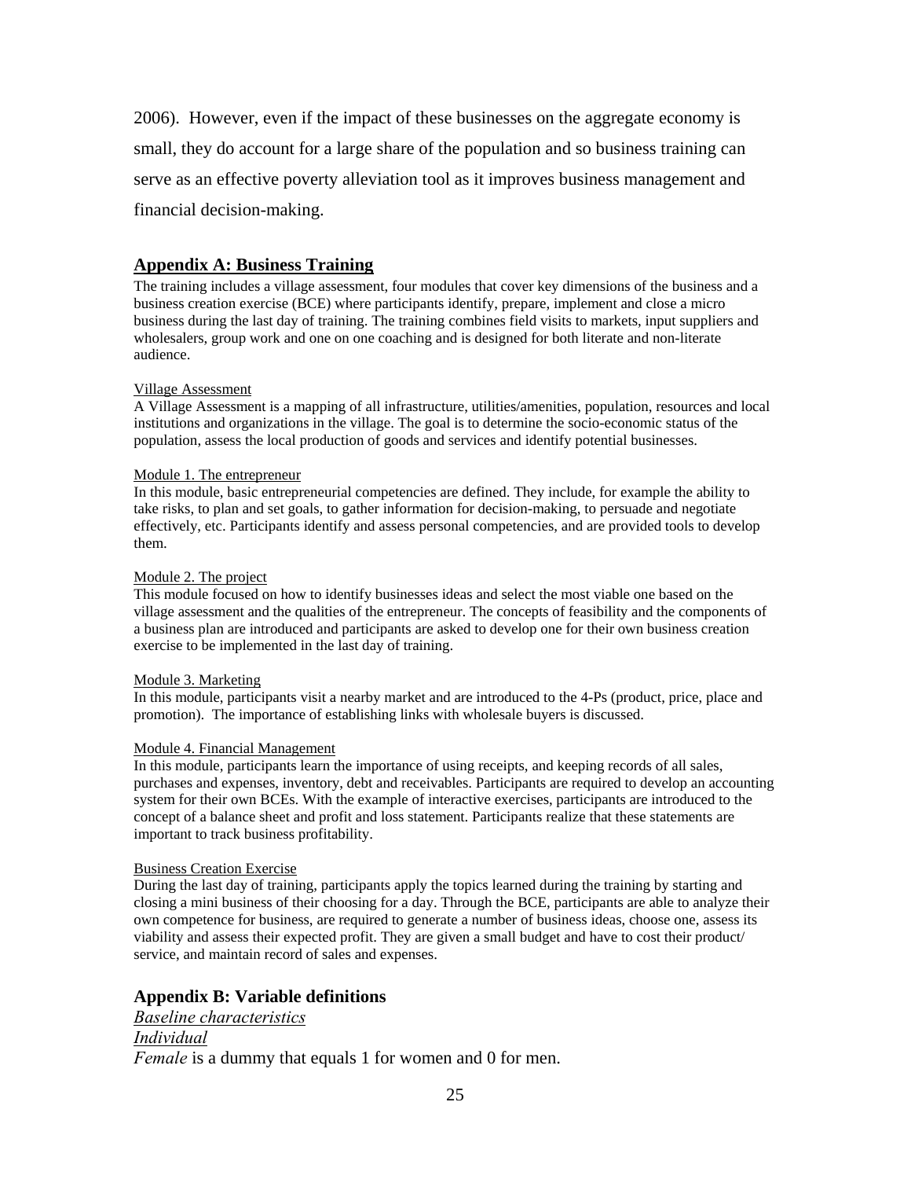2006). However, even if the impact of these businesses on the aggregate economy is small, they do account for a large share of the population and so business training can serve as an effective poverty alleviation tool as it improves business management and financial decision-making.

## Appendix A: Business Training

The training includes a village assessment, four modules that cover key dimensions of the business and a business creation exercise (BCE) where participants identify, prepare, implement and close a micro business during the last day of training. The training combines field visits to markets, input suppliers and wholesalers, group work and one on one coaching and is designed for both literate and non-literate audience.

Village Assessment

A Village Assessment is a mapping of all infrastructure, utilities/amenities, population, resources and local institutions and organizations in the village. The goal is to determine the socio-economic status of the population, assess the local production of goods and services and identify potential businesses.

Module 1. The entrepreneur

In this module, basic entrepreneurial competencies are defined. They include, for example the ability to take risks, to plan and set goals, to gather information for decision-making, to persuade and negotiate effectively, etc. Participants identify and assess personal competencies, and are provided tools to develop them.

Module 2. The project

This module focused on how to identify businesses ideas and select the most viable one based on the village assessment and the qualities of the entrepreneur. The concepts of feasibility and the components of a business plan are introduced and participants are asked to develop one for their own business creation exercise to be implemented in the last day of training.

Module 3. Marketing

In this module, participants visit a nearby market and are introduced to the 4-Ps (product, price, place and promotion). The importance of establishing links with wholesale buyers is discussed.

Module 4. Financial Management

In this module, participants learn the importance of using receipts, and keeping records of all sales, purchases and expenses, inventory, debt and receivables. Participants are required to develop an accounting system for their own BCEs. With the example of interactive exercises, participants are introduced to the concept of a balance sheet and profit and loss statement. Participants realize that these statements are important to track business profitability.

Business Creation Exercise

During the last day of training, participants apply the topics learned during the training by starting and closing a mini business of their choosing for a day. Through the BCE, participants are able to analyze their own competence for business, are required to generate a number of business ideas, choose one, assess its viability and assess their expected profit. They are given a small budget and have to cost their product/ service, and maintain record of sales and expenses.

## Appendix B: Variable definitions

*Baseline characteristics*

*Individual*

*Female* is a dummy that equals 1 for women and 0 for men.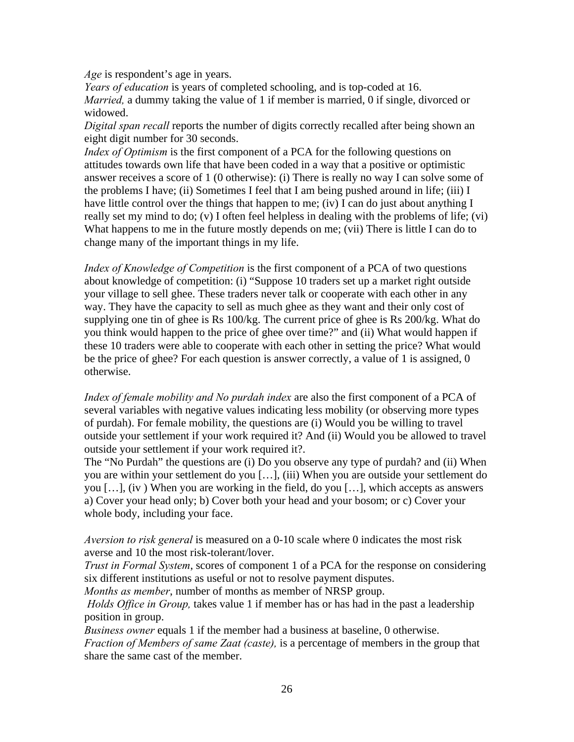*Age* is respondent's age in years.
*Years of education* is years of completed schooling, and is top-coded at 16.
*Married,* a dummy taking the value of 1 if member is married, 0 if single, divorced or widowed.
*Digital span recall* reports the number of digits correctly recalled after being shown an eight digit number for 30 seconds.
*Index of Optimism* is the first component of a PCA for the following questions on attitudes towards own life that have been coded in a way that a positive or optimistic answer receives a score of 1 (0 otherwise): (i) There is really no way I can solve some of the problems I have; (ii) Sometimes I feel that I am being pushed around in life; (iii) I have little control over the things that happen to me; (iv) I can do just about anything I really set my mind to do; (v) I often feel helpless in dealing with the problems of life; (vi) What happens to me in the future mostly depends on me; (vii) There is little I can do to change many of the important things in my life.

*Index of Knowledge of Competition* is the first component of a PCA of two questions about knowledge of competition: (i) "Suppose 10 traders set up a market right outside your village to sell ghee. These traders never talk or cooperate with each other in any way. They have the capacity to sell as much ghee as they want and their only cost of supplying one tin of ghee is Rs 100/kg. The current price of ghee is Rs 200/kg. What do you think would happen to the price of ghee over time?" and (ii) What would happen if these 10 traders were able to cooperate with each other in setting the price? What would be the price of ghee? For each question is answer correctly, a value of 1 is assigned, 0 otherwise.

*Index of female mobility and No purdah index* are also the first component of a PCA of several variables with negative values indicating less mobility (or observing more types of purdah). For female mobility, the questions are (i) Would you be willing to travel outside your settlement if your work required it? And (ii) Would you be allowed to travel outside your settlement if your work required it?.
The "No Purdah" the questions are (i) Do you observe any type of purdah? and (ii) When you are within your settlement do you […], (iii) When you are outside your settlement do you […], (iv ) When you are working in the field, do you […], which accepts as answers a) Cover your head only; b) Cover both your head and your bosom; or c) Cover your whole body, including your face.

*Aversion to risk general* is measured on a 0-10 scale where 0 indicates the most risk averse and 10 the most risk-tolerant/lover.
*Trust in Formal System*, scores of component 1 of a PCA for the response on considering six different institutions as useful or not to resolve payment disputes.
*Months as member*, number of months as member of NRSP group.
*Holds Office in Group,* takes value 1 if member has or has had in the past a leadership position in group.
*Business owner* equals 1 if the member had a business at baseline, 0 otherwise.
*Fraction of Members of same Zaat (caste),* is a percentage of members in the group that share the same cast of the member.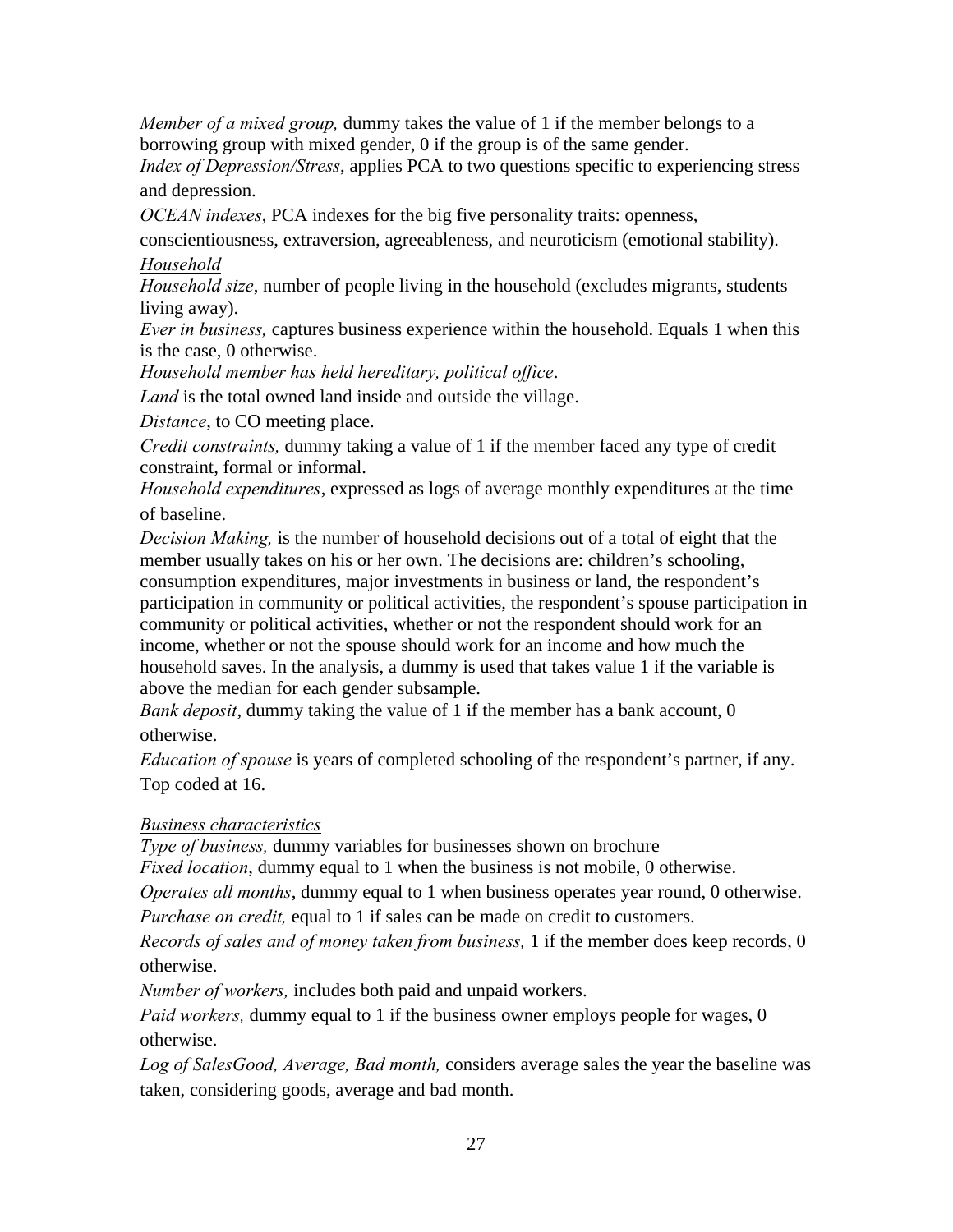*Member of a mixed group,* dummy takes the value of 1 if the member belongs to a borrowing group with mixed gender, 0 if the group is of the same gender.

*Index of Depression/Stress*, applies PCA to two questions specific to experiencing stress and depression.

*OCEAN indexes*, PCA indexes for the big five personality traits: openness, conscientiousness, extraversion, agreeableness, and neuroticism (emotional stability).

*Household*

*Household size*, number of people living in the household (excludes migrants, students living away).

*Ever in business,* captures business experience within the household. Equals 1 when this is the case, 0 otherwise.

*Household member has held hereditary, political office*.

*Land* is the total owned land inside and outside the village.

*Distance*, to CO meeting place.

*Credit constraints,* dummy taking a value of 1 if the member faced any type of credit constraint, formal or informal.

*Household expenditures*, expressed as logs of average monthly expenditures at the time of baseline.

*Decision Making,* is the number of household decisions out of a total of eight that the member usually takes on his or her own. The decisions are: children's schooling, consumption expenditures, major investments in business or land, the respondent's participation in community or political activities, the respondent's spouse participation in community or political activities, whether or not the respondent should work for an income, whether or not the spouse should work for an income and how much the household saves. In the analysis, a dummy is used that takes value 1 if the variable is above the median for each gender subsample.

*Bank deposit*, dummy taking the value of 1 if the member has a bank account, 0 otherwise.

*Education of spouse* is years of completed schooling of the respondent's partner, if any. Top coded at 16.

*Business characteristics*

*Type of business,* dummy variables for businesses shown on brochure

*Fixed location*, dummy equal to 1 when the business is not mobile, 0 otherwise.

*Operates all months*, dummy equal to 1 when business operates year round, 0 otherwise.

*Purchase on credit,* equal to 1 if sales can be made on credit to customers.

*Records of sales and of money taken from business,* 1 if the member does keep records, 0 otherwise.

*Number of workers,* includes both paid and unpaid workers.

*Paid workers,* dummy equal to 1 if the business owner employs people for wages, 0 otherwise.

*Log of SalesGood, Average, Bad month,* considers average sales the year the baseline was taken, considering goods, average and bad month.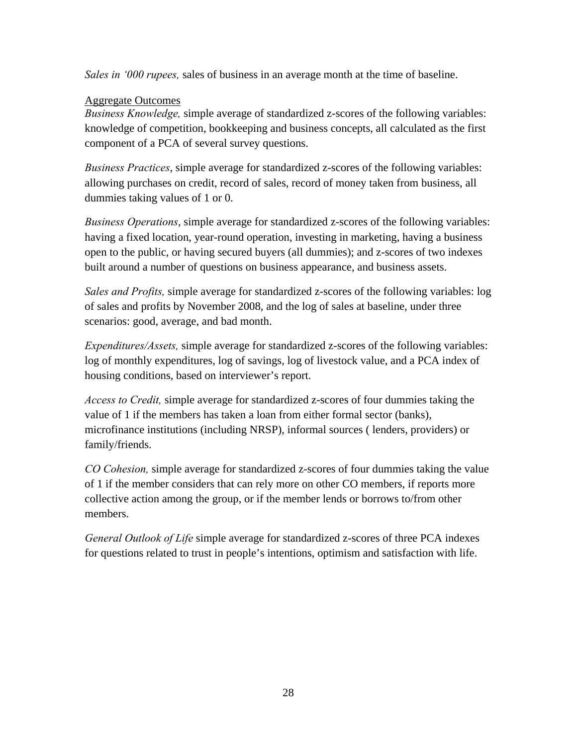*Sales in '000 rupees,* sales of business in an average month at the time of baseline.

Aggregate Outcomes

*Business Knowledge,* simple average of standardized z-scores of the following variables: knowledge of competition, bookkeeping and business concepts, all calculated as the first component of a PCA of several survey questions.

*Business Practices*, simple average for standardized z-scores of the following variables: allowing purchases on credit, record of sales, record of money taken from business, all dummies taking values of 1 or 0.

*Business Operations*, simple average for standardized z-scores of the following variables: having a fixed location, year-round operation, investing in marketing, having a business open to the public, or having secured buyers (all dummies); and z-scores of two indexes built around a number of questions on business appearance, and business assets.

*Sales and Profits,* simple average for standardized z-scores of the following variables: log of sales and profits by November 2008, and the log of sales at baseline, under three scenarios: good, average, and bad month.

*Expenditures/Assets,* simple average for standardized z-scores of the following variables: log of monthly expenditures, log of savings, log of livestock value, and a PCA index of housing conditions, based on interviewer's report.

*Access to Credit,* simple average for standardized z-scores of four dummies taking the value of 1 if the members has taken a loan from either formal sector (banks), microfinance institutions (including NRSP), informal sources ( lenders, providers) or family/friends.

*CO Cohesion,* simple average for standardized z-scores of four dummies taking the value of 1 if the member considers that can rely more on other CO members, if reports more collective action among the group, or if the member lends or borrows to/from other members.

*General Outlook of Life* simple average for standardized z-scores of three PCA indexes for questions related to trust in people's intentions, optimism and satisfaction with life.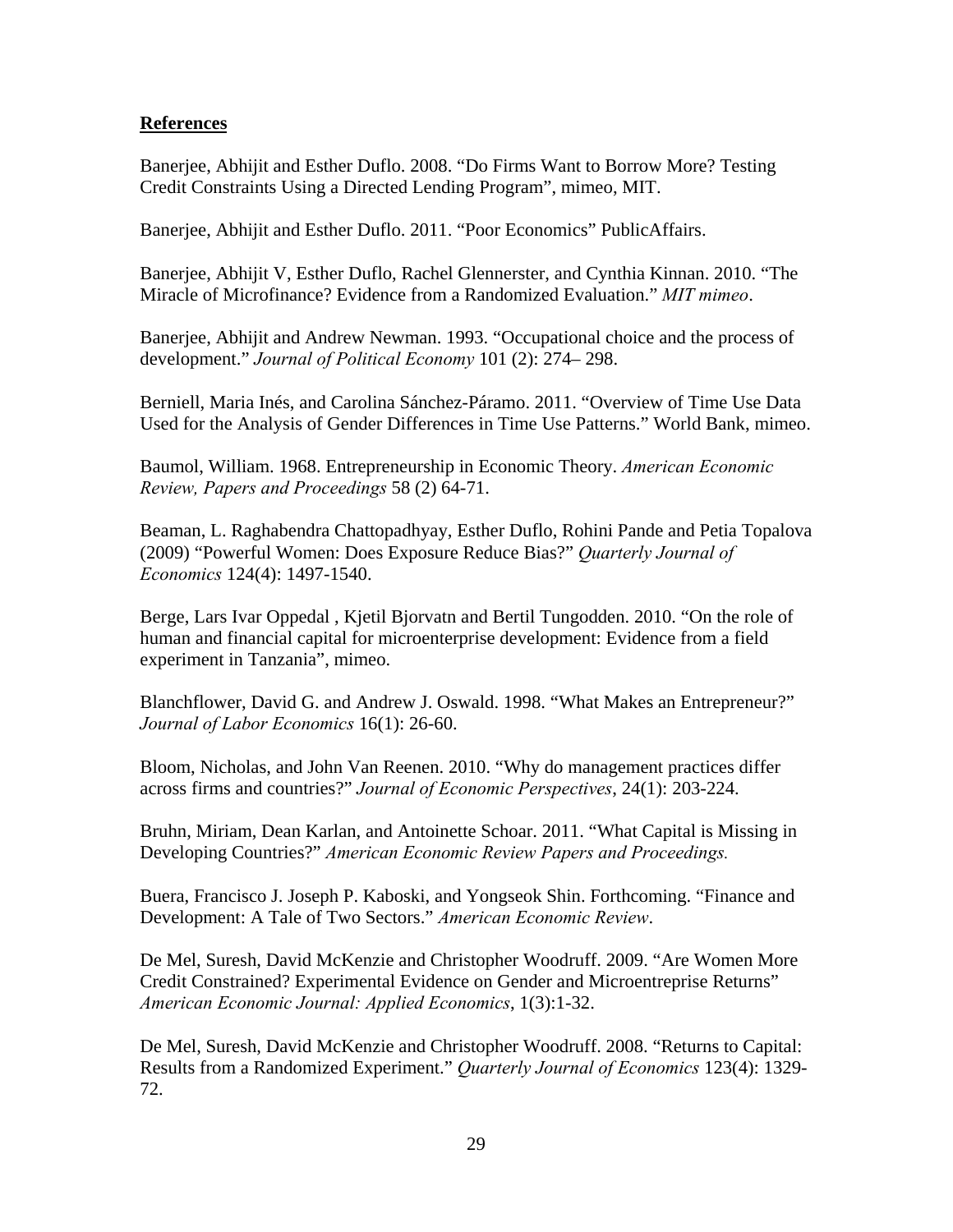## **References**

Banerjee, Abhijit and Esther Duflo. 2008. "Do Firms Want to Borrow More? Testing Credit Constraints Using a Directed Lending Program", mimeo, MIT.

Banerjee, Abhijit and Esther Duflo. 2011. "Poor Economics" PublicAffairs.

Banerjee, Abhijit V, Esther Duflo, Rachel Glennerster, and Cynthia Kinnan. 2010. "The Miracle of Microfinance? Evidence from a Randomized Evaluation." *MIT mimeo*.

Banerjee, Abhijit and Andrew Newman. 1993. "Occupational choice and the process of development." *Journal of Political Economy* 101 (2): 274– 298.

Berniell, Maria Inés, and Carolina Sánchez-Páramo. 2011. "Overview of Time Use Data Used for the Analysis of Gender Differences in Time Use Patterns." World Bank, mimeo.

Baumol, William. 1968. Entrepreneurship in Economic Theory. *American Economic Review, Papers and Proceedings* 58 (2) 64-71.

Beaman, L. Raghabendra Chattopadhyay, Esther Duflo, Rohini Pande and Petia Topalova (2009) "Powerful Women: Does Exposure Reduce Bias?" *Quarterly Journal of Economics* 124(4): 1497-1540.

Berge, Lars Ivar Oppedal , Kjetil Bjorvatn and Bertil Tungodden. 2010. "On the role of human and financial capital for microenterprise development: Evidence from a field experiment in Tanzania", mimeo.

Blanchflower, David G. and Andrew J. Oswald. 1998. "What Makes an Entrepreneur?" *Journal of Labor Economics* 16(1): 26-60.

Bloom, Nicholas, and John Van Reenen. 2010. "Why do management practices differ across firms and countries?" *Journal of Economic Perspectives*, 24(1): 203-224.

Bruhn, Miriam, Dean Karlan, and Antoinette Schoar. 2011. "What Capital is Missing in Developing Countries?" *American Economic Review Papers and Proceedings.*

Buera, Francisco J. Joseph P. Kaboski, and Yongseok Shin. Forthcoming. "Finance and Development: A Tale of Two Sectors." *American Economic Review*.

De Mel, Suresh, David McKenzie and Christopher Woodruff. 2009. "Are Women More Credit Constrained? Experimental Evidence on Gender and Microentreprise Returns" *American Economic Journal: Applied Economics*, 1(3):1-32.

De Mel, Suresh, David McKenzie and Christopher Woodruff. 2008. "Returns to Capital: Results from a Randomized Experiment." *Quarterly Journal of Economics* 123(4): 1329-72.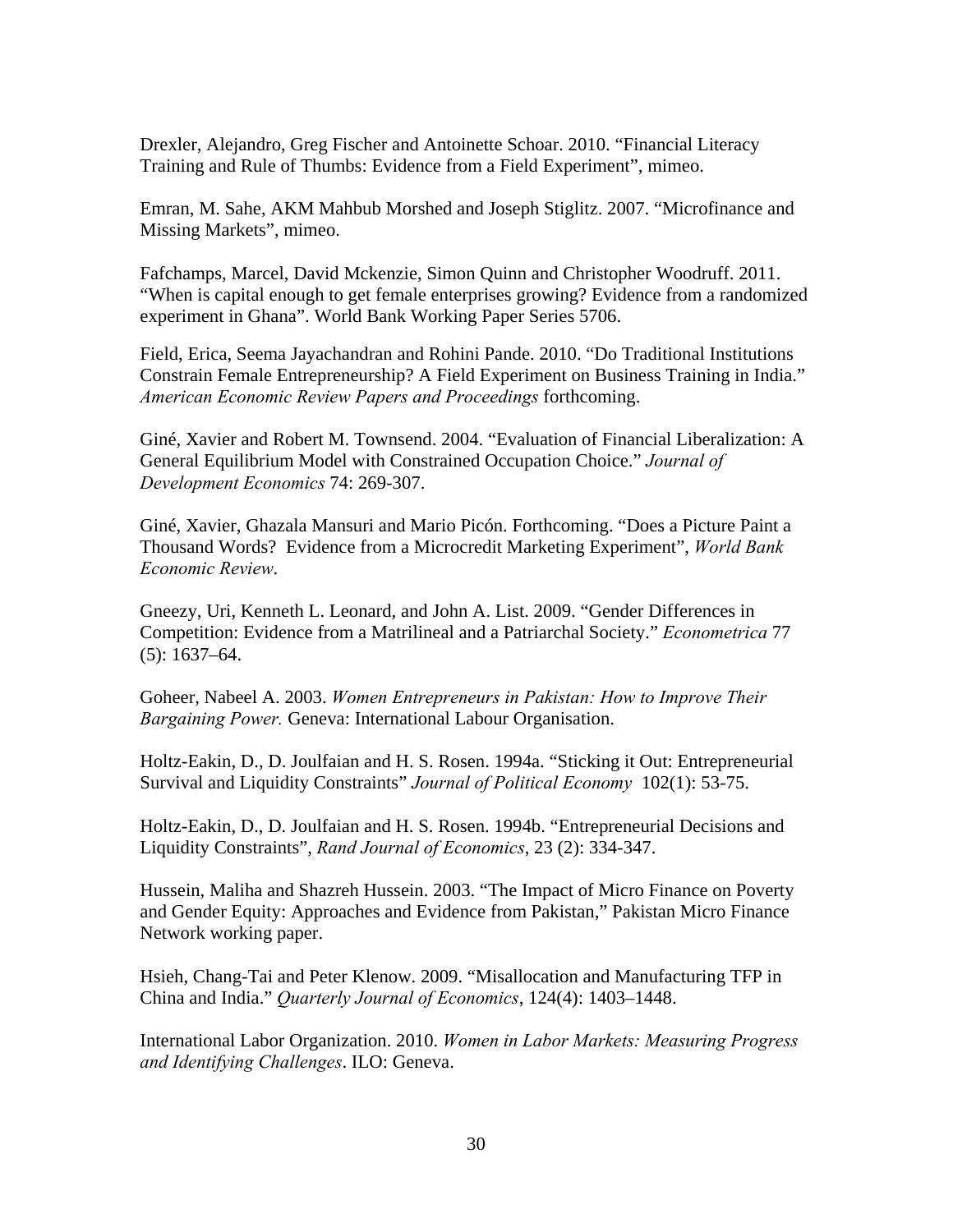Drexler, Alejandro, Greg Fischer and Antoinette Schoar. 2010. “Financial Literacy Training and Rule of Thumbs: Evidence from a Field Experiment”, mimeo.

Emran, M. Sahe, AKM Mahbub Morshed and Joseph Stiglitz. 2007. “Microfinance and Missing Markets”, mimeo.

Fafchamps, Marcel, David Mckenzie, Simon Quinn and Christopher Woodruff. 2011. “When is capital enough to get female enterprises growing? Evidence from a randomized experiment in Ghana”. World Bank Working Paper Series 5706.

Field, Erica, Seema Jayachandran and Rohini Pande. 2010. “Do Traditional Institutions Constrain Female Entrepreneurship? A Field Experiment on Business Training in India.” *American Economic Review Papers and Proceedings* forthcoming.

Giné, Xavier and Robert M. Townsend. 2004. “Evaluation of Financial Liberalization: A General Equilibrium Model with Constrained Occupation Choice.” *Journal of Development Economics* 74: 269-307.

Giné, Xavier, Ghazala Mansuri and Mario Picón. Forthcoming. “Does a Picture Paint a Thousand Words? Evidence from a Microcredit Marketing Experiment”, *World Bank Economic Review*.

Gneezy, Uri, Kenneth L. Leonard, and John A. List. 2009. “Gender Differences in Competition: Evidence from a Matrilineal and a Patriarchal Society.” *Econometrica* 77 (5): 1637–64.

Goheer, Nabeel A. 2003. *Women Entrepreneurs in Pakistan: How to Improve Their Bargaining Power.* Geneva: International Labour Organisation.

Holtz-Eakin, D., D. Joulfaian and H. S. Rosen. 1994a. “Sticking it Out: Entrepreneurial Survival and Liquidity Constraints” *Journal of Political Economy* 102(1): 53-75.

Holtz-Eakin, D., D. Joulfaian and H. S. Rosen. 1994b. “Entrepreneurial Decisions and Liquidity Constraints”, *Rand Journal of Economics*, 23 (2): 334-347.

Hussein, Maliha and Shazreh Hussein. 2003. “The Impact of Micro Finance on Poverty and Gender Equity: Approaches and Evidence from Pakistan,” Pakistan Micro Finance Network working paper.

Hsieh, Chang-Tai and Peter Klenow. 2009. “Misallocation and Manufacturing TFP in China and India.” *Quarterly Journal of Economics*, 124(4): 1403–1448.

International Labor Organization. 2010. *Women in Labor Markets: Measuring Progress and Identifying Challenges*. ILO: Geneva.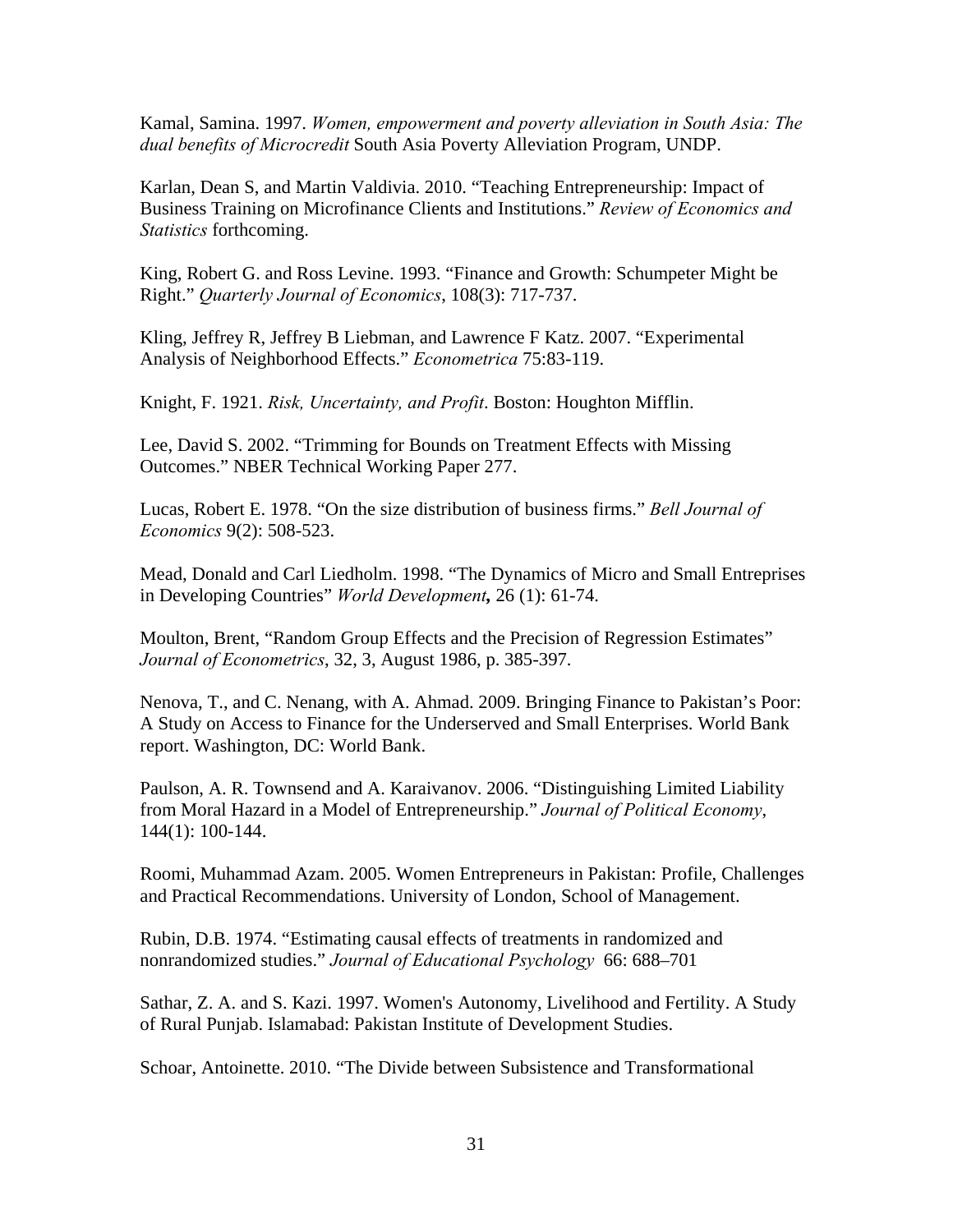Kamal, Samina. 1997. *Women, empowerment and poverty alleviation in South Asia: The dual benefits of Microcredit* South Asia Poverty Alleviation Program, UNDP.

Karlan, Dean S, and Martin Valdivia. 2010. "Teaching Entrepreneurship: Impact of Business Training on Microfinance Clients and Institutions." *Review of Economics and Statistics* forthcoming.

King, Robert G. and Ross Levine. 1993. "Finance and Growth: Schumpeter Might be Right." *Quarterly Journal of Economics*, 108(3): 717-737.

Kling, Jeffrey R, Jeffrey B Liebman, and Lawrence F Katz. 2007. "Experimental Analysis of Neighborhood Effects." *Econometrica* 75:83-119.

Knight, F. 1921. *Risk, Uncertainty, and Profit*. Boston: Houghton Mifflin.

Lee, David S. 2002. "Trimming for Bounds on Treatment Effects with Missing Outcomes." NBER Technical Working Paper 277.

Lucas, Robert E. 1978. "On the size distribution of business firms." *Bell Journal of Economics* 9(2): 508-523.

Mead, Donald and Carl Liedholm. 1998. "The Dynamics of Micro and Small Entreprises in Developing Countries" *World Development***,** 26 (1): 61-74.

Moulton, Brent, "Random Group Effects and the Precision of Regression Estimates" *Journal of Econometrics*, 32, 3, August 1986, p. 385-397.

Nenova, T., and C. Nenang, with A. Ahmad. 2009. Bringing Finance to Pakistan's Poor: A Study on Access to Finance for the Underserved and Small Enterprises. World Bank report. Washington, DC: World Bank.

Paulson, A. R. Townsend and A. Karaivanov. 2006. "Distinguishing Limited Liability from Moral Hazard in a Model of Entrepreneurship." *Journal of Political Economy*, 144(1): 100-144.

Roomi, Muhammad Azam. 2005. Women Entrepreneurs in Pakistan: Profile, Challenges and Practical Recommendations. University of London, School of Management.

Rubin, D.B. 1974. "Estimating causal effects of treatments in randomized and nonrandomized studies." *Journal of Educational Psychology* 66: 688–701

Sathar, Z. A. and S. Kazi. 1997. Women's Autonomy, Livelihood and Fertility. A Study of Rural Punjab. Islamabad: Pakistan Institute of Development Studies.

Schoar, Antoinette. 2010. "The Divide between Subsistence and Transformational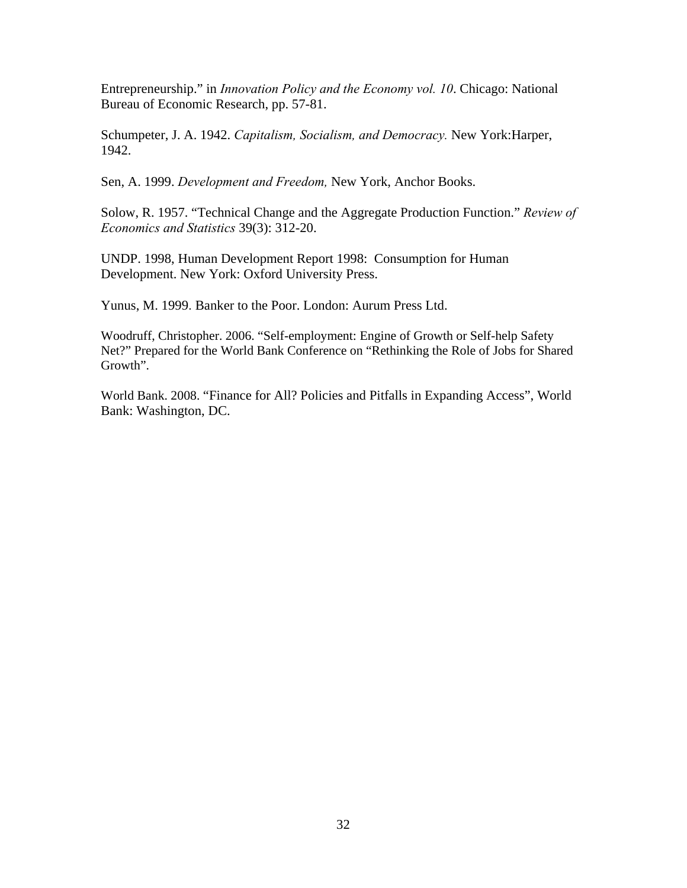Entrepreneurship." in *Innovation Policy and the Economy vol. 10*. Chicago: National Bureau of Economic Research, pp. 57-81.

Schumpeter, J. A. 1942. *Capitalism, Socialism, and Democracy.* New York:Harper, 1942.

Sen, A. 1999. *Development and Freedom,* New York, Anchor Books.

Solow, R. 1957. "Technical Change and the Aggregate Production Function." *Review of Economics and Statistics* 39(3): 312-20.

UNDP. 1998, Human Development Report 1998: Consumption for Human Development. New York: Oxford University Press.

Yunus, M. 1999. Banker to the Poor. London: Aurum Press Ltd.

Woodruff, Christopher. 2006. "Self-employment: Engine of Growth or Self-help Safety Net?" Prepared for the World Bank Conference on "Rethinking the Role of Jobs for Shared Growth".

World Bank. 2008. "Finance for All? Policies and Pitfalls in Expanding Access", World Bank: Washington, DC.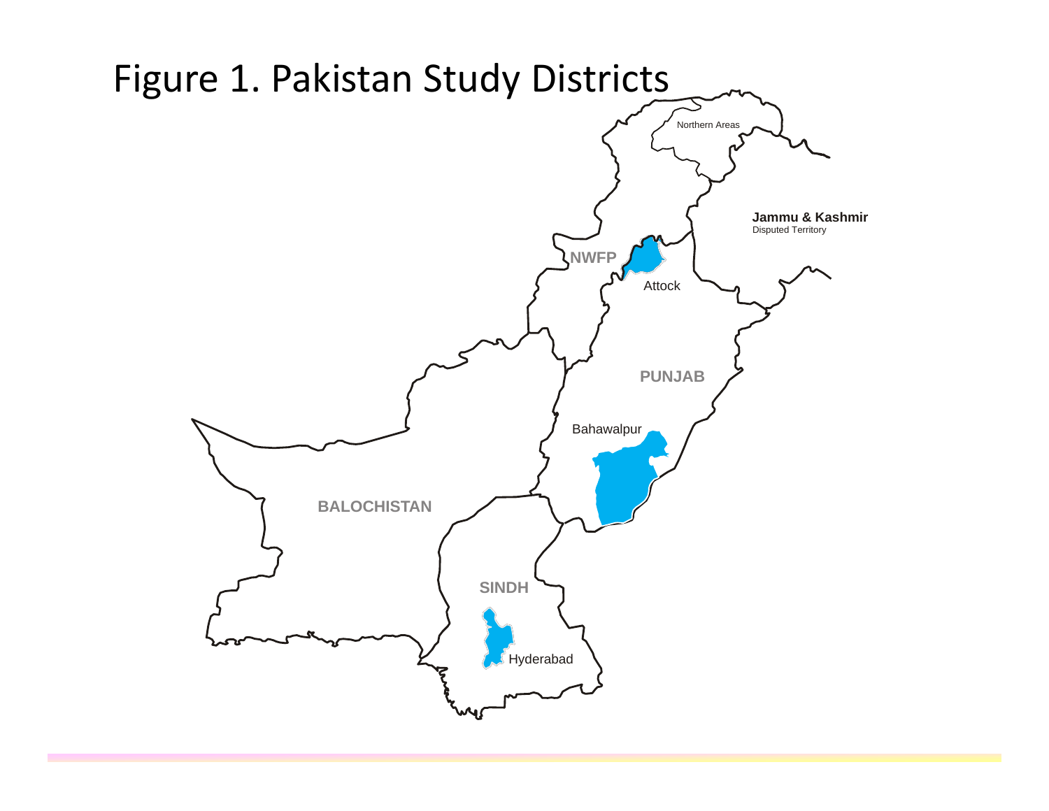# Figure 1. Pakistan Study Districts

Northern Areas

**Jammu & Kashmir**
Disputed Territory

NWFP

Attock

PUNJAB

Bahawalpur

BALOCHISTAN

SINDH

Hyderabad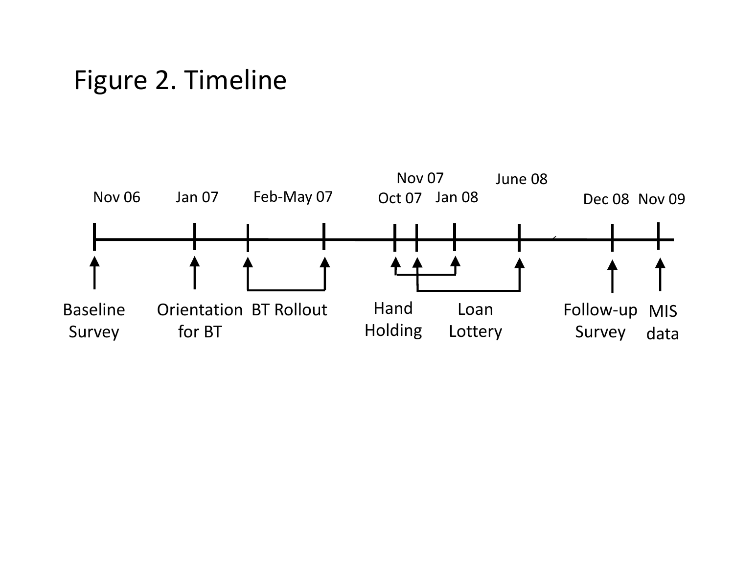# Figure 2. Timeline

| Date | Event |
|---|---|
| Nov 06 | Baseline Survey |
| Jan 07 | Orientation for BT |
| Feb-May 07 | BT Rollout |
| Oct 07 – Jan 08 | Hand Holding |
| Nov 07 – June 08 | Loan Lottery |
| Dec 08 | Follow-up Survey |
| Nov 09 | MIS data |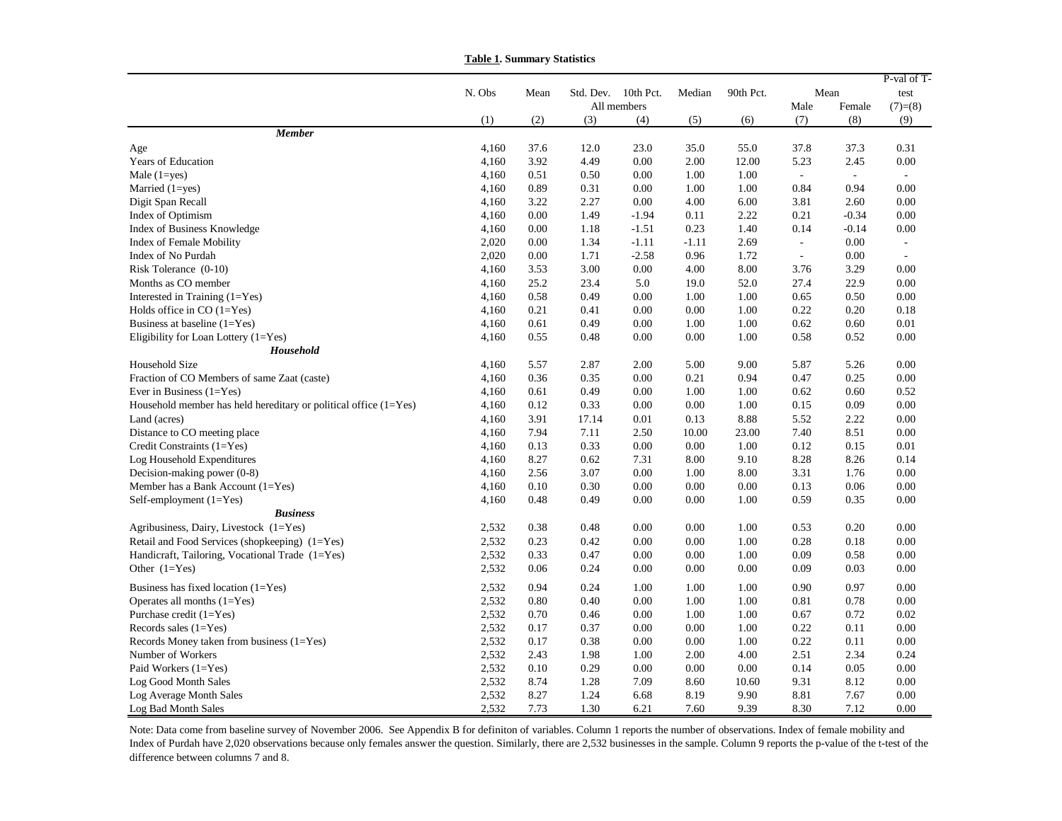**Table 1. Summary Statistics**

| | N. Obs | Mean | Std. Dev. | 10th Pct. | Median | 90th Pct. | Mean | | P-val of T-test |
|---|---|---|---|---|---|---|---|---|---|
| | | | All members | | | | Male | Female | (7)=(8) |
| | (1) | (2) | (3) | (4) | (5) | (6) | (7) | (8) | (9) |
| ***Member*** | | | | | | | | | |
| Age | 4,160 | 37.6 | 12.0 | 23.0 | 35.0 | 55.0 | 37.8 | 37.3 | 0.31 |
| Years of Education | 4,160 | 3.92 | 4.49 | 0.00 | 2.00 | 12.00 | 5.23 | 2.45 | 0.00 |
| Male (1=yes) | 4,160 | 0.51 | 0.50 | 0.00 | 1.00 | 1.00 | - | - | - |
| Married (1=yes) | 4,160 | 0.89 | 0.31 | 0.00 | 1.00 | 1.00 | 0.84 | 0.94 | 0.00 |
| Digit Span Recall | 4,160 | 3.22 | 2.27 | 0.00 | 4.00 | 6.00 | 3.81 | 2.60 | 0.00 |
| Index of Optimism | 4,160 | 0.00 | 1.49 | -1.94 | 0.11 | 2.22 | 0.21 | -0.34 | 0.00 |
| Index of Business Knowledge | 4,160 | 0.00 | 1.18 | -1.51 | 0.23 | 1.40 | 0.14 | -0.14 | 0.00 |
| Index of Female Mobility | 2,020 | 0.00 | 1.34 | -1.11 | -1.11 | 2.69 | - | 0.00 | - |
| Index of No Purdah | 2,020 | 0.00 | 1.71 | -2.58 | 0.96 | 1.72 | - | 0.00 | - |
| Risk Tolerance (0-10) | 4,160 | 3.53 | 3.00 | 0.00 | 4.00 | 8.00 | 3.76 | 3.29 | 0.00 |
| Months as CO member | 4,160 | 25.2 | 23.4 | 5.0 | 19.0 | 52.0 | 27.4 | 22.9 | 0.00 |
| Interested in Training (1=Yes) | 4,160 | 0.58 | 0.49 | 0.00 | 1.00 | 1.00 | 0.65 | 0.50 | 0.00 |
| Holds office in CO (1=Yes) | 4,160 | 0.21 | 0.41 | 0.00 | 0.00 | 1.00 | 0.22 | 0.20 | 0.18 |
| Business at baseline (1=Yes) | 4,160 | 0.61 | 0.49 | 0.00 | 1.00 | 1.00 | 0.62 | 0.60 | 0.01 |
| Eligibility for Loan Lottery (1=Yes) | 4,160 | 0.55 | 0.48 | 0.00 | 0.00 | 1.00 | 0.58 | 0.52 | 0.00 |
| ***Household*** | | | | | | | | | |
| Household Size | 4,160 | 5.57 | 2.87 | 2.00 | 5.00 | 9.00 | 5.87 | 5.26 | 0.00 |
| Fraction of CO Members of same Zaat (caste) | 4,160 | 0.36 | 0.35 | 0.00 | 0.21 | 0.94 | 0.47 | 0.25 | 0.00 |
| Ever in Business (1=Yes) | 4,160 | 0.61 | 0.49 | 0.00 | 1.00 | 1.00 | 0.62 | 0.60 | 0.52 |
| Household member has held hereditary or political office (1=Yes) | 4,160 | 0.12 | 0.33 | 0.00 | 0.00 | 1.00 | 0.15 | 0.09 | 0.00 |
| Land (acres) | 4,160 | 3.91 | 17.14 | 0.01 | 0.13 | 8.88 | 5.52 | 2.22 | 0.00 |
| Distance to CO meeting place | 4,160 | 7.94 | 7.11 | 2.50 | 10.00 | 23.00 | 7.40 | 8.51 | 0.00 |
| Credit Constraints (1=Yes) | 4,160 | 0.13 | 0.33 | 0.00 | 0.00 | 1.00 | 0.12 | 0.15 | 0.01 |
| Log Household Expenditures | 4,160 | 8.27 | 0.62 | 7.31 | 8.00 | 9.10 | 8.28 | 8.26 | 0.14 |
| Decision-making power (0-8) | 4,160 | 2.56 | 3.07 | 0.00 | 1.00 | 8.00 | 3.31 | 1.76 | 0.00 |
| Member has a Bank Account (1=Yes) | 4,160 | 0.10 | 0.30 | 0.00 | 0.00 | 0.00 | 0.13 | 0.06 | 0.00 |
| Self-employment (1=Yes) | 4,160 | 0.48 | 0.49 | 0.00 | 0.00 | 1.00 | 0.59 | 0.35 | 0.00 |
| ***Business*** | | | | | | | | | |
| Agribusiness, Dairy, Livestock (1=Yes) | 2,532 | 0.38 | 0.48 | 0.00 | 0.00 | 1.00 | 0.53 | 0.20 | 0.00 |
| Retail and Food Services (shopkeeping) (1=Yes) | 2,532 | 0.23 | 0.42 | 0.00 | 0.00 | 1.00 | 0.28 | 0.18 | 0.00 |
| Handicraft, Tailoring, Vocational Trade (1=Yes) | 2,532 | 0.33 | 0.47 | 0.00 | 0.00 | 1.00 | 0.09 | 0.58 | 0.00 |
| Other (1=Yes) | 2,532 | 0.06 | 0.24 | 0.00 | 0.00 | 0.00 | 0.09 | 0.03 | 0.00 |
| Business has fixed location (1=Yes) | 2,532 | 0.94 | 0.24 | 1.00 | 1.00 | 1.00 | 0.90 | 0.97 | 0.00 |
| Operates all months (1=Yes) | 2,532 | 0.80 | 0.40 | 0.00 | 1.00 | 1.00 | 0.81 | 0.78 | 0.00 |
| Purchase credit (1=Yes) | 2,532 | 0.70 | 0.46 | 0.00 | 1.00 | 1.00 | 0.67 | 0.72 | 0.02 |
| Records sales (1=Yes) | 2,532 | 0.17 | 0.37 | 0.00 | 0.00 | 1.00 | 0.22 | 0.11 | 0.00 |
| Records Money taken from business (1=Yes) | 2,532 | 0.17 | 0.38 | 0.00 | 0.00 | 1.00 | 0.22 | 0.11 | 0.00 |
| Number of Workers | 2,532 | 2.43 | 1.98 | 1.00 | 2.00 | 4.00 | 2.51 | 2.34 | 0.24 |
| Paid Workers (1=Yes) | 2,532 | 0.10 | 0.29 | 0.00 | 0.00 | 0.00 | 0.14 | 0.05 | 0.00 |
| Log Good Month Sales | 2,532 | 8.74 | 1.28 | 7.09 | 8.60 | 10.60 | 9.31 | 8.12 | 0.00 |
| Log Average Month Sales | 2,532 | 8.27 | 1.24 | 6.68 | 8.19 | 9.90 | 8.81 | 7.67 | 0.00 |
| Log Bad Month Sales | 2,532 | 7.73 | 1.30 | 6.21 | 7.60 | 9.39 | 8.30 | 7.12 | 0.00 |

Note: Data come from baseline survey of November 2006. See Appendix B for definiton of variables. Column 1 reports the number of observations. Index of female mobility and Index of Purdah have 2,020 observations because only females answer the question. Similarly, there are 2,532 businesses in the sample. Column 9 reports the p-value of the t-test of the difference between columns 7 and 8.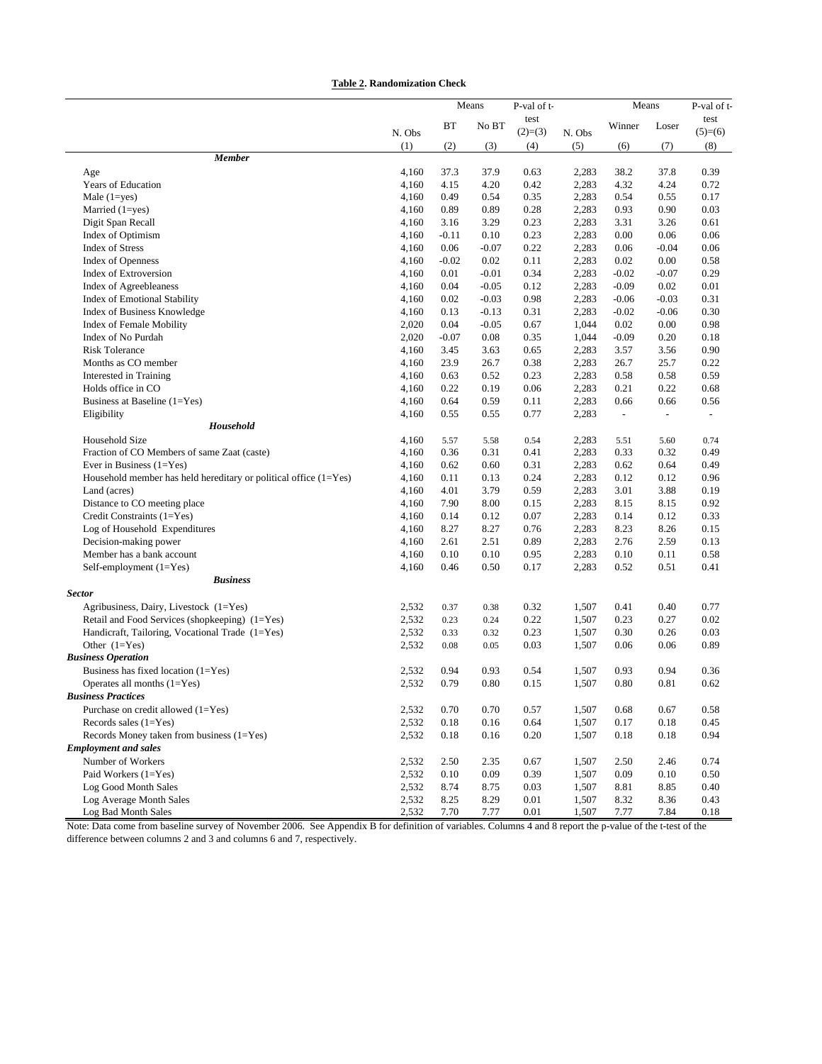**Table 2. Randomization Check**

| | N. Obs | Means: BT | Means: No BT | P-val of t-test (2)=(3) | N. Obs | Means: Winner | Means: Loser | P-val of t-test (5)=(6) |
|---|---|---|---|---|---|---|---|---|
| | (1) | (2) | (3) | (4) | (5) | (6) | (7) | (8) |
| ***Member*** | | | | | | | | |
| Age | 4,160 | 37.3 | 37.9 | 0.63 | 2,283 | 38.2 | 37.8 | 0.39 |
| Years of Education | 4,160 | 4.15 | 4.20 | 0.42 | 2,283 | 4.32 | 4.24 | 0.72 |
| Male (1=yes) | 4,160 | 0.49 | 0.54 | 0.35 | 2,283 | 0.54 | 0.55 | 0.17 |
| Married (1=yes) | 4,160 | 0.89 | 0.89 | 0.28 | 2,283 | 0.93 | 0.90 | 0.03 |
| Digit Span Recall | 4,160 | 3.16 | 3.29 | 0.23 | 2,283 | 3.31 | 3.26 | 0.61 |
| Index of Optimism | 4,160 | -0.11 | 0.10 | 0.23 | 2,283 | 0.00 | 0.06 | 0.06 |
| Index of Stress | 4,160 | 0.06 | -0.07 | 0.22 | 2,283 | 0.06 | -0.04 | 0.06 |
| Index of Openness | 4,160 | -0.02 | 0.02 | 0.11 | 2,283 | 0.02 | 0.00 | 0.58 |
| Index of Extroversion | 4,160 | 0.01 | -0.01 | 0.34 | 2,283 | -0.02 | -0.07 | 0.29 |
| Index of Agreebleaness | 4,160 | 0.04 | -0.05 | 0.12 | 2,283 | -0.09 | 0.02 | 0.01 |
| Index of Emotional Stability | 4,160 | 0.02 | -0.03 | 0.98 | 2,283 | -0.06 | -0.03 | 0.31 |
| Index of Business Knowledge | 4,160 | 0.13 | -0.13 | 0.31 | 2,283 | -0.02 | -0.06 | 0.30 |
| Index of Female Mobility | 2,020 | 0.04 | -0.05 | 0.67 | 1,044 | 0.02 | 0.00 | 0.98 |
| Index of No Purdah | 2,020 | -0.07 | 0.08 | 0.35 | 1,044 | -0.09 | 0.20 | 0.18 |
| Risk Tolerance | 4,160 | 3.45 | 3.63 | 0.65 | 2,283 | 3.57 | 3.56 | 0.90 |
| Months as CO member | 4,160 | 23.9 | 26.7 | 0.38 | 2,283 | 26.7 | 25.7 | 0.22 |
| Interested in Training | 4,160 | 0.63 | 0.52 | 0.23 | 2,283 | 0.58 | 0.58 | 0.59 |
| Holds office in CO | 4,160 | 0.22 | 0.19 | 0.06 | 2,283 | 0.21 | 0.22 | 0.68 |
| Business at Baseline (1=Yes) | 4,160 | 0.64 | 0.59 | 0.11 | 2,283 | 0.66 | 0.66 | 0.56 |
| Eligibility | 4,160 | 0.55 | 0.55 | 0.77 | 2,283 | - | - | - |
| ***Household*** | | | | | | | | |
| Household Size | 4,160 | 5.57 | 5.58 | 0.54 | 2,283 | 5.51 | 5.60 | 0.74 |
| Fraction of CO Members of same Zaat (caste) | 4,160 | 0.36 | 0.31 | 0.41 | 2,283 | 0.33 | 0.32 | 0.49 |
| Ever in Business (1=Yes) | 4,160 | 0.62 | 0.60 | 0.31 | 2,283 | 0.62 | 0.64 | 0.49 |
| Household member has held hereditary or political office (1=Yes) | 4,160 | 0.11 | 0.13 | 0.24 | 2,283 | 0.12 | 0.12 | 0.96 |
| Land (acres) | 4,160 | 4.01 | 3.79 | 0.59 | 2,283 | 3.01 | 3.88 | 0.19 |
| Distance to CO meeting place | 4,160 | 7.90 | 8.00 | 0.15 | 2,283 | 8.15 | 8.15 | 0.92 |
| Credit Constraints (1=Yes) | 4,160 | 0.14 | 0.12 | 0.07 | 2,283 | 0.14 | 0.12 | 0.33 |
| Log of Household Expenditures | 4,160 | 8.27 | 8.27 | 0.76 | 2,283 | 8.23 | 8.26 | 0.15 |
| Decision-making power | 4,160 | 2.61 | 2.51 | 0.89 | 2,283 | 2.76 | 2.59 | 0.13 |
| Member has a bank account | 4,160 | 0.10 | 0.10 | 0.95 | 2,283 | 0.10 | 0.11 | 0.58 |
| Self-employment (1=Yes) | 4,160 | 0.46 | 0.50 | 0.17 | 2,283 | 0.52 | 0.51 | 0.41 |
| ***Business*** | | | | | | | | |
| ***Sector*** | | | | | | | | |
| Agribusiness, Dairy, Livestock (1=Yes) | 2,532 | 0.37 | 0.38 | 0.32 | 1,507 | 0.41 | 0.40 | 0.77 |
| Retail and Food Services (shopkeeping) (1=Yes) | 2,532 | 0.23 | 0.24 | 0.22 | 1,507 | 0.23 | 0.27 | 0.02 |
| Handicraft, Tailoring, Vocational Trade (1=Yes) | 2,532 | 0.33 | 0.32 | 0.23 | 1,507 | 0.30 | 0.26 | 0.03 |
| Other (1=Yes) | 2,532 | 0.08 | 0.05 | 0.03 | 1,507 | 0.06 | 0.06 | 0.89 |
| ***Business Operation*** | | | | | | | | |
| Business has fixed location (1=Yes) | 2,532 | 0.94 | 0.93 | 0.54 | 1,507 | 0.93 | 0.94 | 0.36 |
| Operates all months (1=Yes) | 2,532 | 0.79 | 0.80 | 0.15 | 1,507 | 0.80 | 0.81 | 0.62 |
| ***Business Practices*** | | | | | | | | |
| Purchase on credit allowed (1=Yes) | 2,532 | 0.70 | 0.70 | 0.57 | 1,507 | 0.68 | 0.67 | 0.58 |
| Records sales (1=Yes) | 2,532 | 0.18 | 0.16 | 0.64 | 1,507 | 0.17 | 0.18 | 0.45 |
| Records Money taken from business (1=Yes) | 2,532 | 0.18 | 0.16 | 0.20 | 1,507 | 0.18 | 0.18 | 0.94 |
| ***Employment and sales*** | | | | | | | | |
| Number of Workers | 2,532 | 2.50 | 2.35 | 0.67 | 1,507 | 2.50 | 2.46 | 0.74 |
| Paid Workers (1=Yes) | 2,532 | 0.10 | 0.09 | 0.39 | 1,507 | 0.09 | 0.10 | 0.50 |
| Log Good Month Sales | 2,532 | 8.74 | 8.75 | 0.03 | 1,507 | 8.81 | 8.85 | 0.40 |
| Log Average Month Sales | 2,532 | 8.25 | 8.29 | 0.01 | 1,507 | 8.32 | 8.36 | 0.43 |
| Log Bad Month Sales | 2,532 | 7.70 | 7.77 | 0.01 | 1,507 | 7.77 | 7.84 | 0.18 |

Note: Data come from baseline survey of November 2006. See Appendix B for definition of variables. Columns 4 and 8 report the p-value of the t-test of the difference between columns 2 and 3 and columns 6 and 7, respectively.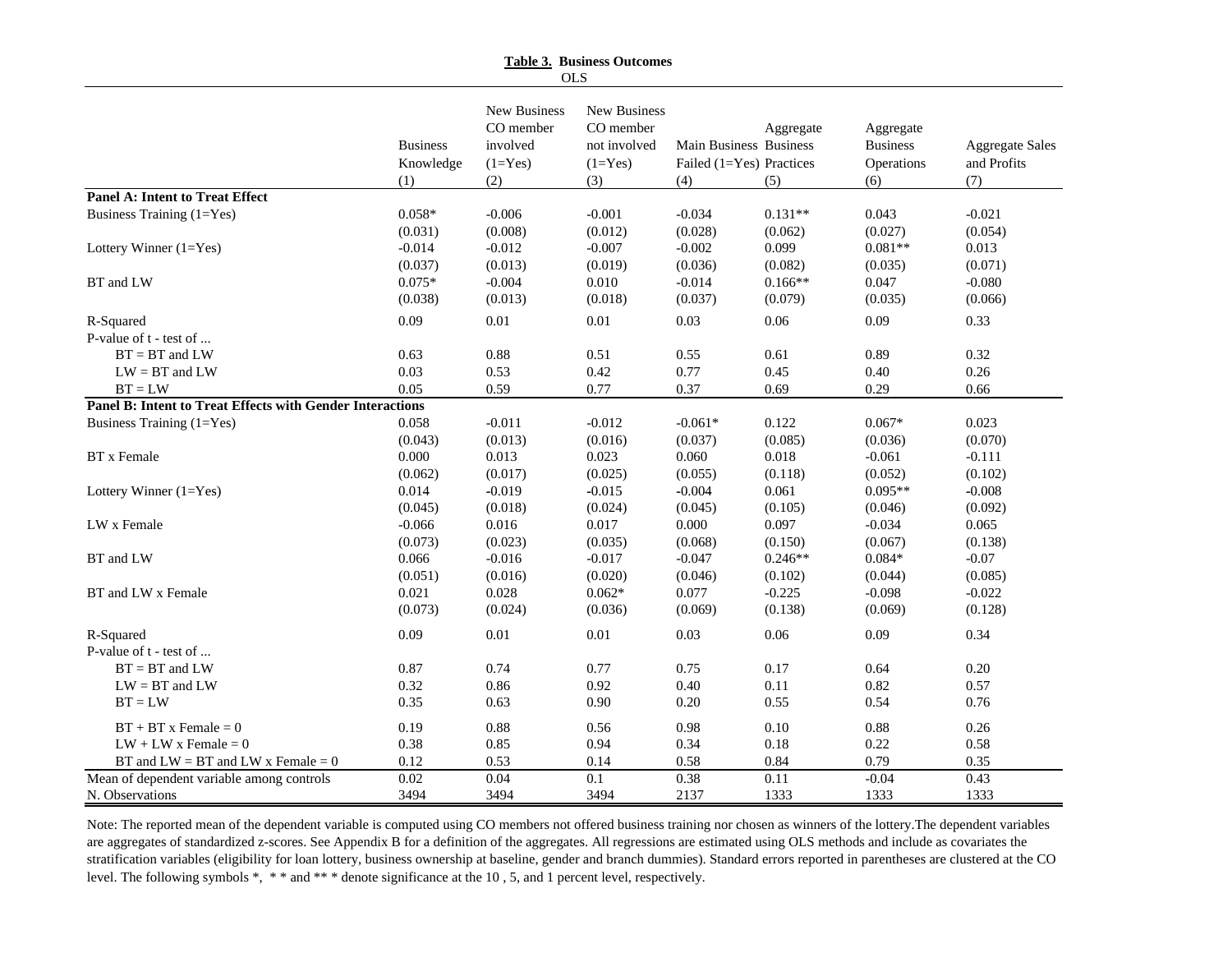**Table 3. Business Outcomes**

OLS

| | Business Knowledge (1) | New Business CO member involved (1=Yes) (2) | New Business CO member not involved (1=Yes) (3) | Main Business Failed (1=Yes) (4) | Aggregate Business Practices (5) | Aggregate Business Operations (6) | Aggregate Sales and Profits (7) |
|---|---|---|---|---|---|---|---|
| **Panel A: Intent to Treat Effect** | | | | | | | |
| Business Training (1=Yes) | 0.058* | -0.006 | -0.001 | -0.034 | 0.131** | 0.043 | -0.021 |
| | (0.031) | (0.008) | (0.012) | (0.028) | (0.062) | (0.027) | (0.054) |
| Lottery Winner (1=Yes) | -0.014 | -0.012 | -0.007 | -0.002 | 0.099 | 0.081** | 0.013 |
| | (0.037) | (0.013) | (0.019) | (0.036) | (0.082) | (0.035) | (0.071) |
| BT and LW | 0.075* | -0.004 | 0.010 | -0.014 | 0.166** | 0.047 | -0.080 |
| | (0.038) | (0.013) | (0.018) | (0.037) | (0.079) | (0.035) | (0.066) |
| R-Squared | 0.09 | 0.01 | 0.01 | 0.03 | 0.06 | 0.09 | 0.33 |
| P-value of t - test of ... | | | | | | | |
| BT = BT and LW | 0.63 | 0.88 | 0.51 | 0.55 | 0.61 | 0.89 | 0.32 |
| LW = BT and LW | 0.03 | 0.53 | 0.42 | 0.77 | 0.45 | 0.40 | 0.26 |
| BT = LW | 0.05 | 0.59 | 0.77 | 0.37 | 0.69 | 0.29 | 0.66 |
| **Panel B: Intent to Treat Effects with Gender Interactions** | | | | | | | |
| Business Training (1=Yes) | 0.058 | -0.011 | -0.012 | -0.061* | 0.122 | 0.067* | 0.023 |
| | (0.043) | (0.013) | (0.016) | (0.037) | (0.085) | (0.036) | (0.070) |
| BT x Female | 0.000 | 0.013 | 0.023 | 0.060 | 0.018 | -0.061 | -0.111 |
| | (0.062) | (0.017) | (0.025) | (0.055) | (0.118) | (0.052) | (0.102) |
| Lottery Winner (1=Yes) | 0.014 | -0.019 | -0.015 | -0.004 | 0.061 | 0.095** | -0.008 |
| | (0.045) | (0.018) | (0.024) | (0.045) | (0.105) | (0.046) | (0.092) |
| LW x Female | -0.066 | 0.016 | 0.017 | 0.000 | 0.097 | -0.034 | 0.065 |
| | (0.073) | (0.023) | (0.035) | (0.068) | (0.150) | (0.067) | (0.138) |
| BT and LW | 0.066 | -0.016 | -0.017 | -0.047 | 0.246** | 0.084* | -0.07 |
| | (0.051) | (0.016) | (0.020) | (0.046) | (0.102) | (0.044) | (0.085) |
| BT and LW x Female | 0.021 | 0.028 | 0.062* | 0.077 | -0.225 | -0.098 | -0.022 |
| | (0.073) | (0.024) | (0.036) | (0.069) | (0.138) | (0.069) | (0.128) |
| R-Squared | 0.09 | 0.01 | 0.01 | 0.03 | 0.06 | 0.09 | 0.34 |
| P-value of t - test of ... | | | | | | | |
| BT = BT and LW | 0.87 | 0.74 | 0.77 | 0.75 | 0.17 | 0.64 | 0.20 |
| LW = BT and LW | 0.32 | 0.86 | 0.92 | 0.40 | 0.11 | 0.82 | 0.57 |
| BT = LW | 0.35 | 0.63 | 0.90 | 0.20 | 0.55 | 0.54 | 0.76 |
| BT + BT x Female = 0 | 0.19 | 0.88 | 0.56 | 0.98 | 0.10 | 0.88 | 0.26 |
| LW + LW x Female = 0 | 0.38 | 0.85 | 0.94 | 0.34 | 0.18 | 0.22 | 0.58 |
| BT and LW = BT and LW x Female = 0 | 0.12 | 0.53 | 0.14 | 0.58 | 0.84 | 0.79 | 0.35 |
| Mean of dependent variable among controls | 0.02 | 0.04 | 0.1 | 0.38 | 0.11 | -0.04 | 0.43 |
| N. Observations | 3494 | 3494 | 3494 | 2137 | 1333 | 1333 | 1333 |

Note: The reported mean of the dependent variable is computed using CO members not offered business training nor chosen as winners of the lottery.The dependent variables are aggregates of standardized z-scores. See Appendix B for a definition of the aggregates. All regressions are estimated using OLS methods and include as covariates the stratification variables (eligibility for loan lottery, business ownership at baseline, gender and branch dummies). Standard errors reported in parentheses are clustered at the CO level. The following symbols *, * * and ** * denote significance at the 10 , 5, and 1 percent level, respectively.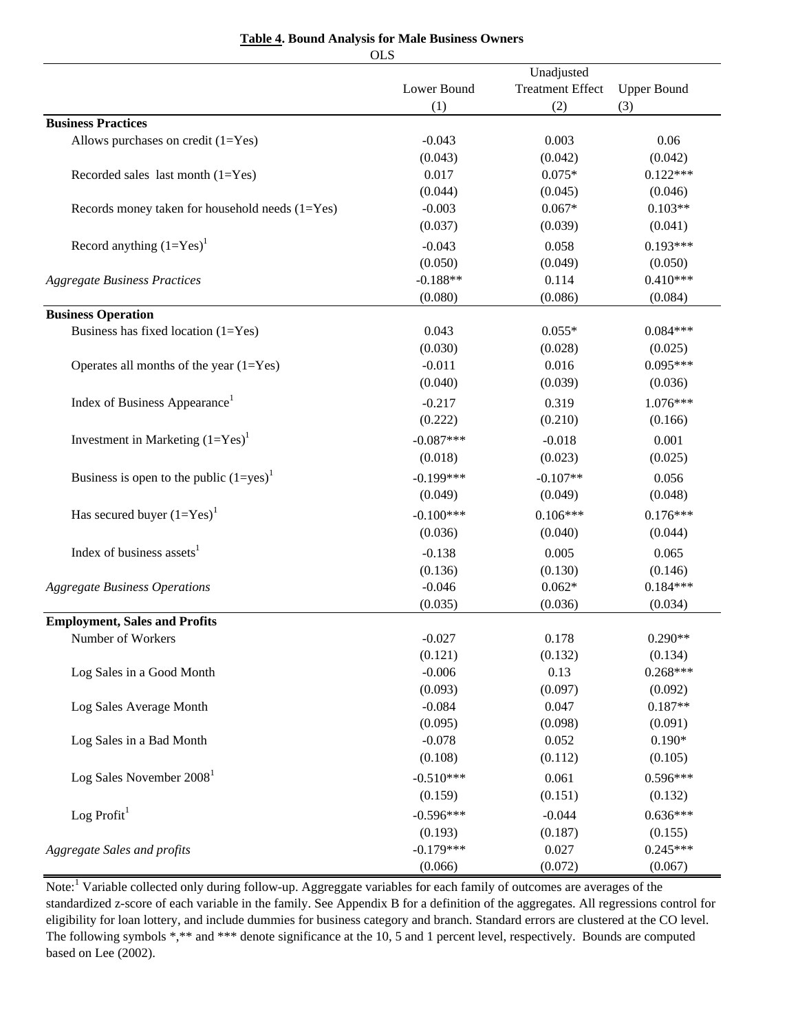**Table 4. Bound Analysis for Male Business Owners**

OLS

| | Lower Bound (1) | Unadjusted Treatment Effect (2) | Upper Bound (3) |
|---|---|---|---|
| **Business Practices** | | | |
| Allows purchases on credit (1=Yes) | -0.043 | 0.003 | 0.06 |
| | (0.043) | (0.042) | (0.042) |
| Recorded sales last month (1=Yes) | 0.017 | 0.075* | 0.122*** |
| | (0.044) | (0.045) | (0.046) |
| Records money taken for household needs (1=Yes) | -0.003 | 0.067* | 0.103** |
| | (0.037) | (0.039) | (0.041) |
| Record anything (1=Yes)[1] | -0.043 | 0.058 | 0.193*** |
| | (0.050) | (0.049) | (0.050) |
| *Aggregate Business Practices* | -0.188** | 0.114 | 0.410*** |
| | (0.080) | (0.086) | (0.084) |
| **Business Operation** | | | |
| Business has fixed location (1=Yes) | 0.043 | 0.055* | 0.084*** |
| | (0.030) | (0.028) | (0.025) |
| Operates all months of the year (1=Yes) | -0.011 | 0.016 | 0.095*** |
| | (0.040) | (0.039) | (0.036) |
| Index of Business Appearance[1] | -0.217 | 0.319 | 1.076*** |
| | (0.222) | (0.210) | (0.166) |
| Investment in Marketing (1=Yes)[1] | -0.087*** | -0.018 | 0.001 |
| | (0.018) | (0.023) | (0.025) |
| Business is open to the public (1=yes)[1] | -0.199*** | -0.107** | 0.056 |
| | (0.049) | (0.049) | (0.048) |
| Has secured buyer (1=Yes)[1] | -0.100*** | 0.106*** | 0.176*** |
| | (0.036) | (0.040) | (0.044) |
| Index of business assets[1] | -0.138 | 0.005 | 0.065 |
| | (0.136) | (0.130) | (0.146) |
| *Aggregate Business Operations* | -0.046 | 0.062* | 0.184*** |
| | (0.035) | (0.036) | (0.034) |
| **Employment, Sales and Profits** | | | |
| Number of Workers | -0.027 | 0.178 | 0.290** |
| | (0.121) | (0.132) | (0.134) |
| Log Sales in a Good Month | -0.006 | 0.13 | 0.268*** |
| | (0.093) | (0.097) | (0.092) |
| Log Sales Average Month | -0.084 | 0.047 | 0.187** |
| | (0.095) | (0.098) | (0.091) |
| Log Sales in a Bad Month | -0.078 | 0.052 | 0.190* |
| | (0.108) | (0.112) | (0.105) |
| Log Sales November 2008[1] | -0.510*** | 0.061 | 0.596*** |
| | (0.159) | (0.151) | (0.132) |
| Log Profit[1] | -0.596*** | -0.044 | 0.636*** |
| | (0.193) | (0.187) | (0.155) |
| *Aggregate Sales and profits* | -0.179*** | 0.027 | 0.245*** |
| | (0.066) | (0.072) | (0.067) |

Note:[1] Variable collected only during follow-up. Aggreggate variables for each family of outcomes are averages of the standardized z-score of each variable in the family. See Appendix B for a definition of the aggregates. All regressions control for eligibility for loan lottery, and include dummies for business category and branch. Standard errors are clustered at the CO level. The following symbols *,** and *** denote significance at the 10, 5 and 1 percent level, respectively. Bounds are computed based on Lee (2002).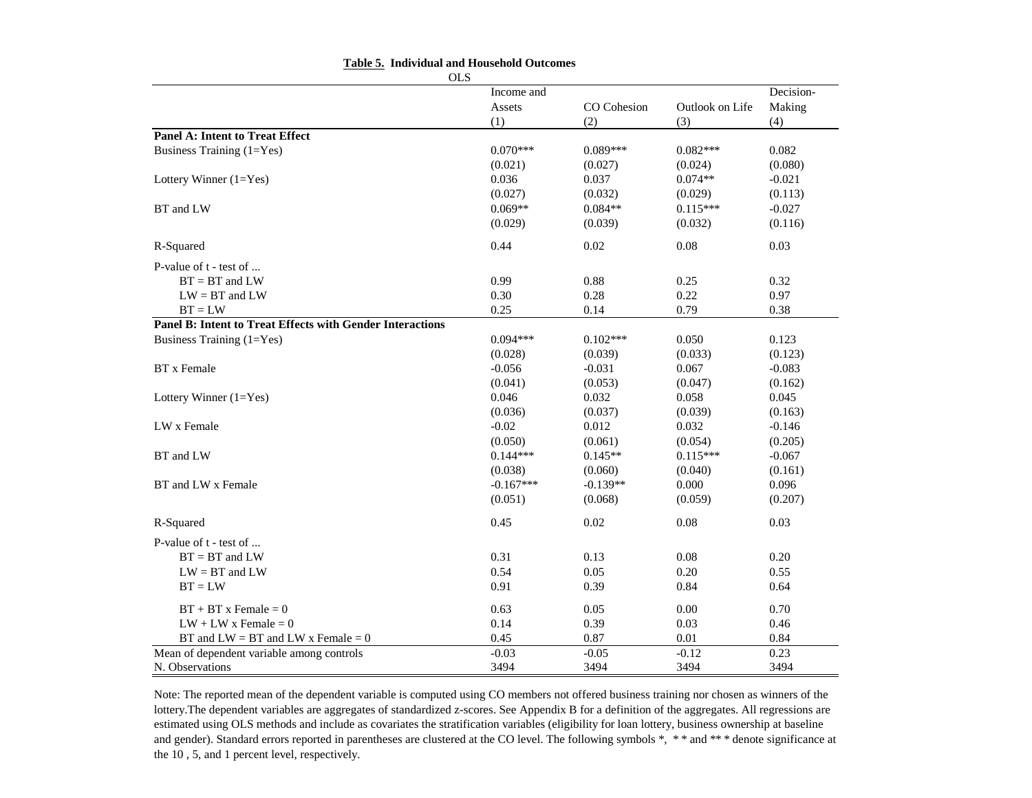**Table 5. Individual and Household Outcomes**

OLS

| | Income and Assets (1) | CO Cohesion (2) | Outlook on Life (3) | Decision-Making (4) |
|---|---|---|---|---|
| **Panel A: Intent to Treat Effect** | | | | |
| Business Training (1=Yes) | 0.070*** | 0.089*** | 0.082*** | 0.082 |
| | (0.021) | (0.027) | (0.024) | (0.080) |
| Lottery Winner (1=Yes) | 0.036 | 0.037 | 0.074** | -0.021 |
| | (0.027) | (0.032) | (0.029) | (0.113) |
| BT and LW | 0.069** | 0.084** | 0.115*** | -0.027 |
| | (0.029) | (0.039) | (0.032) | (0.116) |
| R-Squared | 0.44 | 0.02 | 0.08 | 0.03 |
| P-value of t - test of ... | | | | |
| BT = BT and LW | 0.99 | 0.88 | 0.25 | 0.32 |
| LW = BT and LW | 0.30 | 0.28 | 0.22 | 0.97 |
| BT = LW | 0.25 | 0.14 | 0.79 | 0.38 |
| **Panel B: Intent to Treat Effects with Gender Interactions** | | | | |
| Business Training (1=Yes) | 0.094*** | 0.102*** | 0.050 | 0.123 |
| | (0.028) | (0.039) | (0.033) | (0.123) |
| BT x Female | -0.056 | -0.031 | 0.067 | -0.083 |
| | (0.041) | (0.053) | (0.047) | (0.162) |
| Lottery Winner (1=Yes) | 0.046 | 0.032 | 0.058 | 0.045 |
| | (0.036) | (0.037) | (0.039) | (0.163) |
| LW x Female | -0.02 | 0.012 | 0.032 | -0.146 |
| | (0.050) | (0.061) | (0.054) | (0.205) |
| BT and LW | 0.144*** | 0.145** | 0.115*** | -0.067 |
| | (0.038) | (0.060) | (0.040) | (0.161) |
| BT and LW x Female | -0.167*** | -0.139** | 0.000 | 0.096 |
| | (0.051) | (0.068) | (0.059) | (0.207) |
| R-Squared | 0.45 | 0.02 | 0.08 | 0.03 |
| P-value of t - test of ... | | | | |
| BT = BT and LW | 0.31 | 0.13 | 0.08 | 0.20 |
| LW = BT and LW | 0.54 | 0.05 | 0.20 | 0.55 |
| BT = LW | 0.91 | 0.39 | 0.84 | 0.64 |
| BT + BT x Female = 0 | 0.63 | 0.05 | 0.00 | 0.70 |
| LW + LW x Female = 0 | 0.14 | 0.39 | 0.03 | 0.46 |
| BT and LW = BT and LW x Female = 0 | 0.45 | 0.87 | 0.01 | 0.84 |
| Mean of dependent variable among controls | -0.03 | -0.05 | -0.12 | 0.23 |
| N. Observations | 3494 | 3494 | 3494 | 3494 |

Note: The reported mean of the dependent variable is computed using CO members not offered business training nor chosen as winners of the lottery.The dependent variables are aggregates of standardized z-scores. See Appendix B for a definition of the aggregates. All regressions are estimated using OLS methods and include as covariates the stratification variables (eligibility for loan lottery, business ownership at baseline and gender). Standard errors reported in parentheses are clustered at the CO level. The following symbols *, * * and ** * denote significance at the 10 , 5, and 1 percent level, respectively.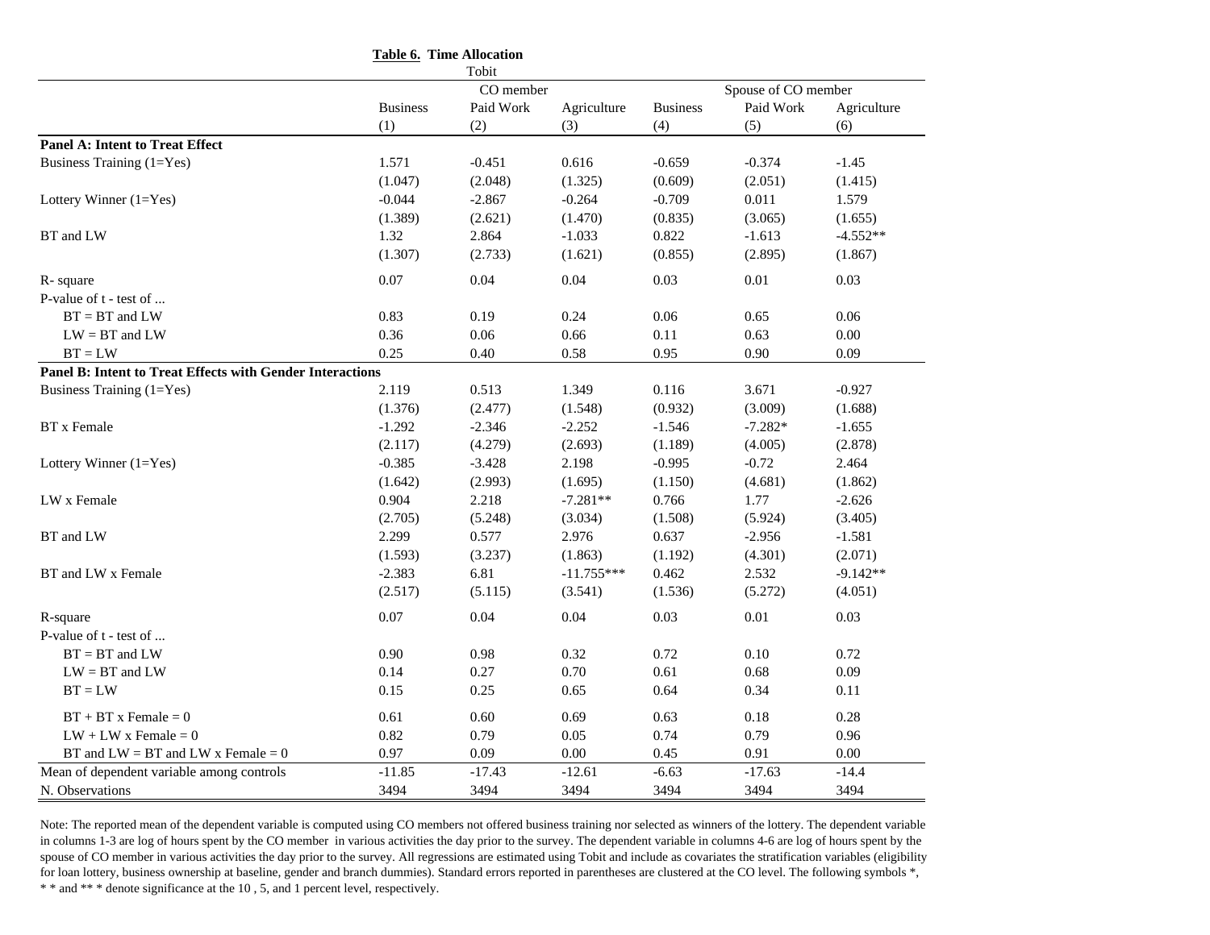**Table 6. Time Allocation**

Tobit

| | CO member | | | Spouse of CO member | | |
|---|---|---|---|---|---|---|
| | Business | Paid Work | Agriculture | Business | Paid Work | Agriculture |
| | (1) | (2) | (3) | (4) | (5) | (6) |
| **Panel A: Intent to Treat Effect** | | | | | | |
| Business Training (1=Yes) | 1.571 | -0.451 | 0.616 | -0.659 | -0.374 | -1.45 |
| | (1.047) | (2.048) | (1.325) | (0.609) | (2.051) | (1.415) |
| Lottery Winner (1=Yes) | -0.044 | -2.867 | -0.264 | -0.709 | 0.011 | 1.579 |
| | (1.389) | (2.621) | (1.470) | (0.835) | (3.065) | (1.655) |
| BT and LW | 1.32 | 2.864 | -1.033 | 0.822 | -1.613 | -4.552** |
| | (1.307) | (2.733) | (1.621) | (0.855) | (2.895) | (1.867) |
| R- square | 0.07 | 0.04 | 0.04 | 0.03 | 0.01 | 0.03 |
| P-value of t - test of ... | | | | | | |
| BT = BT and LW | 0.83 | 0.19 | 0.24 | 0.06 | 0.65 | 0.06 |
| LW = BT and LW | 0.36 | 0.06 | 0.66 | 0.11 | 0.63 | 0.00 |
| BT = LW | 0.25 | 0.40 | 0.58 | 0.95 | 0.90 | 0.09 |
| **Panel B: Intent to Treat Effects with Gender Interactions** | | | | | | |
| Business Training (1=Yes) | 2.119 | 0.513 | 1.349 | 0.116 | 3.671 | -0.927 |
| | (1.376) | (2.477) | (1.548) | (0.932) | (3.009) | (1.688) |
| BT x Female | -1.292 | -2.346 | -2.252 | -1.546 | -7.282* | -1.655 |
| | (2.117) | (4.279) | (2.693) | (1.189) | (4.005) | (2.878) |
| Lottery Winner (1=Yes) | -0.385 | -3.428 | 2.198 | -0.995 | -0.72 | 2.464 |
| | (1.642) | (2.993) | (1.695) | (1.150) | (4.681) | (1.862) |
| LW x Female | 0.904 | 2.218 | -7.281** | 0.766 | 1.77 | -2.626 |
| | (2.705) | (5.248) | (3.034) | (1.508) | (5.924) | (3.405) |
| BT and LW | 2.299 | 0.577 | 2.976 | 0.637 | -2.956 | -1.581 |
| | (1.593) | (3.237) | (1.863) | (1.192) | (4.301) | (2.071) |
| BT and LW x Female | -2.383 | 6.81 | -11.755*** | 0.462 | 2.532 | -9.142** |
| | (2.517) | (5.115) | (3.541) | (1.536) | (5.272) | (4.051) |
| R-square | 0.07 | 0.04 | 0.04 | 0.03 | 0.01 | 0.03 |
| P-value of t - test of ... | | | | | | |
| BT = BT and LW | 0.90 | 0.98 | 0.32 | 0.72 | 0.10 | 0.72 |
| LW = BT and LW | 0.14 | 0.27 | 0.70 | 0.61 | 0.68 | 0.09 |
| BT = LW | 0.15 | 0.25 | 0.65 | 0.64 | 0.34 | 0.11 |
| BT + BT x Female = 0 | 0.61 | 0.60 | 0.69 | 0.63 | 0.18 | 0.28 |
| LW + LW x Female = 0 | 0.82 | 0.79 | 0.05 | 0.74 | 0.79 | 0.96 |
| BT and LW = BT and LW x Female = 0 | 0.97 | 0.09 | 0.00 | 0.45 | 0.91 | 0.00 |
| Mean of dependent variable among controls | -11.85 | -17.43 | -12.61 | -6.63 | -17.63 | -14.4 |
| N. Observations | 3494 | 3494 | 3494 | 3494 | 3494 | 3494 |

Note: The reported mean of the dependent variable is computed using CO members not offered business training nor selected as winners of the lottery. The dependent variable in columns 1-3 are log of hours spent by the CO member in various activities the day prior to the survey. The dependent variable in columns 4-6 are log of hours spent by the spouse of CO member in various activities the day prior to the survey. All regressions are estimated using Tobit and include as covariates the stratification variables (eligibility for loan lottery, business ownership at baseline, gender and branch dummies). Standard errors reported in parentheses are clustered at the CO level. The following symbols *, * * and ** * denote significance at the 10 , 5, and 1 percent level, respectively.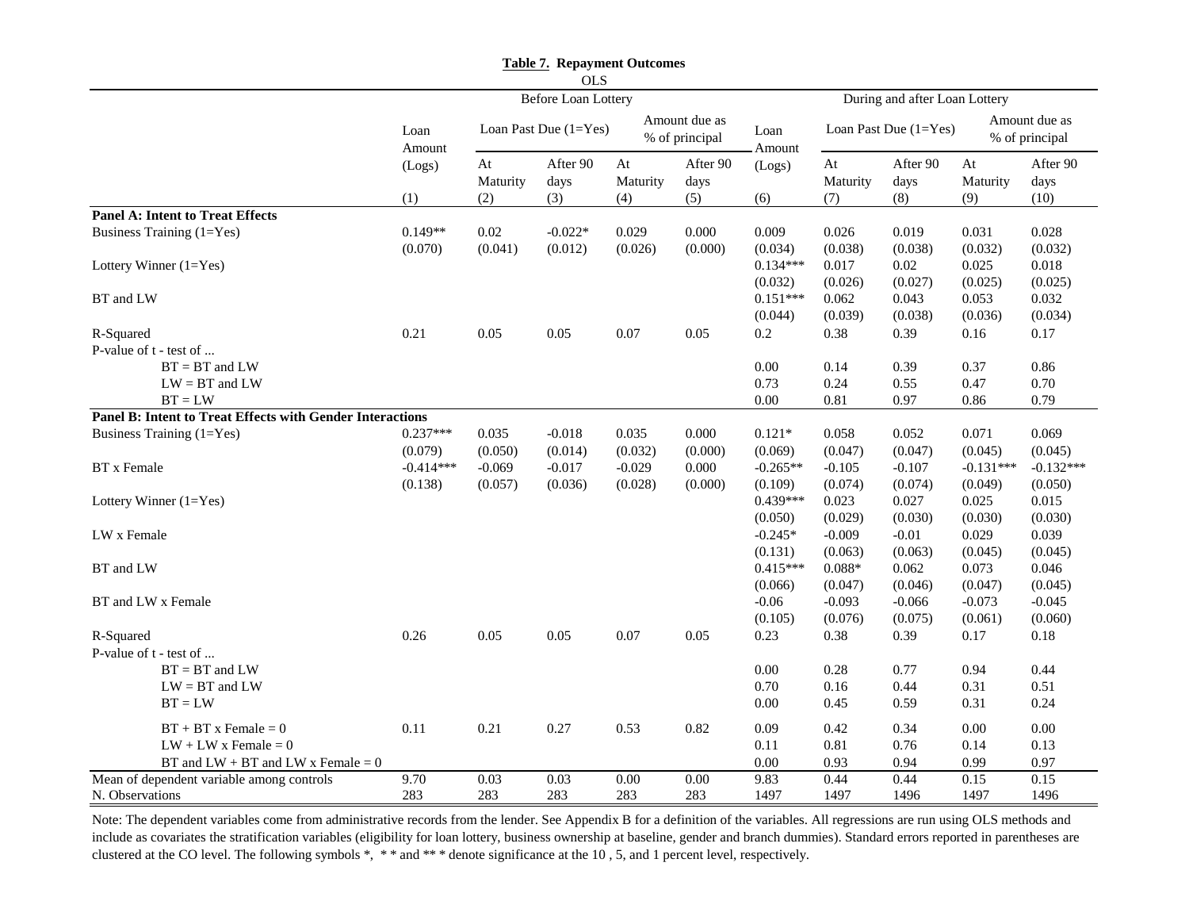**Table 7. Repayment Outcomes**

OLS

| | Before Loan Lottery | | | | | During and after Loan Lottery | | | | |
|---|---|---|---|---|---|---|---|---|---|---|
| | Loan Amount (Logs) | Loan Past Due (1=Yes) | | Amount due as % of principal | | Loan Amount (Logs) | Loan Past Due (1=Yes) | | Amount due as % of principal | |
| | | At Maturity | After 90 days | At Maturity | After 90 days | | At Maturity | After 90 days | At Maturity | After 90 days |
| | (1) | (2) | (3) | (4) | (5) | (6) | (7) | (8) | (9) | (10) |
| **Panel A: Intent to Treat Effects** | | | | | | | | | | |
| Business Training (1=Yes) | 0.149** | 0.02 | -0.022* | 0.029 | 0.000 | 0.009 | 0.026 | 0.019 | 0.031 | 0.028 |
| | (0.070) | (0.041) | (0.012) | (0.026) | (0.000) | (0.034) | (0.038) | (0.038) | (0.032) | (0.032) |
| Lottery Winner (1=Yes) | | | | | | 0.134*** | 0.017 | 0.02 | 0.025 | 0.018 |
| | | | | | | (0.032) | (0.026) | (0.027) | (0.025) | (0.025) |
| BT and LW | | | | | | 0.151*** | 0.062 | 0.043 | 0.053 | 0.032 |
| | | | | | | (0.044) | (0.039) | (0.038) | (0.036) | (0.034) |
| R-Squared | 0.21 | 0.05 | 0.05 | 0.07 | 0.05 | 0.2 | 0.38 | 0.39 | 0.16 | 0.17 |
| P-value of t - test of ... | | | | | | | | | | |
| BT = BT and LW | | | | | | 0.00 | 0.14 | 0.39 | 0.37 | 0.86 |
| LW = BT and LW | | | | | | 0.73 | 0.24 | 0.55 | 0.47 | 0.70 |
| BT = LW | | | | | | 0.00 | 0.81 | 0.97 | 0.86 | 0.79 |
| **Panel B: Intent to Treat Effects with Gender Interactions** | | | | | | | | | | |
| Business Training (1=Yes) | 0.237*** | 0.035 | -0.018 | 0.035 | 0.000 | 0.121* | 0.058 | 0.052 | 0.071 | 0.069 |
| | (0.079) | (0.050) | (0.014) | (0.032) | (0.000) | (0.069) | (0.047) | (0.047) | (0.045) | (0.045) |
| BT x Female | -0.414*** | -0.069 | -0.017 | -0.029 | 0.000 | -0.265** | -0.105 | -0.107 | -0.131*** | -0.132*** |
| | (0.138) | (0.057) | (0.036) | (0.028) | (0.000) | (0.109) | (0.074) | (0.074) | (0.049) | (0.050) |
| Lottery Winner (1=Yes) | | | | | | 0.439*** | 0.023 | 0.027 | 0.025 | 0.015 |
| | | | | | | (0.050) | (0.029) | (0.030) | (0.030) | (0.030) |
| LW x Female | | | | | | -0.245* | -0.009 | -0.01 | 0.029 | 0.039 |
| | | | | | | (0.131) | (0.063) | (0.063) | (0.045) | (0.045) |
| BT and LW | | | | | | 0.415*** | 0.088* | 0.062 | 0.073 | 0.046 |
| | | | | | | (0.066) | (0.047) | (0.046) | (0.047) | (0.045) |
| BT and LW x Female | | | | | | -0.06 | -0.093 | -0.066 | -0.073 | -0.045 |
| | | | | | | (0.105) | (0.076) | (0.075) | (0.061) | (0.060) |
| R-Squared | 0.26 | 0.05 | 0.05 | 0.07 | 0.05 | 0.23 | 0.38 | 0.39 | 0.17 | 0.18 |
| P-value of t - test of ... | | | | | | | | | | |
| BT = BT and LW | | | | | | 0.00 | 0.28 | 0.77 | 0.94 | 0.44 |
| LW = BT and LW | | | | | | 0.70 | 0.16 | 0.44 | 0.31 | 0.51 |
| BT = LW | | | | | | 0.00 | 0.45 | 0.59 | 0.31 | 0.24 |
| BT + BT x Female = 0 | 0.11 | 0.21 | 0.27 | 0.53 | 0.82 | 0.09 | 0.42 | 0.34 | 0.00 | 0.00 |
| LW + LW x Female = 0 | | | | | | 0.11 | 0.81 | 0.76 | 0.14 | 0.13 |
| BT and LW + BT and LW x Female = 0 | | | | | | 0.00 | 0.93 | 0.94 | 0.99 | 0.97 |
| Mean of dependent variable among controls | 9.70 | 0.03 | 0.03 | 0.00 | 0.00 | 9.83 | 0.44 | 0.44 | 0.15 | 0.15 |
| N. Observations | 283 | 283 | 283 | 283 | 283 | 1497 | 1497 | 1496 | 1497 | 1496 |

Note: The dependent variables come from administrative records from the lender. See Appendix B for a definition of the variables. All regressions are run using OLS methods and include as covariates the stratification variables (eligibility for loan lottery, business ownership at baseline, gender and branch dummies). Standard errors reported in parentheses are clustered at the CO level. The following symbols *, ** and *** denote significance at the 10 , 5, and 1 percent level, respectively.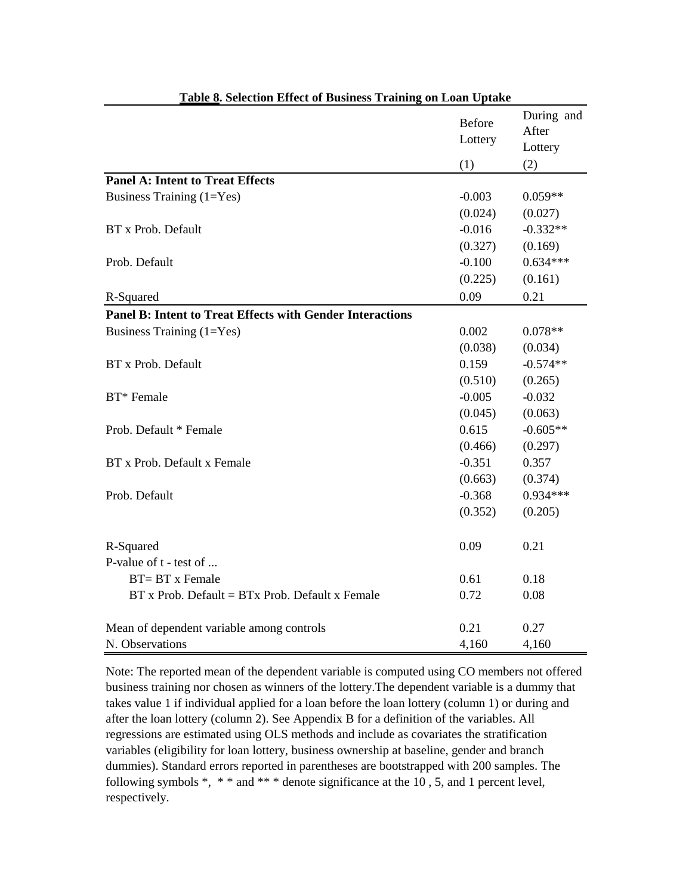**Table 8. Selection Effect of Business Training on Loan Uptake**

| | Before Lottery | During and After Lottery |
|---|---|---|
| | (1) | (2) |
| **Panel A: Intent to Treat Effects** | | |
| Business Training (1=Yes) | -0.003 | 0.059** |
| | (0.024) | (0.027) |
| BT x Prob. Default | -0.016 | -0.332** |
| | (0.327) | (0.169) |
| Prob. Default | -0.100 | 0.634*** |
| | (0.225) | (0.161) |
| R-Squared | 0.09 | 0.21 |
| **Panel B: Intent to Treat Effects with Gender Interactions** | | |
| Business Training (1=Yes) | 0.002 | 0.078** |
| | (0.038) | (0.034) |
| BT x Prob. Default | 0.159 | -0.574** |
| | (0.510) | (0.265) |
| BT* Female | -0.005 | -0.032 |
| | (0.045) | (0.063) |
| Prob. Default * Female | 0.615 | -0.605** |
| | (0.466) | (0.297) |
| BT x Prob. Default x Female | -0.351 | 0.357 |
| | (0.663) | (0.374) |
| Prob. Default | -0.368 | 0.934*** |
| | (0.352) | (0.205) |
| R-Squared | 0.09 | 0.21 |
| P-value of t - test of ... | | |
| BT= BT x Female | 0.61 | 0.18 |
| BT x Prob. Default = BTx Prob. Default x Female | 0.72 | 0.08 |
| Mean of dependent variable among controls | 0.21 | 0.27 |
| N. Observations | 4,160 | 4,160 |

Note: The reported mean of the dependent variable is computed using CO members not offered business training nor chosen as winners of the lottery.The dependent variable is a dummy that takes value 1 if individual applied for a loan before the loan lottery (column 1) or during and after the loan lottery (column 2). See Appendix B for a definition of the variables. All regressions are estimated using OLS methods and include as covariates the stratification variables (eligibility for loan lottery, business ownership at baseline, gender and branch dummies). Standard errors reported in parentheses are bootstrapped with 200 samples. The following symbols *, * * and ** * denote significance at the 10 , 5, and 1 percent level, respectively.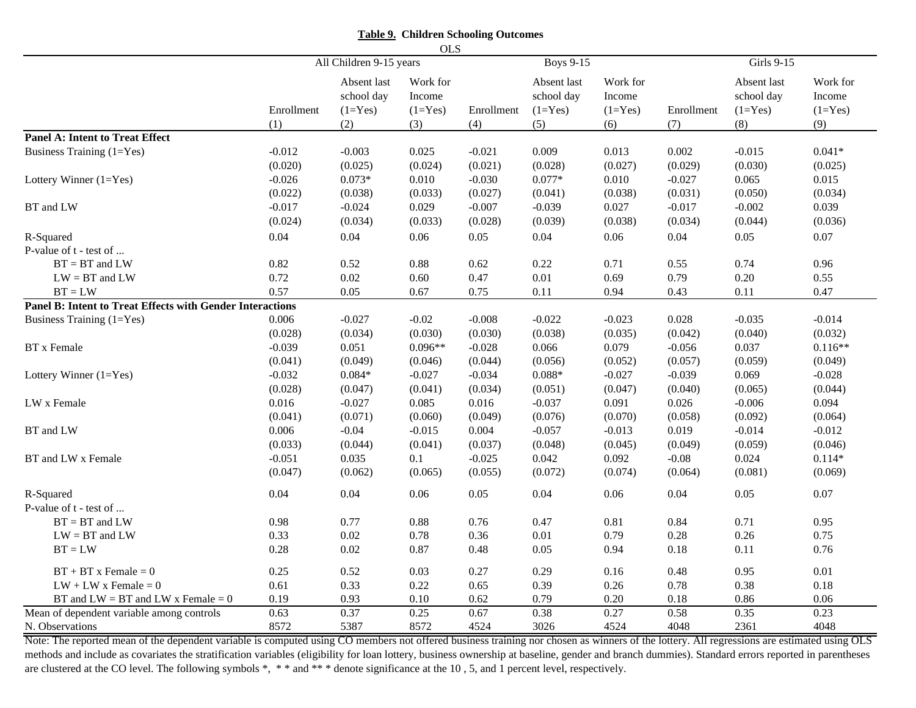**Table 9. Children Schooling Outcomes**

OLS

| | All Children 9-15 years | | | Boys 9-15 | | | Girls 9-15 | | |
|---|---|---|---|---|---|---|---|---|---|
| | Enrollment | Absent last school day (1=Yes) | Work for Income (1=Yes) | Enrollment | Absent last school day (1=Yes) | Work for Income (1=Yes) | Enrollment | Absent last school day (1=Yes) | Work for Income (1=Yes) |
| | (1) | (2) | (3) | (4) | (5) | (6) | (7) | (8) | (9) |
| **Panel A: Intent to Treat Effect** | | | | | | | | | |
| Business Training (1=Yes) | -0.012 | -0.003 | 0.025 | -0.021 | 0.009 | 0.013 | 0.002 | -0.015 | 0.041* |
| | (0.020) | (0.025) | (0.024) | (0.021) | (0.028) | (0.027) | (0.029) | (0.030) | (0.025) |
| Lottery Winner (1=Yes) | -0.026 | 0.073* | 0.010 | -0.030 | 0.077* | 0.010 | -0.027 | 0.065 | 0.015 |
| | (0.022) | (0.038) | (0.033) | (0.027) | (0.041) | (0.038) | (0.031) | (0.050) | (0.034) |
| BT and LW | -0.017 | -0.024 | 0.029 | -0.007 | -0.039 | 0.027 | -0.017 | -0.002 | 0.039 |
| | (0.024) | (0.034) | (0.033) | (0.028) | (0.039) | (0.038) | (0.034) | (0.044) | (0.036) |
| R-Squared | 0.04 | 0.04 | 0.06 | 0.05 | 0.04 | 0.06 | 0.04 | 0.05 | 0.07 |
| P-value of t - test of ... | | | | | | | | | |
| BT = BT and LW | 0.82 | 0.52 | 0.88 | 0.62 | 0.22 | 0.71 | 0.55 | 0.74 | 0.96 |
| LW = BT and LW | 0.72 | 0.02 | 0.60 | 0.47 | 0.01 | 0.69 | 0.79 | 0.20 | 0.55 |
| BT = LW | 0.57 | 0.05 | 0.67 | 0.75 | 0.11 | 0.94 | 0.43 | 0.11 | 0.47 |
| **Panel B: Intent to Treat Effects with Gender Interactions** | | | | | | | | | |
| Business Training (1=Yes) | 0.006 | -0.027 | -0.02 | -0.008 | -0.022 | -0.023 | 0.028 | -0.035 | -0.014 |
| | (0.028) | (0.034) | (0.030) | (0.030) | (0.038) | (0.035) | (0.042) | (0.040) | (0.032) |
| BT x Female | -0.039 | 0.051 | 0.096** | -0.028 | 0.066 | 0.079 | -0.056 | 0.037 | 0.116** |
| | (0.041) | (0.049) | (0.046) | (0.044) | (0.056) | (0.052) | (0.057) | (0.059) | (0.049) |
| Lottery Winner (1=Yes) | -0.032 | 0.084* | -0.027 | -0.034 | 0.088* | -0.027 | -0.039 | 0.069 | -0.028 |
| | (0.028) | (0.047) | (0.041) | (0.034) | (0.051) | (0.047) | (0.040) | (0.065) | (0.044) |
| LW x Female | 0.016 | -0.027 | 0.085 | 0.016 | -0.037 | 0.091 | 0.026 | -0.006 | 0.094 |
| | (0.041) | (0.071) | (0.060) | (0.049) | (0.076) | (0.070) | (0.058) | (0.092) | (0.064) |
| BT and LW | 0.006 | -0.04 | -0.015 | 0.004 | -0.057 | -0.013 | 0.019 | -0.014 | -0.012 |
| | (0.033) | (0.044) | (0.041) | (0.037) | (0.048) | (0.045) | (0.049) | (0.059) | (0.046) |
| BT and LW x Female | -0.051 | 0.035 | 0.1 | -0.025 | 0.042 | 0.092 | -0.08 | 0.024 | 0.114* |
| | (0.047) | (0.062) | (0.065) | (0.055) | (0.072) | (0.074) | (0.064) | (0.081) | (0.069) |
| R-Squared | 0.04 | 0.04 | 0.06 | 0.05 | 0.04 | 0.06 | 0.04 | 0.05 | 0.07 |
| P-value of t - test of ... | | | | | | | | | |
| BT = BT and LW | 0.98 | 0.77 | 0.88 | 0.76 | 0.47 | 0.81 | 0.84 | 0.71 | 0.95 |
| LW = BT and LW | 0.33 | 0.02 | 0.78 | 0.36 | 0.01 | 0.79 | 0.28 | 0.26 | 0.75 |
| BT = LW | 0.28 | 0.02 | 0.87 | 0.48 | 0.05 | 0.94 | 0.18 | 0.11 | 0.76 |
| BT + BT x Female = 0 | 0.25 | 0.52 | 0.03 | 0.27 | 0.29 | 0.16 | 0.48 | 0.95 | 0.01 |
| LW + LW x Female = 0 | 0.61 | 0.33 | 0.22 | 0.65 | 0.39 | 0.26 | 0.78 | 0.38 | 0.18 |
| BT and LW = BT and LW x Female = 0 | 0.19 | 0.93 | 0.10 | 0.62 | 0.79 | 0.20 | 0.18 | 0.86 | 0.06 |
| Mean of dependent variable among controls | 0.63 | 0.37 | 0.25 | 0.67 | 0.38 | 0.27 | 0.58 | 0.35 | 0.23 |
| N. Observations | 8572 | 5387 | 8572 | 4524 | 3026 | 4524 | 4048 | 2361 | 4048 |

Note: The reported mean of the dependent variable is computed using CO members not offered business training nor chosen as winners of the lottery. All regressions are estimated using OLS methods and include as covariates the stratification variables (eligibility for loan lottery, business ownership at baseline, gender and branch dummies). Standard errors reported in parentheses are clustered at the CO level. The following symbols *, * * and ** * denote significance at the 10 , 5, and 1 percent level, respectively.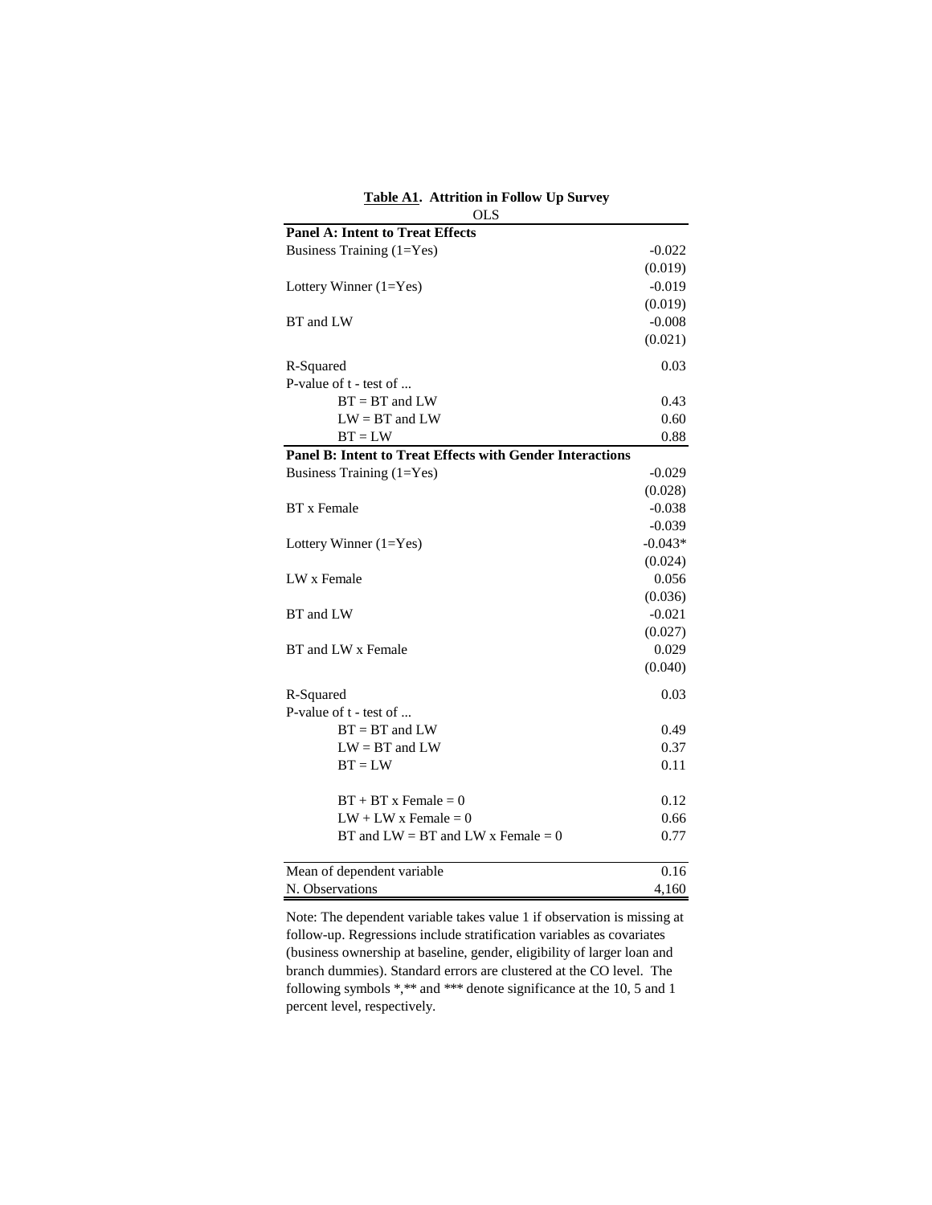**Table A1. Attrition in Follow Up Survey**

| | OLS |
|---|---|
| **Panel A: Intent to Treat Effects** | |
| Business Training (1=Yes) | -0.022 |
| | (0.019) |
| Lottery Winner (1=Yes) | -0.019 |
| | (0.019) |
| BT and LW | -0.008 |
| | (0.021) |
| R-Squared | 0.03 |
| P-value of t - test of ... | |
| BT = BT and LW | 0.43 |
| LW = BT and LW | 0.60 |
| BT = LW | 0.88 |
| **Panel B: Intent to Treat Effects with Gender Interactions** | |
| Business Training (1=Yes) | -0.029 |
| | (0.028) |
| BT x Female | -0.038 |
| | -0.039 |
| Lottery Winner (1=Yes) | -0.043* |
| | (0.024) |
| LW x Female | 0.056 |
| | (0.036) |
| BT and LW | -0.021 |
| | (0.027) |
| BT and LW x Female | 0.029 |
| | (0.040) |
| R-Squared | 0.03 |
| P-value of t - test of ... | |
| BT = BT and LW | 0.49 |
| LW = BT and LW | 0.37 |
| BT = LW | 0.11 |
| BT + BT x Female = 0 | 0.12 |
| LW + LW x Female = 0 | 0.66 |
| BT and LW = BT and LW x Female = 0 | 0.77 |
| Mean of dependent variable | 0.16 |
| N. Observations | 4,160 |

Note: The dependent variable takes value 1 if observation is missing at follow-up. Regressions include stratification variables as covariates (business ownership at baseline, gender, eligibility of larger loan and branch dummies). Standard errors are clustered at the CO level. The following symbols *,** and *** denote significance at the 10, 5 and 1 percent level, respectively.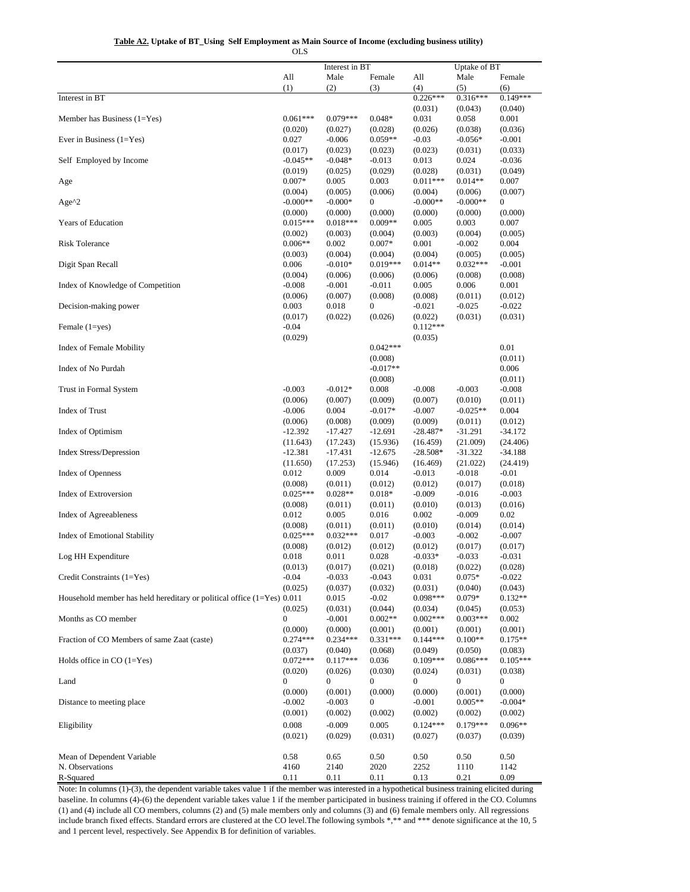**Table A2. Uptake of BT_Using Self Employment as Main Source of Income (excluding business utility)**

OLS

| | Interest in BT | | | Uptake of BT | | |
|---|---|---|---|---|---|---|
| | All | Male | Female | All | Male | Female |
| | (1) | (2) | (3) | (4) | (5) | (6) |
| Interest in BT | | | | 0.226*** | 0.316*** | 0.149*** |
| | | | | (0.031) | (0.043) | (0.040) |
| Member has Business (1=Yes) | 0.061*** | 0.079*** | 0.048* | 0.031 | 0.058 | 0.001 |
| | (0.020) | (0.027) | (0.028) | (0.026) | (0.038) | (0.036) |
| Ever in Business (1=Yes) | 0.027 | -0.006 | 0.059** | -0.03 | -0.056* | -0.001 |
| | (0.017) | (0.023) | (0.023) | (0.023) | (0.031) | (0.033) |
| Self Employed by Income | -0.045** | -0.048* | -0.013 | 0.013 | 0.024 | -0.036 |
| | (0.019) | (0.025) | (0.029) | (0.028) | (0.031) | (0.049) |
| Age | 0.007* | 0.005 | 0.003 | 0.011*** | 0.014** | 0.007 |
| | (0.004) | (0.005) | (0.006) | (0.004) | (0.006) | (0.007) |
| Age^2 | -0.000** | -0.000* | 0 | -0.000** | -0.000** | 0 |
| | (0.000) | (0.000) | (0.000) | (0.000) | (0.000) | (0.000) |
| Years of Education | 0.015*** | 0.018*** | 0.009** | 0.005 | 0.003 | 0.007 |
| | (0.002) | (0.003) | (0.004) | (0.003) | (0.004) | (0.005) |
| Risk Tolerance | 0.006** | 0.002 | 0.007* | 0.001 | -0.002 | 0.004 |
| | (0.003) | (0.004) | (0.004) | (0.004) | (0.005) | (0.005) |
| Digit Span Recall | 0.006 | -0.010* | 0.019*** | 0.014** | 0.032*** | -0.001 |
| | (0.004) | (0.006) | (0.006) | (0.006) | (0.008) | (0.008) |
| Index of Knowledge of Competition | -0.008 | -0.001 | -0.011 | 0.005 | 0.006 | 0.001 |
| | (0.006) | (0.007) | (0.008) | (0.008) | (0.011) | (0.012) |
| Decision-making power | 0.003 | 0.018 | 0 | -0.021 | -0.025 | -0.022 |
| | (0.017) | (0.022) | (0.026) | (0.022) | (0.031) | (0.031) |
| Female (1=yes) | -0.04 | | | 0.112*** | | |
| | (0.029) | | | (0.035) | | |
| Index of Female Mobility | | | 0.042*** | | | 0.01 |
| | | | (0.008) | | | (0.011) |
| Index of No Purdah | | | -0.017** | | | 0.006 |
| | | | (0.008) | | | (0.011) |
| Trust in Formal System | -0.003 | -0.012* | 0.008 | -0.008 | -0.003 | -0.008 |
| | (0.006) | (0.007) | (0.009) | (0.007) | (0.010) | (0.011) |
| Index of Trust | -0.006 | 0.004 | -0.017* | -0.007 | -0.025** | 0.004 |
| | (0.006) | (0.008) | (0.009) | (0.009) | (0.011) | (0.012) |
| Index of Optimism | -12.392 | -17.427 | -12.691 | -28.487* | -31.291 | -34.172 |
| | (11.643) | (17.243) | (15.936) | (16.459) | (21.009) | (24.406) |
| Index Stress/Depression | -12.381 | -17.431 | -12.675 | -28.508* | -31.322 | -34.188 |
| | (11.650) | (17.253) | (15.946) | (16.469) | (21.022) | (24.419) |
| Index of Openness | 0.012 | 0.009 | 0.014 | -0.013 | -0.018 | -0.01 |
| | (0.008) | (0.011) | (0.012) | (0.012) | (0.017) | (0.018) |
| Index of Extroversion | 0.025*** | 0.028** | 0.018* | -0.009 | -0.016 | -0.003 |
| | (0.008) | (0.011) | (0.011) | (0.010) | (0.013) | (0.016) |
| Index of Agreeableness | 0.012 | 0.005 | 0.016 | 0.002 | -0.009 | 0.02 |
| | (0.008) | (0.011) | (0.011) | (0.010) | (0.014) | (0.014) |
| Index of Emotional Stability | 0.025*** | 0.032*** | 0.017 | -0.003 | -0.002 | -0.007 |
| | (0.008) | (0.012) | (0.012) | (0.012) | (0.017) | (0.017) |
| Log HH Expenditure | 0.018 | 0.011 | 0.028 | -0.033* | -0.033 | -0.031 |
| | (0.013) | (0.017) | (0.021) | (0.018) | (0.022) | (0.028) |
| Credit Constraints (1=Yes) | -0.04 | -0.033 | -0.043 | 0.031 | 0.075* | -0.022 |
| | (0.025) | (0.037) | (0.032) | (0.031) | (0.040) | (0.043) |
| Household member has held hereditary or political office (1=Yes) | 0.011 | 0.015 | -0.02 | 0.098*** | 0.079* | 0.132** |
| | (0.025) | (0.031) | (0.044) | (0.034) | (0.045) | (0.053) |
| Months as CO member | 0 | -0.001 | 0.002** | 0.002*** | 0.003*** | 0.002 |
| | (0.000) | (0.000) | (0.001) | (0.001) | (0.001) | (0.001) |
| Fraction of CO Members of same Zaat (caste) | 0.274*** | 0.234*** | 0.331*** | 0.144*** | 0.100** | 0.175** |
| | (0.037) | (0.040) | (0.068) | (0.049) | (0.050) | (0.083) |
| Holds office in CO (1=Yes) | 0.072*** | 0.117*** | 0.036 | 0.109*** | 0.086*** | 0.105*** |
| | (0.020) | (0.026) | (0.030) | (0.024) | (0.031) | (0.038) |
| Land | 0 | 0 | 0 | 0 | 0 | 0 |
| | (0.000) | (0.001) | (0.000) | (0.000) | (0.001) | (0.000) |
| Distance to meeting place | -0.002 | -0.003 | 0 | -0.001 | 0.005** | -0.004* |
| | (0.001) | (0.002) | (0.002) | (0.002) | (0.002) | (0.002) |
| Eligibility | 0.008 | -0.009 | 0.005 | 0.124*** | 0.179*** | 0.096** |
| | (0.021) | (0.029) | (0.031) | (0.027) | (0.037) | (0.039) |
| Mean of Dependent Variable | 0.58 | 0.65 | 0.50 | 0.50 | 0.50 | 0.50 |
| N. Observations | 4160 | 2140 | 2020 | 2252 | 1110 | 1142 |
| R-Squared | 0.11 | 0.11 | 0.11 | 0.13 | 0.21 | 0.09 |

Note: In columns (1)-(3), the dependent variable takes value 1 if the member was interested in a hypothetical business training elicited during baseline. In columns (4)-(6) the dependent variable takes value 1 if the member participated in business training if offered in the CO. Columns (1) and (4) include all CO members, columns (2) and (5) male members only and columns (3) and (6) female members only. All regressions include branch fixed effects. Standard errors are clustered at the CO level.The following symbols *,** and *** denote significance at the 10, 5 and 1 percent level, respectively. See Appendix B for definition of variables.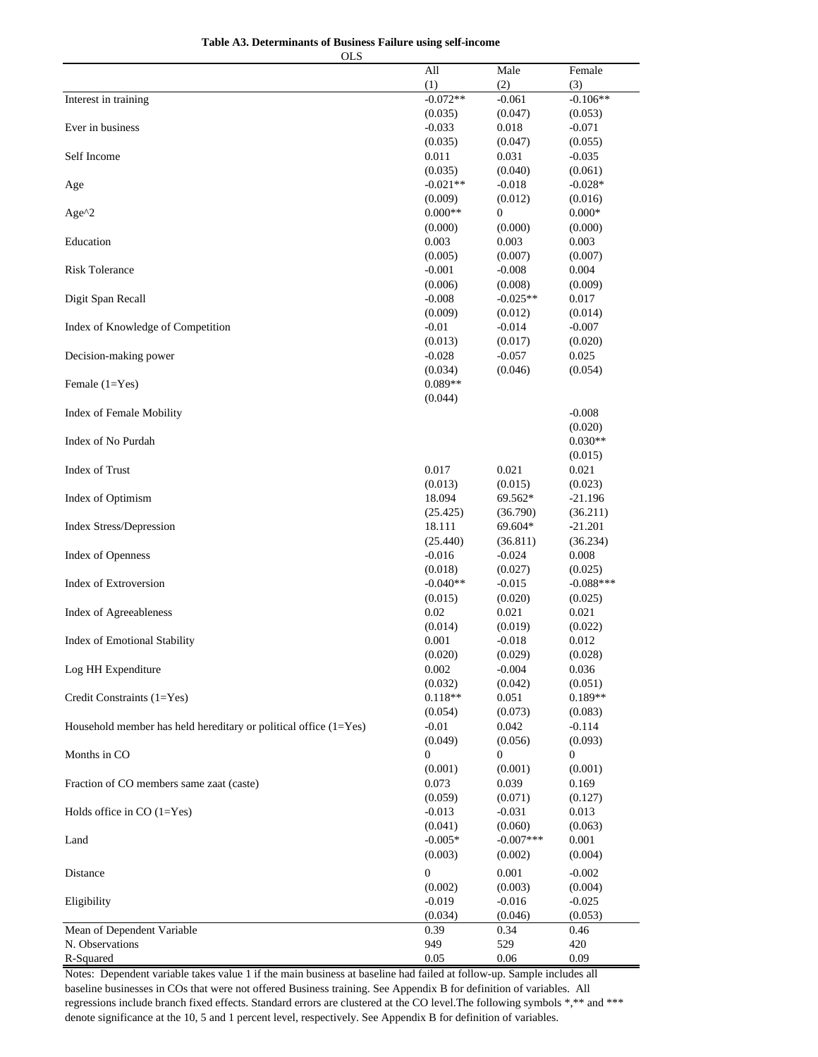**Table A3. Determinants of Business Failure using self-income**

| OLS | All | Male | Female |
|---|---|---|---|
| | (1) | (2) | (3) |
| Interest in training | -0.072** | -0.061 | -0.106** |
| | (0.035) | (0.047) | (0.053) |
| Ever in business | -0.033 | 0.018 | -0.071 |
| | (0.035) | (0.047) | (0.055) |
| Self Income | 0.011 | 0.031 | -0.035 |
| | (0.035) | (0.040) | (0.061) |
| Age | -0.021** | -0.018 | -0.028* |
| | (0.009) | (0.012) | (0.016) |
| Age^2 | 0.000** | 0 | 0.000* |
| | (0.000) | (0.000) | (0.000) |
| Education | 0.003 | 0.003 | 0.003 |
| | (0.005) | (0.007) | (0.007) |
| Risk Tolerance | -0.001 | -0.008 | 0.004 |
| | (0.006) | (0.008) | (0.009) |
| Digit Span Recall | -0.008 | -0.025** | 0.017 |
| | (0.009) | (0.012) | (0.014) |
| Index of Knowledge of Competition | -0.01 | -0.014 | -0.007 |
| | (0.013) | (0.017) | (0.020) |
| Decision-making power | -0.028 | -0.057 | 0.025 |
| | (0.034) | (0.046) | (0.054) |
| Female (1=Yes) | 0.089** | | |
| | (0.044) | | |
| Index of Female Mobility | | | -0.008 |
| | | | (0.020) |
| Index of No Purdah | | | 0.030** |
| | | | (0.015) |
| Index of Trust | 0.017 | 0.021 | 0.021 |
| | (0.013) | (0.015) | (0.023) |
| Index of Optimism | 18.094 | 69.562* | -21.196 |
| | (25.425) | (36.790) | (36.211) |
| Index Stress/Depression | 18.111 | 69.604* | -21.201 |
| | (25.440) | (36.811) | (36.234) |
| Index of Openness | -0.016 | -0.024 | 0.008 |
| | (0.018) | (0.027) | (0.025) |
| Index of Extroversion | -0.040** | -0.015 | -0.088*** |
| | (0.015) | (0.020) | (0.025) |
| Index of Agreeableness | 0.02 | 0.021 | 0.021 |
| | (0.014) | (0.019) | (0.022) |
| Index of Emotional Stability | 0.001 | -0.018 | 0.012 |
| | (0.020) | (0.029) | (0.028) |
| Log HH Expenditure | 0.002 | -0.004 | 0.036 |
| | (0.032) | (0.042) | (0.051) |
| Credit Constraints (1=Yes) | 0.118** | 0.051 | 0.189** |
| | (0.054) | (0.073) | (0.083) |
| Household member has held hereditary or political office (1=Yes) | -0.01 | 0.042 | -0.114 |
| | (0.049) | (0.056) | (0.093) |
| Months in CO | 0 | 0 | 0 |
| | (0.001) | (0.001) | (0.001) |
| Fraction of CO members same zaat (caste) | 0.073 | 0.039 | 0.169 |
| | (0.059) | (0.071) | (0.127) |
| Holds office in CO (1=Yes) | -0.013 | -0.031 | 0.013 |
| | (0.041) | (0.060) | (0.063) |
| Land | -0.005* | -0.007*** | 0.001 |
| | (0.003) | (0.002) | (0.004) |
| Distance | 0 | 0.001 | -0.002 |
| | (0.002) | (0.003) | (0.004) |
| Eligibility | -0.019 | -0.016 | -0.025 |
| | (0.034) | (0.046) | (0.053) |
| Mean of Dependent Variable | 0.39 | 0.34 | 0.46 |
| N. Observations | 949 | 529 | 420 |
| R-Squared | 0.05 | 0.06 | 0.09 |

Notes: Dependent variable takes value 1 if the main business at baseline had failed at follow-up. Sample includes all baseline businesses in COs that were not offered Business training. See Appendix B for definition of variables. All regressions include branch fixed effects. Standard errors are clustered at the CO level.The following symbols *,** and *** denote significance at the 10, 5 and 1 percent level, respectively. See Appendix B for definition of variables.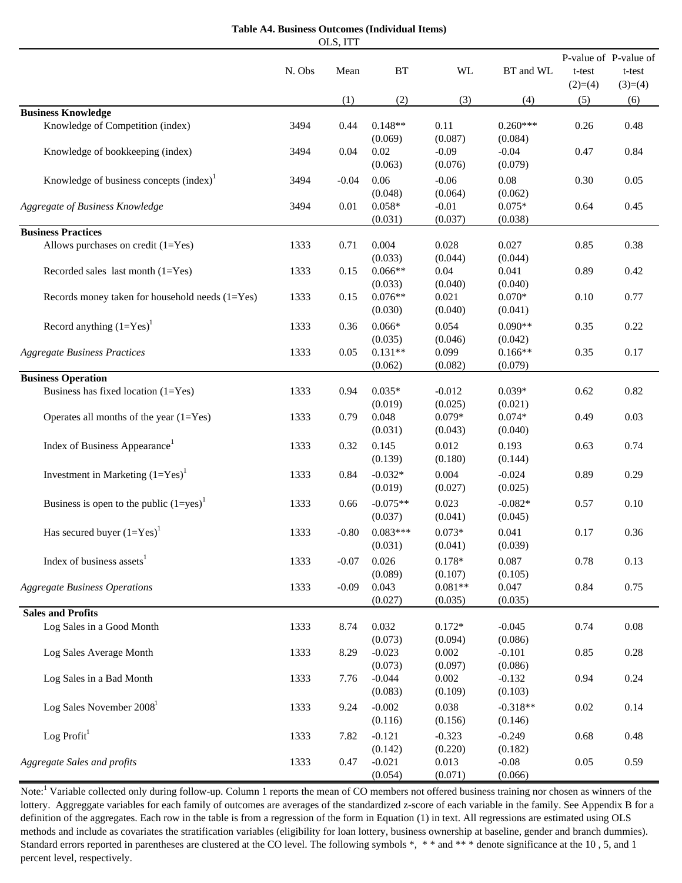**Table A4. Business Outcomes (Individual Items)**

OLS, ITT

| | N. Obs | Mean | BT | WL | BT and WL | P-value of t-test (2)=(4) | P-value of t-test (3)=(4) |
|---|---|---|---|---|---|---|---|
| | | (1) | (2) | (3) | (4) | (5) | (6) |
| **Business Knowledge** | | | | | | | |
| Knowledge of Competition (index) | 3494 | 0.44 | 0.148** | 0.11 | 0.260*** | 0.26 | 0.48 |
| | | | (0.069) | (0.087) | (0.084) | | |
| Knowledge of bookkeeping (index) | 3494 | 0.04 | 0.02 | -0.09 | -0.04 | 0.47 | 0.84 |
| | | | (0.063) | (0.076) | (0.079) | | |
| Knowledge of business concepts (index)[1] | 3494 | -0.04 | 0.06 | -0.06 | 0.08 | 0.30 | 0.05 |
| | | | (0.048) | (0.064) | (0.062) | | |
| *Aggregate of Business Knowledge* | 3494 | 0.01 | 0.058* | -0.01 | 0.075* | 0.64 | 0.45 |
| | | | (0.031) | (0.037) | (0.038) | | |
| **Business Practices** | | | | | | | |
| Allows purchases on credit (1=Yes) | 1333 | 0.71 | 0.004 | 0.028 | 0.027 | 0.85 | 0.38 |
| | | | (0.033) | (0.044) | (0.044) | | |
| Recorded sales last month (1=Yes) | 1333 | 0.15 | 0.066** | 0.04 | 0.041 | 0.89 | 0.42 |
| | | | (0.033) | (0.040) | (0.040) | | |
| Records money taken for household needs (1=Yes) | 1333 | 0.15 | 0.076** | 0.021 | 0.070* | 0.10 | 0.77 |
| | | | (0.030) | (0.040) | (0.041) | | |
| Record anything (1=Yes)[1] | 1333 | 0.36 | 0.066* | 0.054 | 0.090** | 0.35 | 0.22 |
| | | | (0.035) | (0.046) | (0.042) | | |
| *Aggregate Business Practices* | 1333 | 0.05 | 0.131** | 0.099 | 0.166** | 0.35 | 0.17 |
| | | | (0.062) | (0.082) | (0.079) | | |
| **Business Operation** | | | | | | | |
| Business has fixed location (1=Yes) | 1333 | 0.94 | 0.035* | -0.012 | 0.039* | 0.62 | 0.82 |
| | | | (0.019) | (0.025) | (0.021) | | |
| Operates all months of the year (1=Yes) | 1333 | 0.79 | 0.048 | 0.079* | 0.074* | 0.49 | 0.03 |
| | | | (0.031) | (0.043) | (0.040) | | |
| Index of Business Appearance[1] | 1333 | 0.32 | 0.145 | 0.012 | 0.193 | 0.63 | 0.74 |
| | | | (0.139) | (0.180) | (0.144) | | |
| Investment in Marketing (1=Yes)[1] | 1333 | 0.84 | -0.032* | 0.004 | -0.024 | 0.89 | 0.29 |
| | | | (0.019) | (0.027) | (0.025) | | |
| Business is open to the public (1=yes)[1] | 1333 | 0.66 | -0.075** | 0.023 | -0.082* | 0.57 | 0.10 |
| | | | (0.037) | (0.041) | (0.045) | | |
| Has secured buyer (1=Yes)[1] | 1333 | -0.80 | 0.083*** | 0.073* | 0.041 | 0.17 | 0.36 |
| | | | (0.031) | (0.041) | (0.039) | | |
| Index of business assets[1] | 1333 | -0.07 | 0.026 | 0.178* | 0.087 | 0.78 | 0.13 |
| | | | (0.089) | (0.107) | (0.105) | | |
| *Aggregate Business Operations* | 1333 | -0.09 | 0.043 | 0.081** | 0.047 | 0.84 | 0.75 |
| | | | (0.027) | (0.035) | (0.035) | | |
| **Sales and Profits** | | | | | | | |
| Log Sales in a Good Month | 1333 | 8.74 | 0.032 | 0.172* | -0.045 | 0.74 | 0.08 |
| | | | (0.073) | (0.094) | (0.086) | | |
| Log Sales Average Month | 1333 | 8.29 | -0.023 | 0.002 | -0.101 | 0.85 | 0.28 |
| | | | (0.073) | (0.097) | (0.086) | | |
| Log Sales in a Bad Month | 1333 | 7.76 | -0.044 | 0.002 | -0.132 | 0.94 | 0.24 |
| | | | (0.083) | (0.109) | (0.103) | | |
| Log Sales November 2008[1] | 1333 | 9.24 | -0.002 | 0.038 | -0.318** | 0.02 | 0.14 |
| | | | (0.116) | (0.156) | (0.146) | | |
| Log Profit[1] | 1333 | 7.82 | -0.121 | -0.323 | -0.249 | 0.68 | 0.48 |
| | | | (0.142) | (0.220) | (0.182) | | |
| *Aggregate Sales and profits* | 1333 | 0.47 | -0.021 | 0.013 | -0.08 | 0.05 | 0.59 |
| | | | (0.054) | (0.071) | (0.066) | | |

Note:[1] Variable collected only during follow-up. Column 1 reports the mean of CO members not offered business training nor chosen as winners of the lottery. Aggreggate variables for each family of outcomes are averages of the standardized z-score of each variable in the family. See Appendix B for a definition of the aggregates. Each row in the table is from a regression of the form in Equation (1) in text. All regressions are estimated using OLS methods and include as covariates the stratification variables (eligibility for loan lottery, business ownership at baseline, gender and branch dummies). Standard errors reported in parentheses are clustered at the CO level. The following symbols *, * * and ** * denote significance at the 10 , 5, and 1 percent level, respectively.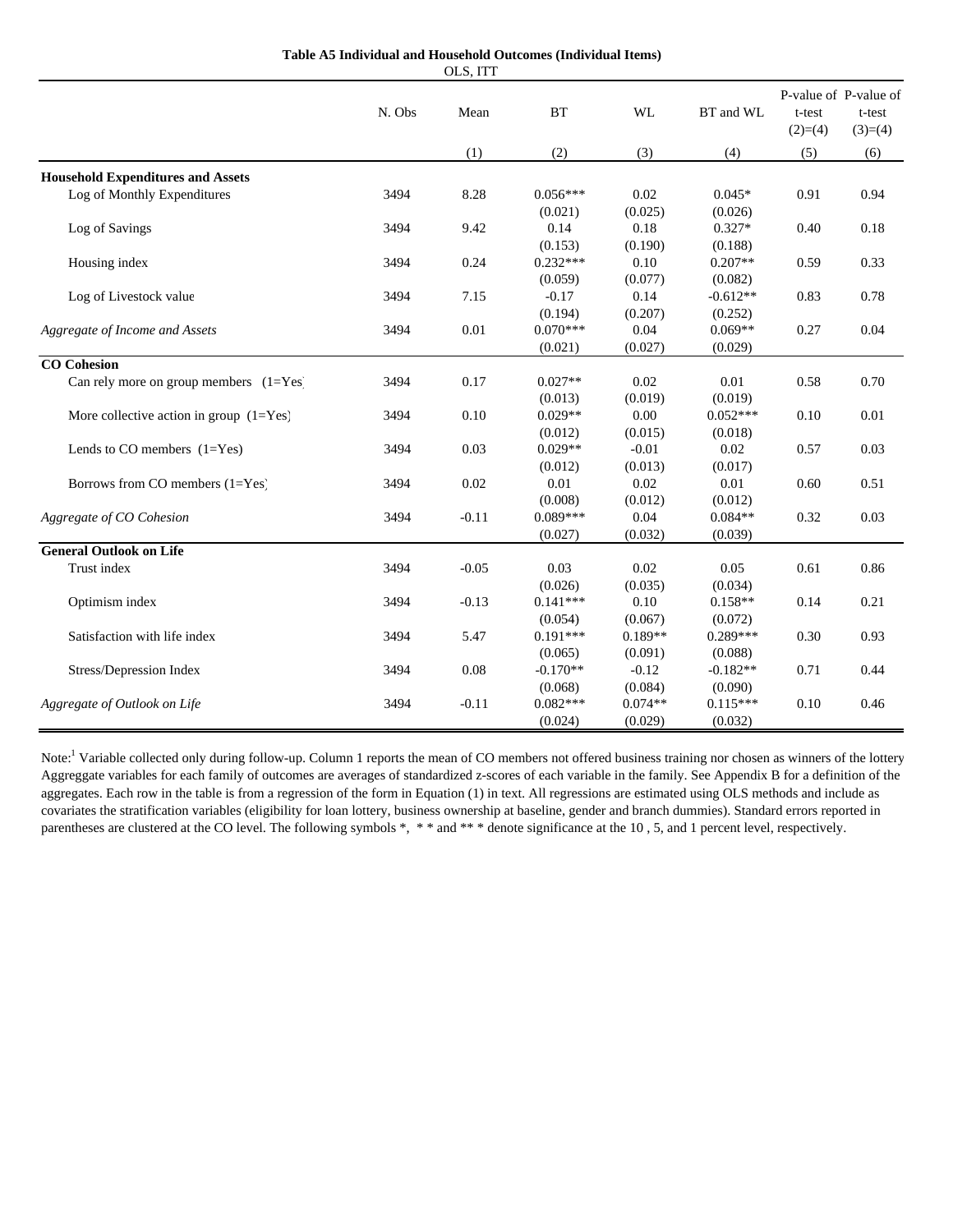**Table A5 Individual and Household Outcomes (Individual Items)**

OLS, ITT

| | N. Obs | Mean | BT | WL | BT and WL | P-value of t-test (2)=(4) | P-value of t-test (3)=(4) |
|---|---|---|---|---|---|---|---|
| | | (1) | (2) | (3) | (4) | (5) | (6) |
| **Household Expenditures and Assets** | | | | | | | |
| Log of Monthly Expenditures | 3494 | 8.28 | 0.056*** | 0.02 | 0.045* | 0.91 | 0.94 |
| | | | (0.021) | (0.025) | (0.026) | | |
| Log of Savings | 3494 | 9.42 | 0.14 | 0.18 | 0.327* | 0.40 | 0.18 |
| | | | (0.153) | (0.190) | (0.188) | | |
| Housing index | 3494 | 0.24 | 0.232*** | 0.10 | 0.207** | 0.59 | 0.33 |
| | | | (0.059) | (0.077) | (0.082) | | |
| Log of Livestock value | 3494 | 7.15 | -0.17 | 0.14 | -0.612** | 0.83 | 0.78 |
| | | | (0.194) | (0.207) | (0.252) | | |
| *Aggregate of Income and Assets* | 3494 | 0.01 | 0.070*** | 0.04 | 0.069** | 0.27 | 0.04 |
| | | | (0.021) | (0.027) | (0.029) | | |
| **CO Cohesion** | | | | | | | |
| Can rely more on group members (1=Yes) | 3494 | 0.17 | 0.027** | 0.02 | 0.01 | 0.58 | 0.70 |
| | | | (0.013) | (0.019) | (0.019) | | |
| More collective action in group (1=Yes) | 3494 | 0.10 | 0.029** | 0.00 | 0.052*** | 0.10 | 0.01 |
| | | | (0.012) | (0.015) | (0.018) | | |
| Lends to CO members (1=Yes) | 3494 | 0.03 | 0.029** | -0.01 | 0.02 | 0.57 | 0.03 |
| | | | (0.012) | (0.013) | (0.017) | | |
| Borrows from CO members (1=Yes) | 3494 | 0.02 | 0.01 | 0.02 | 0.01 | 0.60 | 0.51 |
| | | | (0.008) | (0.012) | (0.012) | | |
| *Aggregate of CO Cohesion* | 3494 | -0.11 | 0.089*** | 0.04 | 0.084** | 0.32 | 0.03 |
| | | | (0.027) | (0.032) | (0.039) | | |
| **General Outlook on Life** | | | | | | | |
| Trust index | 3494 | -0.05 | 0.03 | 0.02 | 0.05 | 0.61 | 0.86 |
| | | | (0.026) | (0.035) | (0.034) | | |
| Optimism index | 3494 | -0.13 | 0.141*** | 0.10 | 0.158** | 0.14 | 0.21 |
| | | | (0.054) | (0.067) | (0.072) | | |
| Satisfaction with life index | 3494 | 5.47 | 0.191*** | 0.189** | 0.289*** | 0.30 | 0.93 |
| | | | (0.065) | (0.091) | (0.088) | | |
| Stress/Depression Index | 3494 | 0.08 | -0.170** | -0.12 | -0.182** | 0.71 | 0.44 |
| | | | (0.068) | (0.084) | (0.090) | | |
| *Aggregate of Outlook on Life* | 3494 | -0.11 | 0.082*** | 0.074** | 0.115*** | 0.10 | 0.46 |
| | | | (0.024) | (0.029) | (0.032) | | |

Note:[1] Variable collected only during follow-up. Column 1 reports the mean of CO members not offered business training nor chosen as winners of the lottery. Aggreggate variables for each family of outcomes are averages of standardized z-scores of each variable in the family. See Appendix B for a definition of the aggregates. Each row in the table is from a regression of the form in Equation (1) in text. All regressions are estimated using OLS methods and include as covariates the stratification variables (eligibility for loan lottery, business ownership at baseline, gender and branch dummies). Standard errors reported in parentheses are clustered at the CO level. The following symbols *, * * and ** * denote significance at the 10 , 5, and 1 percent level, respectively.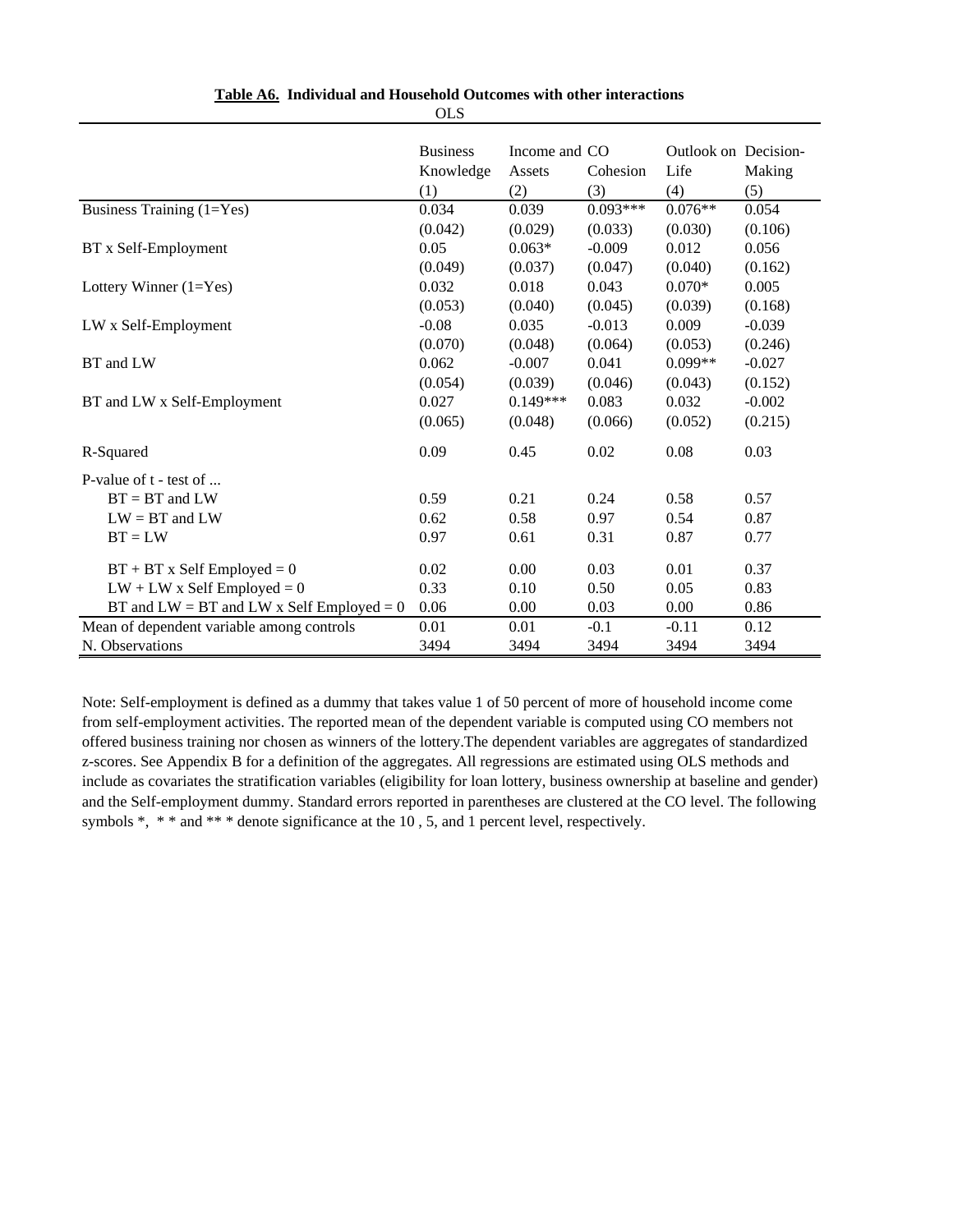**Table A6. Individual and Household Outcomes with other interactions**

OLS

| | Business Knowledge (1) | Income and Assets (2) | CO Cohesion (3) | Outlook on Life (4) | Decision-Making (5) |
|---|---|---|---|---|---|
| Business Training (1=Yes) | 0.034 | 0.039 | 0.093*** | 0.076** | 0.054 |
| | (0.042) | (0.029) | (0.033) | (0.030) | (0.106) |
| BT x Self-Employment | 0.05 | 0.063* | -0.009 | 0.012 | 0.056 |
| | (0.049) | (0.037) | (0.047) | (0.040) | (0.162) |
| Lottery Winner (1=Yes) | 0.032 | 0.018 | 0.043 | 0.070* | 0.005 |
| | (0.053) | (0.040) | (0.045) | (0.039) | (0.168) |
| LW x Self-Employment | -0.08 | 0.035 | -0.013 | 0.009 | -0.039 |
| | (0.070) | (0.048) | (0.064) | (0.053) | (0.246) |
| BT and LW | 0.062 | -0.007 | 0.041 | 0.099** | -0.027 |
| | (0.054) | (0.039) | (0.046) | (0.043) | (0.152) |
| BT and LW x Self-Employment | 0.027 | 0.149*** | 0.083 | 0.032 | -0.002 |
| | (0.065) | (0.048) | (0.066) | (0.052) | (0.215) |
| R-Squared | 0.09 | 0.45 | 0.02 | 0.08 | 0.03 |
| P-value of t - test of ... | | | | | |
| BT = BT and LW | 0.59 | 0.21 | 0.24 | 0.58 | 0.57 |
| LW = BT and LW | 0.62 | 0.58 | 0.97 | 0.54 | 0.87 |
| BT = LW | 0.97 | 0.61 | 0.31 | 0.87 | 0.77 |
| BT + BT x Self Employed = 0 | 0.02 | 0.00 | 0.03 | 0.01 | 0.37 |
| LW + LW x Self Employed = 0 | 0.33 | 0.10 | 0.50 | 0.05 | 0.83 |
| BT and LW = BT and LW x Self Employed = 0 | 0.06 | 0.00 | 0.03 | 0.00 | 0.86 |
| Mean of dependent variable among controls | 0.01 | 0.01 | -0.1 | -0.11 | 0.12 |
| N. Observations | 3494 | 3494 | 3494 | 3494 | 3494 |

Note: Self-employment is defined as a dummy that takes value 1 of 50 percent of more of household income come from self-employment activities. The reported mean of the dependent variable is computed using CO members not offered business training nor chosen as winners of the lottery.The dependent variables are aggregates of standardized z-scores. See Appendix B for a definition of the aggregates. All regressions are estimated using OLS methods and include as covariates the stratification variables (eligibility for loan lottery, business ownership at baseline and gender) and the Self-employment dummy. Standard errors reported in parentheses are clustered at the CO level. The following symbols *, * * and ** * denote significance at the 10 , 5, and 1 percent level, respectively.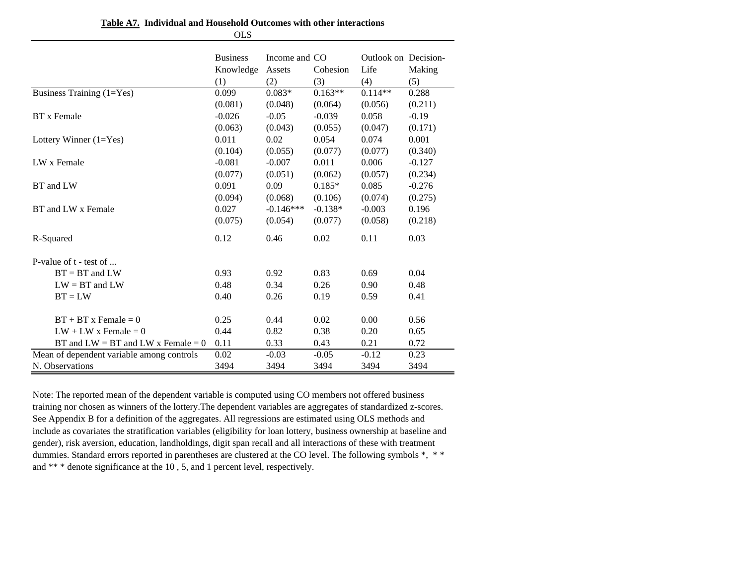**Table A7. Individual and Household Outcomes with other interactions**

OLS

| | Business Knowledge | Income and Assets | CO Cohesion | Outlook on Life | Decision-Making |
|---|---|---|---|---|---|
| | (1) | (2) | (3) | (4) | (5) |
| Business Training (1=Yes) | 0.099 | 0.083* | 0.163** | 0.114** | 0.288 |
| | (0.081) | (0.048) | (0.064) | (0.056) | (0.211) |
| BT x Female | -0.026 | -0.05 | -0.039 | 0.058 | -0.19 |
| | (0.063) | (0.043) | (0.055) | (0.047) | (0.171) |
| Lottery Winner (1=Yes) | 0.011 | 0.02 | 0.054 | 0.074 | 0.001 |
| | (0.104) | (0.055) | (0.077) | (0.077) | (0.340) |
| LW x Female | -0.081 | -0.007 | 0.011 | 0.006 | -0.127 |
| | (0.077) | (0.051) | (0.062) | (0.057) | (0.234) |
| BT and LW | 0.091 | 0.09 | 0.185* | 0.085 | -0.276 |
| | (0.094) | (0.068) | (0.106) | (0.074) | (0.275) |
| BT and LW x Female | 0.027 | -0.146*** | -0.138* | -0.003 | 0.196 |
| | (0.075) | (0.054) | (0.077) | (0.058) | (0.218) |
| R-Squared | 0.12 | 0.46 | 0.02 | 0.11 | 0.03 |
| P-value of t - test of ... | | | | | |
| BT = BT and LW | 0.93 | 0.92 | 0.83 | 0.69 | 0.04 |
| LW = BT and LW | 0.48 | 0.34 | 0.26 | 0.90 | 0.48 |
| BT = LW | 0.40 | 0.26 | 0.19 | 0.59 | 0.41 |
| BT + BT x Female = 0 | 0.25 | 0.44 | 0.02 | 0.00 | 0.56 |
| LW + LW x Female = 0 | 0.44 | 0.82 | 0.38 | 0.20 | 0.65 |
| BT and LW = BT and LW x Female = 0 | 0.11 | 0.33 | 0.43 | 0.21 | 0.72 |
| Mean of dependent variable among controls | 0.02 | -0.03 | -0.05 | -0.12 | 0.23 |
| N. Observations | 3494 | 3494 | 3494 | 3494 | 3494 |

Note: The reported mean of the dependent variable is computed using CO members not offered business training nor chosen as winners of the lottery.The dependent variables are aggregates of standardized z-scores. See Appendix B for a definition of the aggregates. All regressions are estimated using OLS methods and include as covariates the stratification variables (eligibility for loan lottery, business ownership at baseline and gender), risk aversion, education, landholdings, digit span recall and all interactions of these with treatment dummies. Standard errors reported in parentheses are clustered at the CO level. The following symbols *, * * and ** * denote significance at the 10 , 5, and 1 percent level, respectively.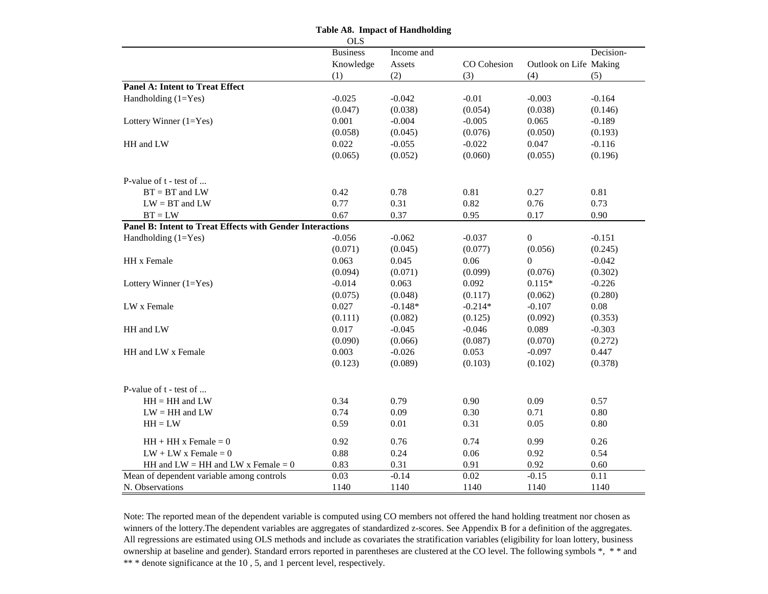**Table A8. Impact of Handholding**

OLS

| | Business Knowledge (1) | Income and Assets (2) | CO Cohesion (3) | Outlook on Life (4) | Decision-Making (5) |
|---|---|---|---|---|---|
| **Panel A: Intent to Treat Effect** | | | | | |
| Handholding (1=Yes) | -0.025 | -0.042 | -0.01 | -0.003 | -0.164 |
| | (0.047) | (0.038) | (0.054) | (0.038) | (0.146) |
| Lottery Winner (1=Yes) | 0.001 | -0.004 | -0.005 | 0.065 | -0.189 |
| | (0.058) | (0.045) | (0.076) | (0.050) | (0.193) |
| HH and LW | 0.022 | -0.055 | -0.022 | 0.047 | -0.116 |
| | (0.065) | (0.052) | (0.060) | (0.055) | (0.196) |
| P-value of t - test of ... | | | | | |
| BT = BT and LW | 0.42 | 0.78 | 0.81 | 0.27 | 0.81 |
| LW = BT and LW | 0.77 | 0.31 | 0.82 | 0.76 | 0.73 |
| BT = LW | 0.67 | 0.37 | 0.95 | 0.17 | 0.90 |
| **Panel B: Intent to Treat Effects with Gender Interactions** | | | | | |
| Handholding (1=Yes) | -0.056 | -0.062 | -0.037 | 0 | -0.151 |
| | (0.071) | (0.045) | (0.077) | (0.056) | (0.245) |
| HH x Female | 0.063 | 0.045 | 0.06 | 0 | -0.042 |
| | (0.094) | (0.071) | (0.099) | (0.076) | (0.302) |
| Lottery Winner (1=Yes) | -0.014 | 0.063 | 0.092 | 0.115* | -0.226 |
| | (0.075) | (0.048) | (0.117) | (0.062) | (0.280) |
| LW x Female | 0.027 | -0.148* | -0.214* | -0.107 | 0.08 |
| | (0.111) | (0.082) | (0.125) | (0.092) | (0.353) |
| HH and LW | 0.017 | -0.045 | -0.046 | 0.089 | -0.303 |
| | (0.090) | (0.066) | (0.087) | (0.070) | (0.272) |
| HH and LW x Female | 0.003 | -0.026 | 0.053 | -0.097 | 0.447 |
| | (0.123) | (0.089) | (0.103) | (0.102) | (0.378) |
| P-value of t - test of ... | | | | | |
| HH = HH and LW | 0.34 | 0.79 | 0.90 | 0.09 | 0.57 |
| LW = HH and LW | 0.74 | 0.09 | 0.30 | 0.71 | 0.80 |
| HH = LW | 0.59 | 0.01 | 0.31 | 0.05 | 0.80 |
| HH + HH x Female = 0 | 0.92 | 0.76 | 0.74 | 0.99 | 0.26 |
| LW + LW x Female = 0 | 0.88 | 0.24 | 0.06 | 0.92 | 0.54 |
| HH and LW = HH and LW x Female = 0 | 0.83 | 0.31 | 0.91 | 0.92 | 0.60 |
| Mean of dependent variable among controls | 0.03 | -0.14 | 0.02 | -0.15 | 0.11 |
| N. Observations | 1140 | 1140 | 1140 | 1140 | 1140 |

Note: The reported mean of the dependent variable is computed using CO members not offered the hand holding treatment nor chosen as winners of the lottery.The dependent variables are aggregates of standardized z-scores. See Appendix B for a definition of the aggregates. All regressions are estimated using OLS methods and include as covariates the stratification variables (eligibility for loan lottery, business ownership at baseline and gender). Standard errors reported in parentheses are clustered at the CO level. The following symbols *, * * and ** * denote significance at the 10 , 5, and 1 percent level, respectively.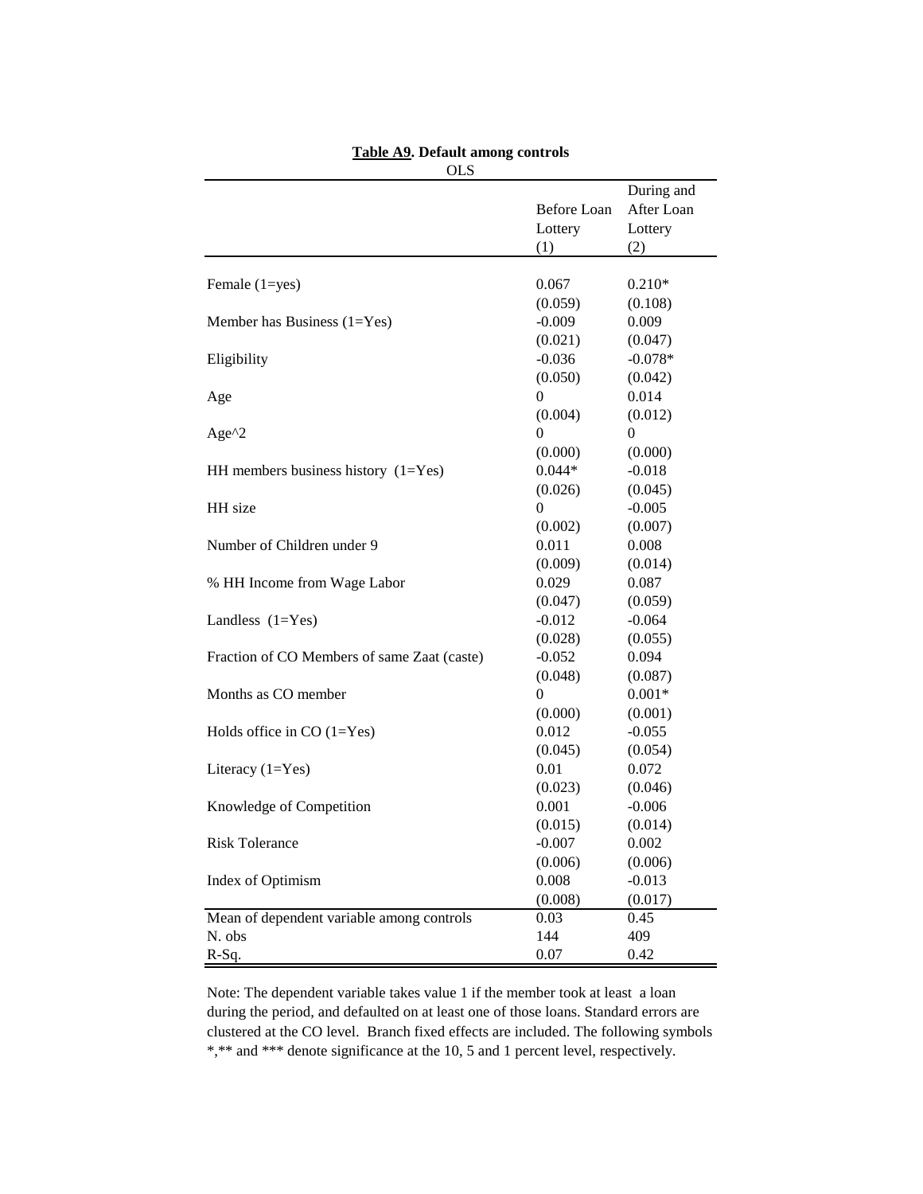**Table A9. Default among controls**

OLS

| | Before Loan Lottery (1) | During and After Loan Lottery (2) |
|---|---|---|
| Female (1=yes) | 0.067 | 0.210* |
| | (0.059) | (0.108) |
| Member has Business (1=Yes) | -0.009 | 0.009 |
| | (0.021) | (0.047) |
| Eligibility | -0.036 | -0.078* |
| | (0.050) | (0.042) |
| Age | 0 | 0.014 |
| | (0.004) | (0.012) |
| Age^2 | 0 | 0 |
| | (0.000) | (0.000) |
| HH members business history (1=Yes) | 0.044* | -0.018 |
| | (0.026) | (0.045) |
| HH size | 0 | -0.005 |
| | (0.002) | (0.007) |
| Number of Children under 9 | 0.011 | 0.008 |
| | (0.009) | (0.014) |
| % HH Income from Wage Labor | 0.029 | 0.087 |
| | (0.047) | (0.059) |
| Landless (1=Yes) | -0.012 | -0.064 |
| | (0.028) | (0.055) |
| Fraction of CO Members of same Zaat (caste) | -0.052 | 0.094 |
| | (0.048) | (0.087) |
| Months as CO member | 0 | 0.001* |
| | (0.000) | (0.001) |
| Holds office in CO (1=Yes) | 0.012 | -0.055 |
| | (0.045) | (0.054) |
| Literacy (1=Yes) | 0.01 | 0.072 |
| | (0.023) | (0.046) |
| Knowledge of Competition | 0.001 | -0.006 |
| | (0.015) | (0.014) |
| Risk Tolerance | -0.007 | 0.002 |
| | (0.006) | (0.006) |
| Index of Optimism | 0.008 | -0.013 |
| | (0.008) | (0.017) |
| Mean of dependent variable among controls | 0.03 | 0.45 |
| N. obs | 144 | 409 |
| R-Sq. | 0.07 | 0.42 |

Note: The dependent variable takes value 1 if the member took at least a loan during the period, and defaulted on at least one of those loans. Standard errors are clustered at the CO level. Branch fixed effects are included. The following symbols *,** and *** denote significance at the 10, 5 and 1 percent level, respectively.